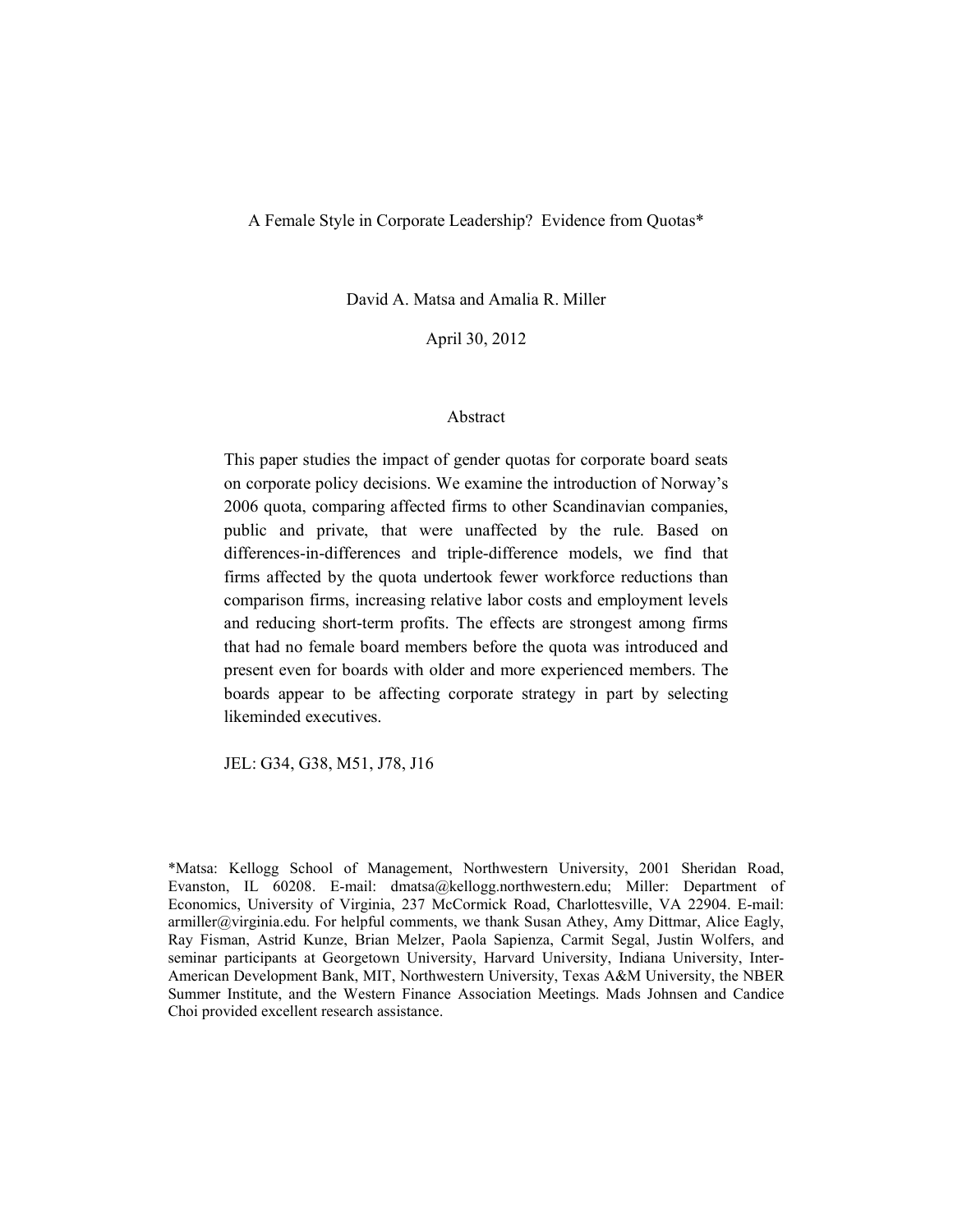# A Female Style in Corporate Leadership? Evidence from Quotas*

David A. Matsa and Amalia R. Miller

April 30, 2012

## Abstract

This paper studies the impact of gender quotas for corporate board seats on corporate policy decisions. We examine the introduction of Norway's 2006 quota, comparing affected firms to other Scandinavian companies, public and private, that were unaffected by the rule. Based on differences-in-differences and triple-difference models, we find that firms affected by the quota undertook fewer workforce reductions than comparison firms, increasing relative labor costs and employment levels and reducing short-term profits. The effects are strongest among firms that had no female board members before the quota was introduced and present even for boards with older and more experienced members. The boards appear to be affecting corporate strategy in part by selecting likeminded executives.

JEL: G34, G38, M51, J78, J16

*Matsa: Kellogg School of Management, Northwestern University, 2001 Sheridan Road, Evanston, IL 60208. E-mail: dmatsa@kellogg.northwestern.edu; Miller: Department of Economics, University of Virginia, 237 McCormick Road, Charlottesville, VA 22904. E-mail: armiller@virginia.edu. For helpful comments, we thank Susan Athey, Amy Dittmar, Alice Eagly, Ray Fisman, Astrid Kunze, Brian Melzer, Paola Sapienza, Carmit Segal, Justin Wolfers, and seminar participants at Georgetown University, Harvard University, Indiana University, Inter-American Development Bank, MIT, Northwestern University, Texas A&M University, the NBER Summer Institute, and the Western Finance Association Meetings. Mads Johnsen and Candice Choi provided excellent research assistance.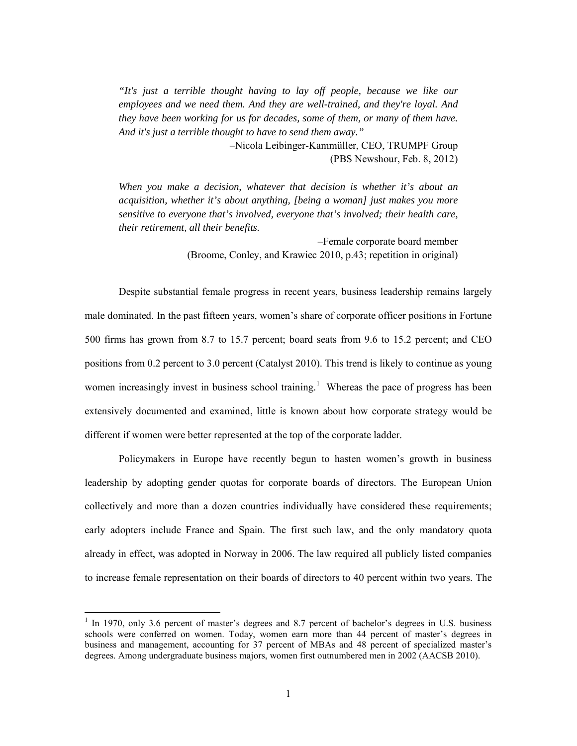*"It's just a terrible thought having to lay off people, because we like our employees and we need them. And they are well-trained, and they're loyal. And they have been working for us for decades, some of them, or many of them have. And it's just a terrible thought to have to send them away."*

–Nicola Leibinger-Kammüller, CEO, TRUMPF Group
(PBS Newshour, Feb. 8, 2012)

*When you make a decision, whatever that decision is whether it's about an acquisition, whether it's about anything, [being a woman] just makes you more sensitive to everyone that's involved, everyone that's involved; their health care, their retirement, all their benefits.*

–Female corporate board member
(Broome, Conley, and Krawiec 2010, p.43; repetition in original)

Despite substantial female progress in recent years, business leadership remains largely male dominated. In the past fifteen years, women's share of corporate officer positions in Fortune 500 firms has grown from 8.7 to 15.7 percent; board seats from 9.6 to 15.2 percent; and CEO positions from 0.2 percent to 3.0 percent (Catalyst 2010). This trend is likely to continue as young women increasingly invest in business school training.[1] Whereas the pace of progress has been extensively documented and examined, little is known about how corporate strategy would be different if women were better represented at the top of the corporate ladder.

Policymakers in Europe have recently begun to hasten women's growth in business leadership by adopting gender quotas for corporate boards of directors. The European Union collectively and more than a dozen countries individually have considered these requirements; early adopters include France and Spain. The first such law, and the only mandatory quota already in effect, was adopted in Norway in 2006. The law required all publicly listed companies to increase female representation on their boards of directors to 40 percent within two years. The

[1] In 1970, only 3.6 percent of master's degrees and 8.7 percent of bachelor's degrees in U.S. business schools were conferred on women. Today, women earn more than 44 percent of master's degrees in business and management, accounting for 37 percent of MBAs and 48 percent of specialized master's degrees. Among undergraduate business majors, women first outnumbered men in 2002 (AACSB 2010).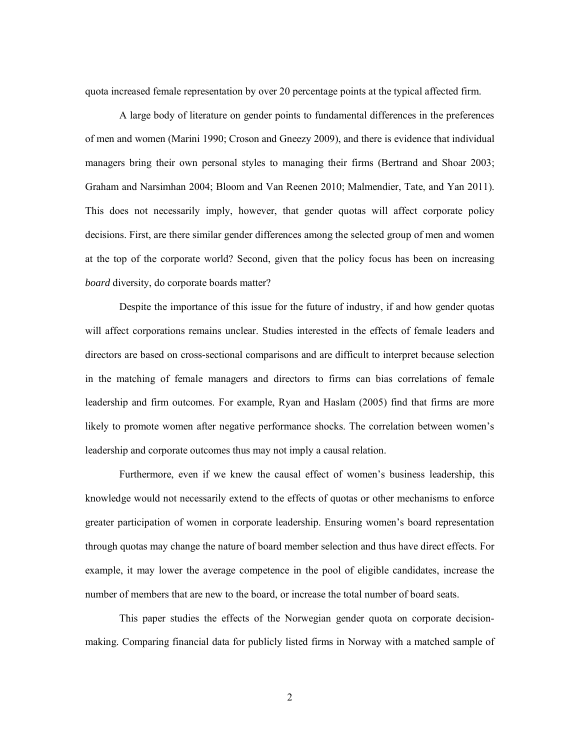quota increased female representation by over 20 percentage points at the typical affected firm.

A large body of literature on gender points to fundamental differences in the preferences of men and women (Marini 1990; Croson and Gneezy 2009), and there is evidence that individual managers bring their own personal styles to managing their firms (Bertrand and Shoar 2003; Graham and Narsimhan 2004; Bloom and Van Reenen 2010; Malmendier, Tate, and Yan 2011). This does not necessarily imply, however, that gender quotas will affect corporate policy decisions. First, are there similar gender differences among the selected group of men and women at the top of the corporate world? Second, given that the policy focus has been on increasing *board* diversity, do corporate boards matter?

Despite the importance of this issue for the future of industry, if and how gender quotas will affect corporations remains unclear. Studies interested in the effects of female leaders and directors are based on cross-sectional comparisons and are difficult to interpret because selection in the matching of female managers and directors to firms can bias correlations of female leadership and firm outcomes. For example, Ryan and Haslam (2005) find that firms are more likely to promote women after negative performance shocks. The correlation between women's leadership and corporate outcomes thus may not imply a causal relation.

Furthermore, even if we knew the causal effect of women's business leadership, this knowledge would not necessarily extend to the effects of quotas or other mechanisms to enforce greater participation of women in corporate leadership. Ensuring women's board representation through quotas may change the nature of board member selection and thus have direct effects. For example, it may lower the average competence in the pool of eligible candidates, increase the number of members that are new to the board, or increase the total number of board seats.

This paper studies the effects of the Norwegian gender quota on corporate decision-making. Comparing financial data for publicly listed firms in Norway with a matched sample of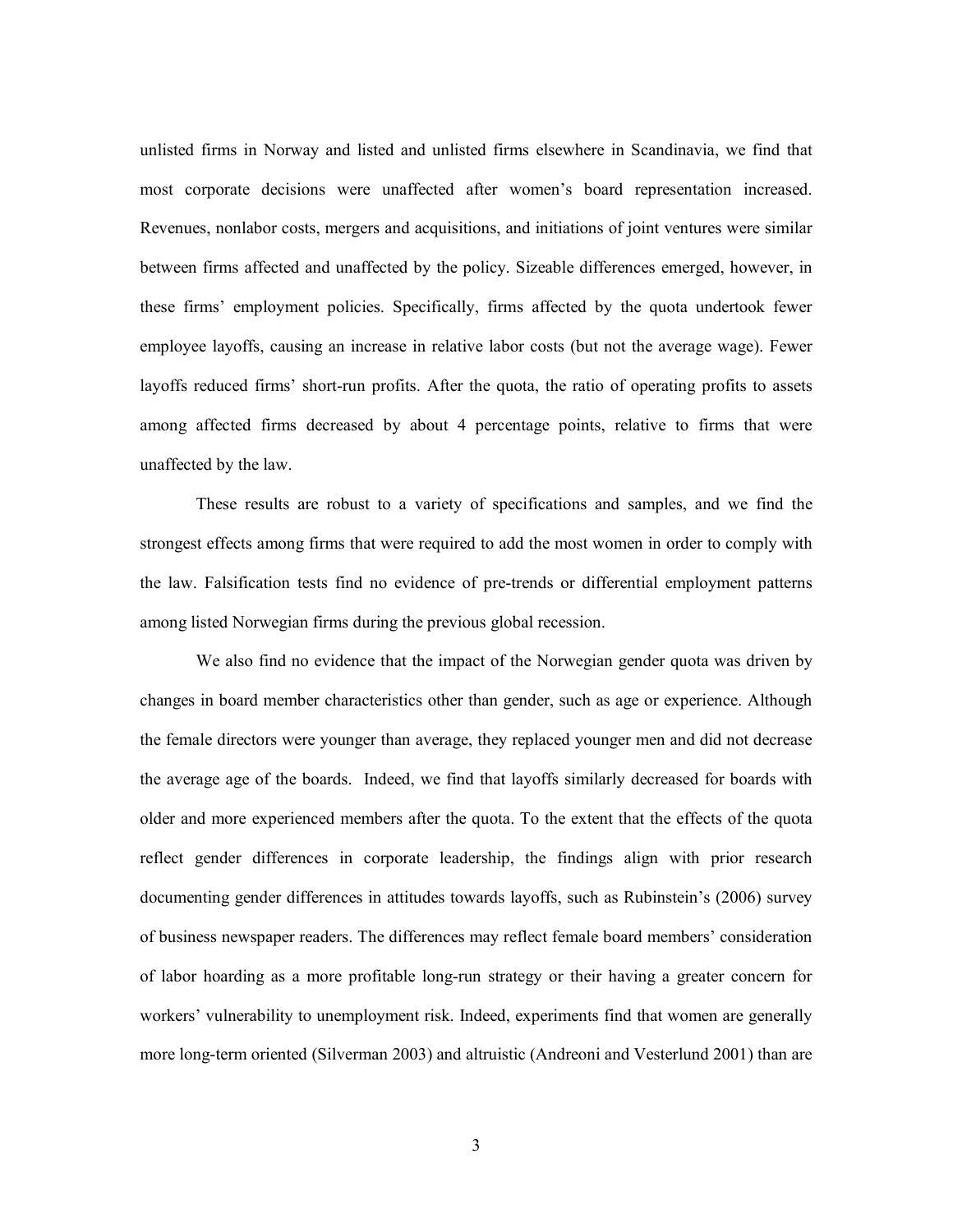unlisted firms in Norway and listed and unlisted firms elsewhere in Scandinavia, we find that most corporate decisions were unaffected after women's board representation increased. Revenues, nonlabor costs, mergers and acquisitions, and initiations of joint ventures were similar between firms affected and unaffected by the policy. Sizeable differences emerged, however, in these firms' employment policies. Specifically, firms affected by the quota undertook fewer employee layoffs, causing an increase in relative labor costs (but not the average wage). Fewer layoffs reduced firms' short-run profits. After the quota, the ratio of operating profits to assets among affected firms decreased by about 4 percentage points, relative to firms that were unaffected by the law.

These results are robust to a variety of specifications and samples, and we find the strongest effects among firms that were required to add the most women in order to comply with the law. Falsification tests find no evidence of pre-trends or differential employment patterns among listed Norwegian firms during the previous global recession.

We also find no evidence that the impact of the Norwegian gender quota was driven by changes in board member characteristics other than gender, such as age or experience. Although the female directors were younger than average, they replaced younger men and did not decrease the average age of the boards. Indeed, we find that layoffs similarly decreased for boards with older and more experienced members after the quota. To the extent that the effects of the quota reflect gender differences in corporate leadership, the findings align with prior research documenting gender differences in attitudes towards layoffs, such as Rubinstein's (2006) survey of business newspaper readers. The differences may reflect female board members' consideration of labor hoarding as a more profitable long-run strategy or their having a greater concern for workers' vulnerability to unemployment risk. Indeed, experiments find that women are generally more long-term oriented (Silverman 2003) and altruistic (Andreoni and Vesterlund 2001) than are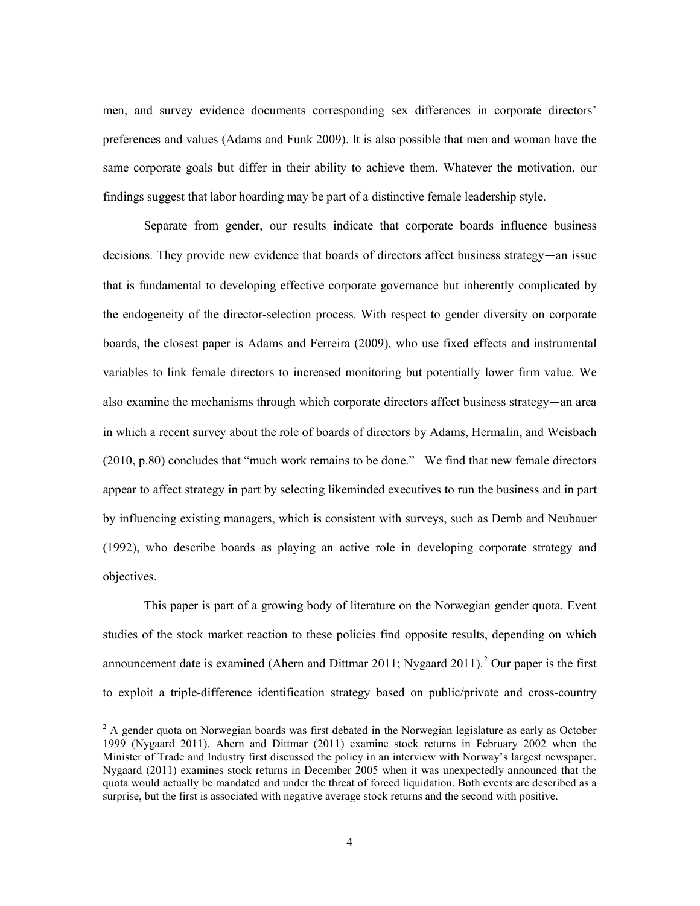men, and survey evidence documents corresponding sex differences in corporate directors' preferences and values (Adams and Funk 2009). It is also possible that men and woman have the same corporate goals but differ in their ability to achieve them. Whatever the motivation, our findings suggest that labor hoarding may be part of a distinctive female leadership style.

Separate from gender, our results indicate that corporate boards influence business decisions. They provide new evidence that boards of directors affect business strategy―an issue that is fundamental to developing effective corporate governance but inherently complicated by the endogeneity of the director-selection process. With respect to gender diversity on corporate boards, the closest paper is Adams and Ferreira (2009), who use fixed effects and instrumental variables to link female directors to increased monitoring but potentially lower firm value. We also examine the mechanisms through which corporate directors affect business strategy―an area in which a recent survey about the role of boards of directors by Adams, Hermalin, and Weisbach (2010, p.80) concludes that "much work remains to be done." We find that new female directors appear to affect strategy in part by selecting likeminded executives to run the business and in part by influencing existing managers, which is consistent with surveys, such as Demb and Neubauer (1992), who describe boards as playing an active role in developing corporate strategy and objectives.

This paper is part of a growing body of literature on the Norwegian gender quota. Event studies of the stock market reaction to these policies find opposite results, depending on which announcement date is examined (Ahern and Dittmar 2011; Nygaard 2011).[2] Our paper is the first to exploit a triple-difference identification strategy based on public/private and cross-country

[2] A gender quota on Norwegian boards was first debated in the Norwegian legislature as early as October 1999 (Nygaard 2011). Ahern and Dittmar (2011) examine stock returns in February 2002 when the Minister of Trade and Industry first discussed the policy in an interview with Norway's largest newspaper. Nygaard (2011) examines stock returns in December 2005 when it was unexpectedly announced that the quota would actually be mandated and under the threat of forced liquidation. Both events are described as a surprise, but the first is associated with negative average stock returns and the second with positive.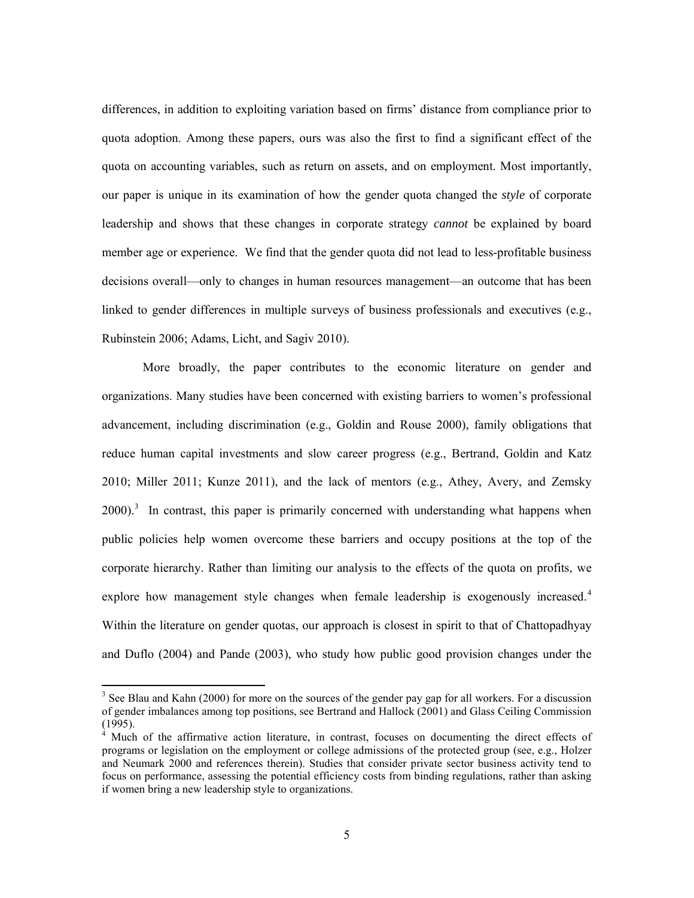differences, in addition to exploiting variation based on firms' distance from compliance prior to quota adoption. Among these papers, ours was also the first to find a significant effect of the quota on accounting variables, such as return on assets, and on employment. Most importantly, our paper is unique in its examination of how the gender quota changed the *style* of corporate leadership and shows that these changes in corporate strategy *cannot* be explained by board member age or experience. We find that the gender quota did not lead to less-profitable business decisions overall—only to changes in human resources management—an outcome that has been linked to gender differences in multiple surveys of business professionals and executives (e.g., Rubinstein 2006; Adams, Licht, and Sagiv 2010).

More broadly, the paper contributes to the economic literature on gender and organizations. Many studies have been concerned with existing barriers to women's professional advancement, including discrimination (e.g., Goldin and Rouse 2000), family obligations that reduce human capital investments and slow career progress (e.g., Bertrand, Goldin and Katz 2010; Miller 2011; Kunze 2011), and the lack of mentors (e.g., Athey, Avery, and Zemsky 2000).[3] In contrast, this paper is primarily concerned with understanding what happens when public policies help women overcome these barriers and occupy positions at the top of the corporate hierarchy. Rather than limiting our analysis to the effects of the quota on profits, we explore how management style changes when female leadership is exogenously increased.[4] Within the literature on gender quotas, our approach is closest in spirit to that of Chattopadhyay and Duflo (2004) and Pande (2003), who study how public good provision changes under the

[3] See Blau and Kahn (2000) for more on the sources of the gender pay gap for all workers. For a discussion of gender imbalances among top positions, see Bertrand and Hallock (2001) and Glass Ceiling Commission (1995).

[4] Much of the affirmative action literature, in contrast, focuses on documenting the direct effects of programs or legislation on the employment or college admissions of the protected group (see, e.g., Holzer and Neumark 2000 and references therein). Studies that consider private sector business activity tend to focus on performance, assessing the potential efficiency costs from binding regulations, rather than asking if women bring a new leadership style to organizations.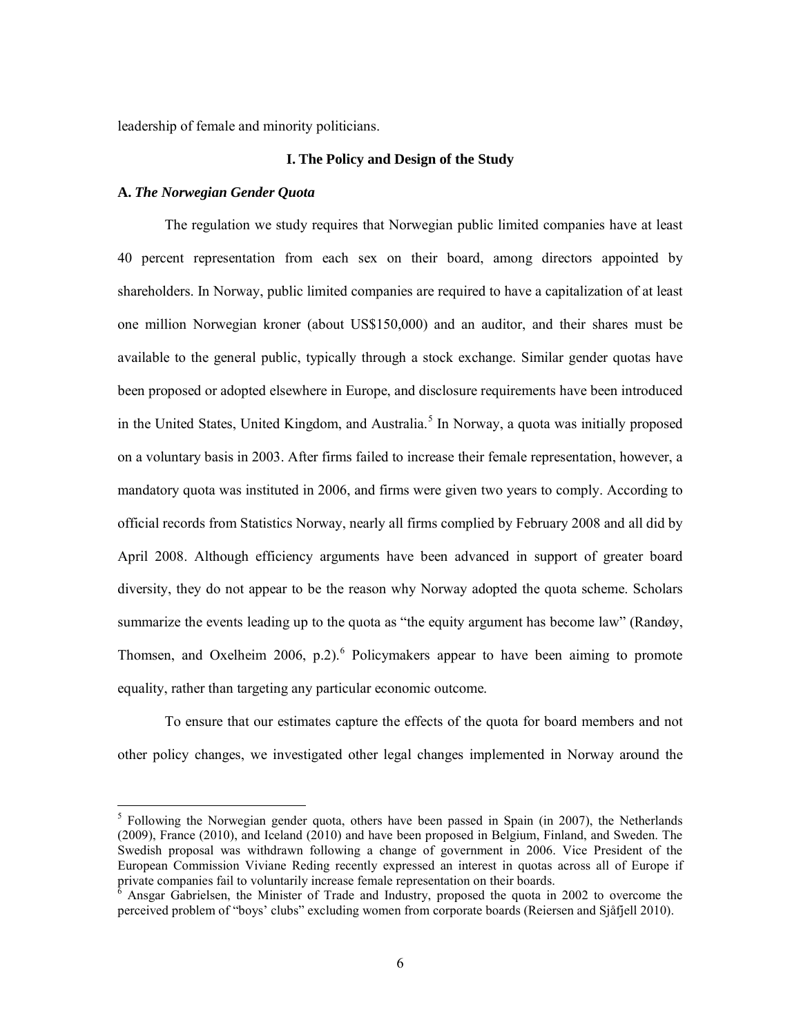leadership of female and minority politicians.

## I. The Policy and Design of the Study

### A. *The Norwegian Gender Quota*

The regulation we study requires that Norwegian public limited companies have at least 40 percent representation from each sex on their board, among directors appointed by shareholders. In Norway, public limited companies are required to have a capitalization of at least one million Norwegian kroner (about US$150,000) and an auditor, and their shares must be available to the general public, typically through a stock exchange. Similar gender quotas have been proposed or adopted elsewhere in Europe, and disclosure requirements have been introduced in the United States, United Kingdom, and Australia.[5] In Norway, a quota was initially proposed on a voluntary basis in 2003. After firms failed to increase their female representation, however, a mandatory quota was instituted in 2006, and firms were given two years to comply. According to official records from Statistics Norway, nearly all firms complied by February 2008 and all did by April 2008. Although efficiency arguments have been advanced in support of greater board diversity, they do not appear to be the reason why Norway adopted the quota scheme. Scholars summarize the events leading up to the quota as "the equity argument has become law" (Randøy, Thomsen, and Oxelheim 2006, p.2).[6] Policymakers appear to have been aiming to promote equality, rather than targeting any particular economic outcome.

To ensure that our estimates capture the effects of the quota for board members and not other policy changes, we investigated other legal changes implemented in Norway around the

---

[5] Following the Norwegian gender quota, others have been passed in Spain (in 2007), the Netherlands (2009), France (2010), and Iceland (2010) and have been proposed in Belgium, Finland, and Sweden. The Swedish proposal was withdrawn following a change of government in 2006. Vice President of the European Commission Viviane Reding recently expressed an interest in quotas across all of Europe if private companies fail to voluntarily increase female representation on their boards.

[6] Ansgar Gabrielsen, the Minister of Trade and Industry, proposed the quota in 2002 to overcome the perceived problem of "boys' clubs" excluding women from corporate boards (Reiersen and Sjåfjell 2010).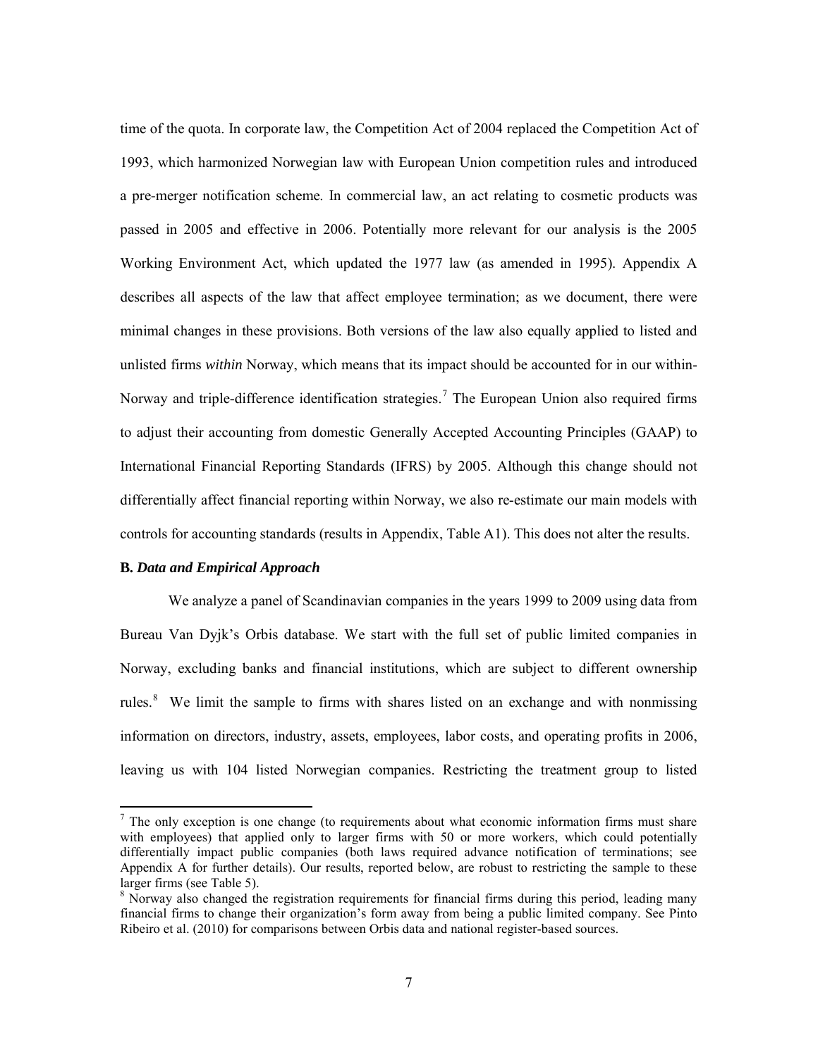time of the quota. In corporate law, the Competition Act of 2004 replaced the Competition Act of 1993, which harmonized Norwegian law with European Union competition rules and introduced a pre-merger notification scheme. In commercial law, an act relating to cosmetic products was passed in 2005 and effective in 2006. Potentially more relevant for our analysis is the 2005 Working Environment Act, which updated the 1977 law (as amended in 1995). Appendix A describes all aspects of the law that affect employee termination; as we document, there were minimal changes in these provisions. Both versions of the law also equally applied to listed and unlisted firms *within* Norway, which means that its impact should be accounted for in our within-Norway and triple-difference identification strategies.[7] The European Union also required firms to adjust their accounting from domestic Generally Accepted Accounting Principles (GAAP) to International Financial Reporting Standards (IFRS) by 2005. Although this change should not differentially affect financial reporting within Norway, we also re-estimate our main models with controls for accounting standards (results in Appendix, Table A1). This does not alter the results.

**B.** ***Data and Empirical Approach***

We analyze a panel of Scandinavian companies in the years 1999 to 2009 using data from Bureau Van Dyjk's Orbis database. We start with the full set of public limited companies in Norway, excluding banks and financial institutions, which are subject to different ownership rules.[8] We limit the sample to firms with shares listed on an exchange and with nonmissing information on directors, industry, assets, employees, labor costs, and operating profits in 2006, leaving us with 104 listed Norwegian companies. Restricting the treatment group to listed

[7] The only exception is one change (to requirements about what economic information firms must share with employees) that applied only to larger firms with 50 or more workers, which could potentially differentially impact public companies (both laws required advance notification of terminations; see Appendix A for further details). Our results, reported below, are robust to restricting the sample to these larger firms (see Table 5).

[8] Norway also changed the registration requirements for financial firms during this period, leading many financial firms to change their organization's form away from being a public limited company. See Pinto Ribeiro et al. (2010) for comparisons between Orbis data and national register-based sources.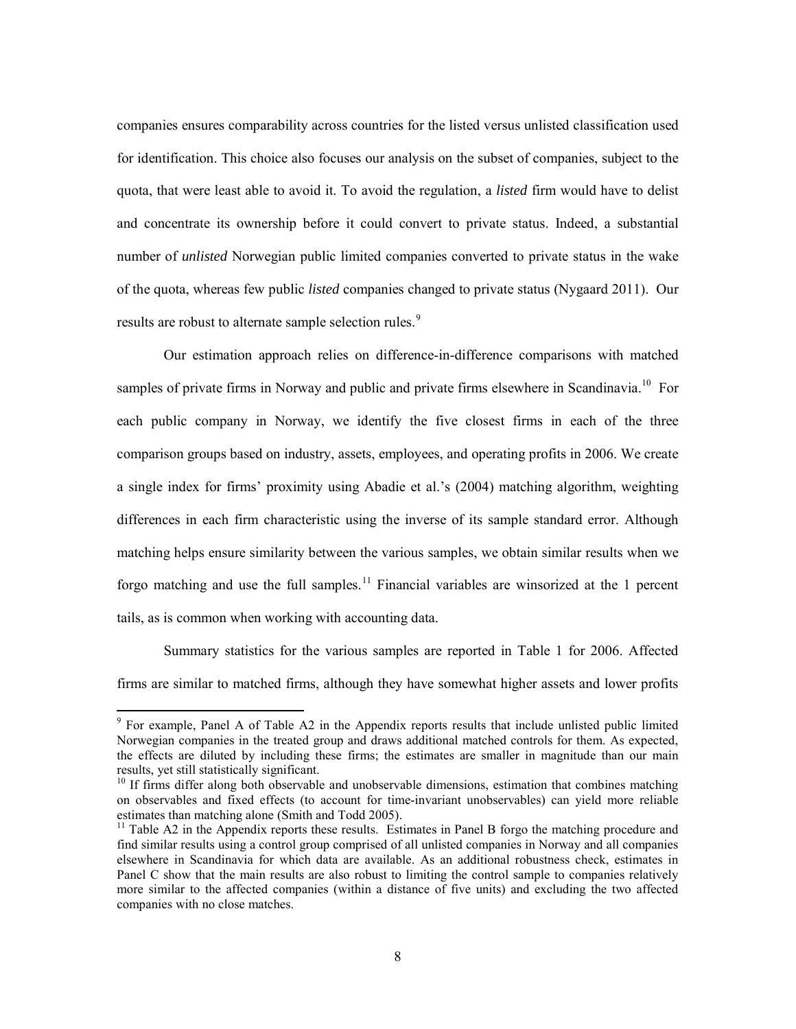companies ensures comparability across countries for the listed versus unlisted classification used for identification. This choice also focuses our analysis on the subset of companies, subject to the quota, that were least able to avoid it. To avoid the regulation, a *listed* firm would have to delist and concentrate its ownership before it could convert to private status. Indeed, a substantial number of *unlisted* Norwegian public limited companies converted to private status in the wake of the quota, whereas few public *listed* companies changed to private status (Nygaard 2011). Our results are robust to alternate sample selection rules.[9]

Our estimation approach relies on difference-in-difference comparisons with matched samples of private firms in Norway and public and private firms elsewhere in Scandinavia.[10] For each public company in Norway, we identify the five closest firms in each of the three comparison groups based on industry, assets, employees, and operating profits in 2006. We create a single index for firms' proximity using Abadie et al.'s (2004) matching algorithm, weighting differences in each firm characteristic using the inverse of its sample standard error. Although matching helps ensure similarity between the various samples, we obtain similar results when we forgo matching and use the full samples.[11] Financial variables are winsorized at the 1 percent tails, as is common when working with accounting data.

Summary statistics for the various samples are reported in Table 1 for 2006. Affected firms are similar to matched firms, although they have somewhat higher assets and lower profits

---

[9] For example, Panel A of Table A2 in the Appendix reports results that include unlisted public limited Norwegian companies in the treated group and draws additional matched controls for them. As expected, the effects are diluted by including these firms; the estimates are smaller in magnitude than our main results, yet still statistically significant.

[10] If firms differ along both observable and unobservable dimensions, estimation that combines matching on observables and fixed effects (to account for time-invariant unobservables) can yield more reliable estimates than matching alone (Smith and Todd 2005).

[11] Table A2 in the Appendix reports these results. Estimates in Panel B forgo the matching procedure and find similar results using a control group comprised of all unlisted companies in Norway and all companies elsewhere in Scandinavia for which data are available. As an additional robustness check, estimates in Panel C show that the main results are also robust to limiting the control sample to companies relatively more similar to the affected companies (within a distance of five units) and excluding the two affected companies with no close matches.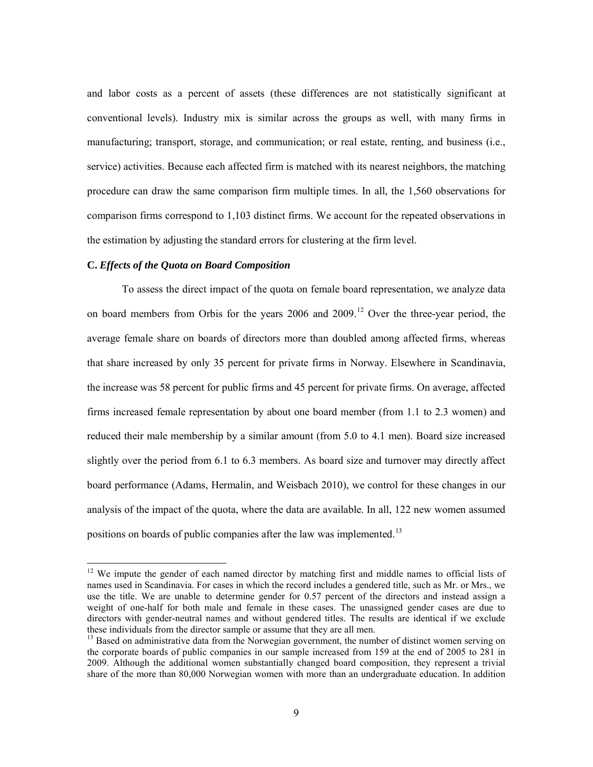and labor costs as a percent of assets (these differences are not statistically significant at conventional levels). Industry mix is similar across the groups as well, with many firms in manufacturing; transport, storage, and communication; or real estate, renting, and business (i.e., service) activities. Because each affected firm is matched with its nearest neighbors, the matching procedure can draw the same comparison firm multiple times. In all, the 1,560 observations for comparison firms correspond to 1,103 distinct firms. We account for the repeated observations in the estimation by adjusting the standard errors for clustering at the firm level.

### C. *Effects of the Quota on Board Composition*

To assess the direct impact of the quota on female board representation, we analyze data on board members from Orbis for the years 2006 and 2009.[12] Over the three-year period, the average female share on boards of directors more than doubled among affected firms, whereas that share increased by only 35 percent for private firms in Norway. Elsewhere in Scandinavia, the increase was 58 percent for public firms and 45 percent for private firms. On average, affected firms increased female representation by about one board member (from 1.1 to 2.3 women) and reduced their male membership by a similar amount (from 5.0 to 4.1 men). Board size increased slightly over the period from 6.1 to 6.3 members. As board size and turnover may directly affect board performance (Adams, Hermalin, and Weisbach 2010), we control for these changes in our analysis of the impact of the quota, where the data are available. In all, 122 new women assumed positions on boards of public companies after the law was implemented.[13]

[12] We impute the gender of each named director by matching first and middle names to official lists of names used in Scandinavia. For cases in which the record includes a gendered title, such as Mr. or Mrs., we use the title. We are unable to determine gender for 0.57 percent of the directors and instead assign a weight of one-half for both male and female in these cases. The unassigned gender cases are due to directors with gender-neutral names and without gendered titles. The results are identical if we exclude these individuals from the director sample or assume that they are all men.

[13] Based on administrative data from the Norwegian government, the number of distinct women serving on the corporate boards of public companies in our sample increased from 159 at the end of 2005 to 281 in 2009. Although the additional women substantially changed board composition, they represent a trivial share of the more than 80,000 Norwegian women with more than an undergraduate education. In addition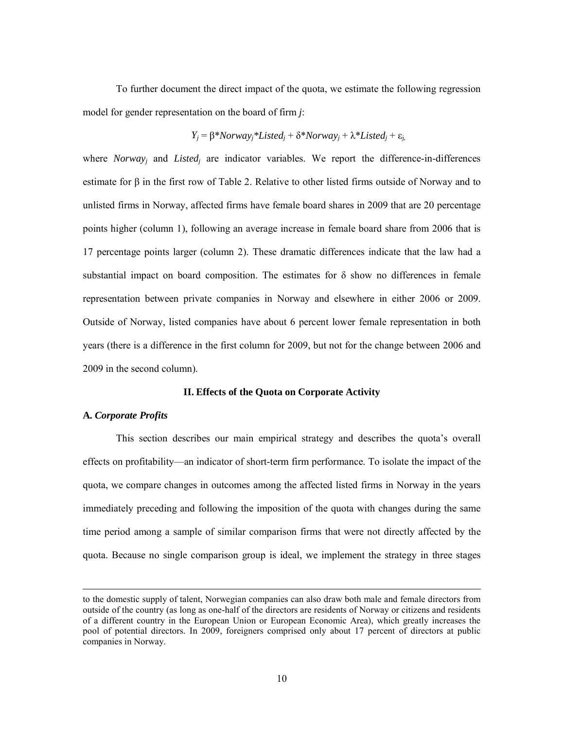To further document the direct impact of the quota, we estimate the following regression model for gender representation on the board of firm *j*:

$$Y_j = \beta * Norway_j * Listed_j + \delta * Norway_j + \lambda * Listed_j + \varepsilon_j,$$

where $Norway_j$ and $Listed_j$ are indicator variables. We report the difference-in-differences estimate for β in the first row of Table 2. Relative to other listed firms outside of Norway and to unlisted firms in Norway, affected firms have female board shares in 2009 that are 20 percentage points higher (column 1), following an average increase in female board share from 2006 that is 17 percentage points larger (column 2). These dramatic differences indicate that the law had a substantial impact on board composition. The estimates for δ show no differences in female representation between private companies in Norway and elsewhere in either 2006 or 2009. Outside of Norway, listed companies have about 6 percent lower female representation in both years (there is a difference in the first column for 2009, but not for the change between 2006 and 2009 in the second column).

## II. Effects of the Quota on Corporate Activity

### A. *Corporate Profits*

This section describes our main empirical strategy and describes the quota's overall effects on profitability—an indicator of short-term firm performance. To isolate the impact of the quota, we compare changes in outcomes among the affected listed firms in Norway in the years immediately preceding and following the imposition of the quota with changes during the same time period among a sample of similar comparison firms that were not directly affected by the quota. Because no single comparison group is ideal, we implement the strategy in three stages

---

to the domestic supply of talent, Norwegian companies can also draw both male and female directors from outside of the country (as long as one-half of the directors are residents of Norway or citizens and residents of a different country in the European Union or European Economic Area), which greatly increases the pool of potential directors. In 2009, foreigners comprised only about 17 percent of directors at public companies in Norway.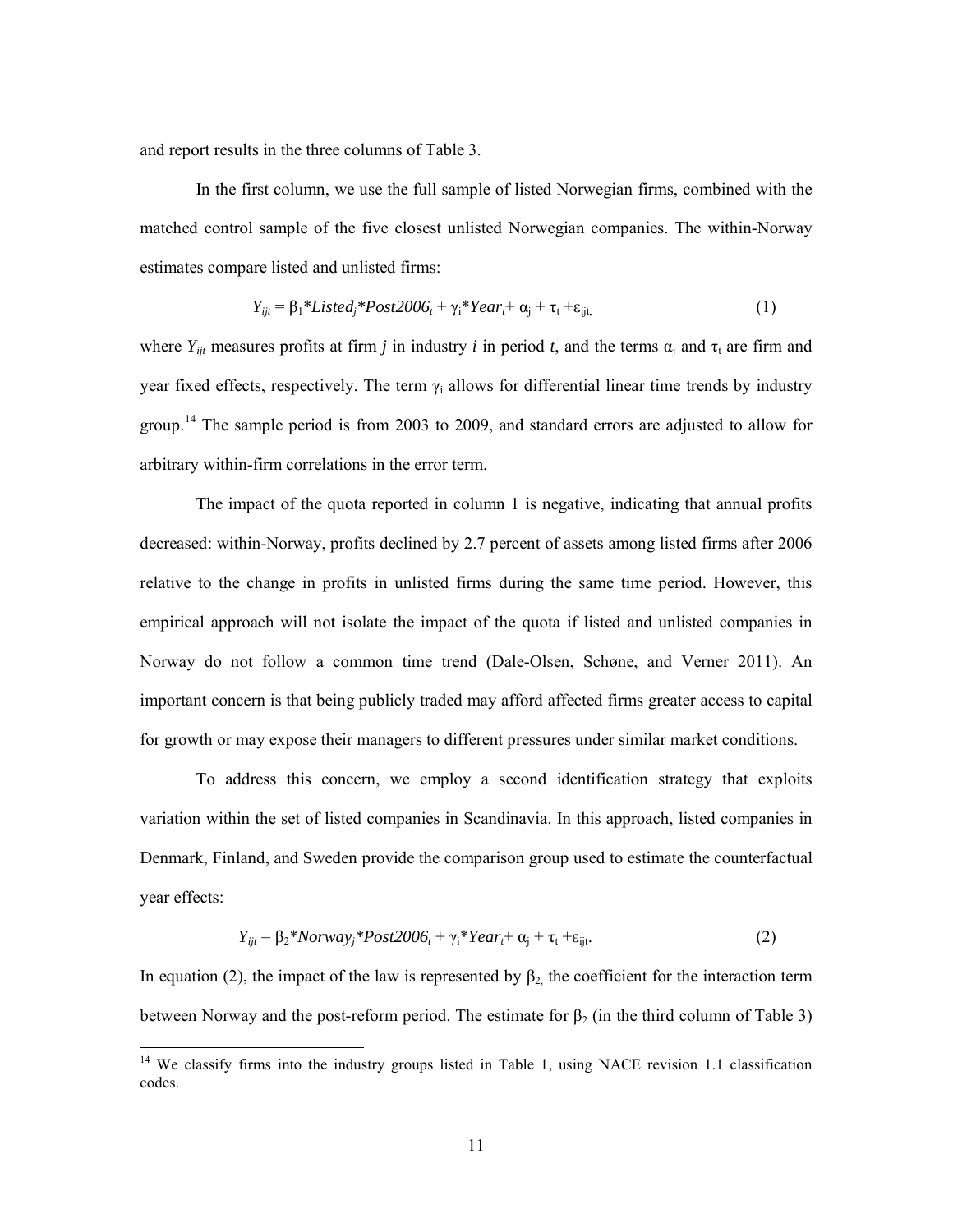and report results in the three columns of Table 3.

In the first column, we use the full sample of listed Norwegian firms, combined with the matched control sample of the five closest unlisted Norwegian companies. The within-Norway estimates compare listed and unlisted firms:

$$Y_{ijt} = \beta_1 * Listed_j * Post2006_t + \gamma_i * Year_t + \alpha_j + \tau_t + \varepsilon_{ijt}, \tag{1}$$

where $Y_{ijt}$ measures profits at firm $j$ in industry $i$ in period $t$, and the terms $\alpha_j$ and $\tau_t$ are firm and year fixed effects, respectively. The term $\gamma_i$ allows for differential linear time trends by industry group.[14] The sample period is from 2003 to 2009, and standard errors are adjusted to allow for arbitrary within-firm correlations in the error term.

The impact of the quota reported in column 1 is negative, indicating that annual profits decreased: within-Norway, profits declined by 2.7 percent of assets among listed firms after 2006 relative to the change in profits in unlisted firms during the same time period. However, this empirical approach will not isolate the impact of the quota if listed and unlisted companies in Norway do not follow a common time trend (Dale-Olsen, Schøne, and Verner 2011). An important concern is that being publicly traded may afford affected firms greater access to capital for growth or may expose their managers to different pressures under similar market conditions.

To address this concern, we employ a second identification strategy that exploits variation within the set of listed companies in Scandinavia. In this approach, listed companies in Denmark, Finland, and Sweden provide the comparison group used to estimate the counterfactual year effects:

$$Y_{ijt} = \beta_2 * Norway_j * Post2006_t + \gamma_i * Year_t + \alpha_j + \tau_t + \varepsilon_{ijt}. \tag{2}$$

In equation (2), the impact of the law is represented by $\beta_2$, the coefficient for the interaction term between Norway and the post-reform period. The estimate for $\beta_2$ (in the third column of Table 3)

---

[14] We classify firms into the industry groups listed in Table 1, using NACE revision 1.1 classification codes.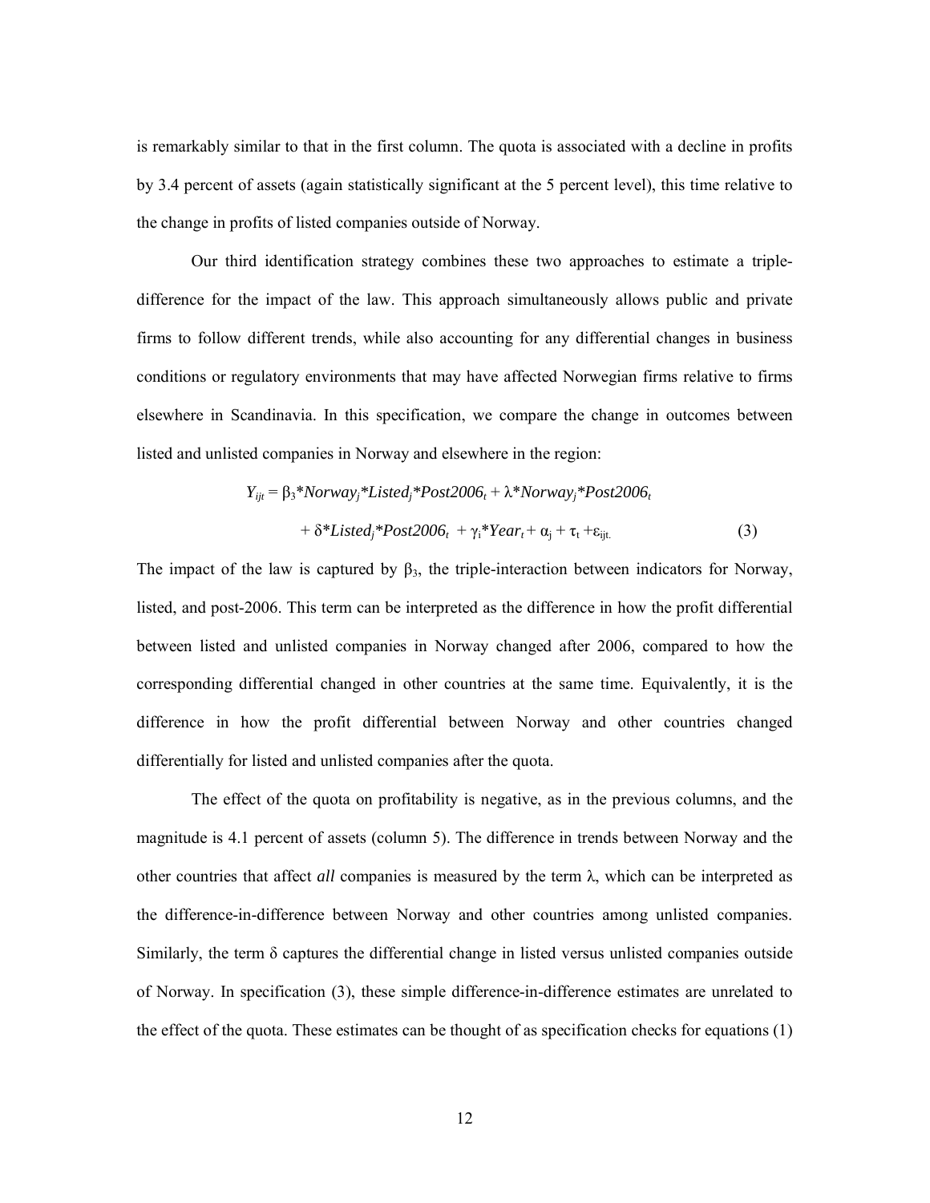is remarkably similar to that in the first column. The quota is associated with a decline in profits by 3.4 percent of assets (again statistically significant at the 5 percent level), this time relative to the change in profits of listed companies outside of Norway.

Our third identification strategy combines these two approaches to estimate a triple-difference for the impact of the law. This approach simultaneously allows public and private firms to follow different trends, while also accounting for any differential changes in business conditions or regulatory environments that may have affected Norwegian firms relative to firms elsewhere in Scandinavia. In this specification, we compare the change in outcomes between listed and unlisted companies in Norway and elsewhere in the region:

$$Y_{ijt} = \beta_3 * Norway_j * Listed_j * Post2006_t + \lambda * Norway_j * Post2006_t + \delta * Listed_j * Post2006_t + \gamma_i * Year_t + \alpha_j + \tau_t + \varepsilon_{ijt.} \quad (3)$$

The impact of the law is captured by $\beta_3$, the triple-interaction between indicators for Norway, listed, and post-2006. This term can be interpreted as the difference in how the profit differential between listed and unlisted companies in Norway changed after 2006, compared to how the corresponding differential changed in other countries at the same time. Equivalently, it is the difference in how the profit differential between Norway and other countries changed differentially for listed and unlisted companies after the quota.

The effect of the quota on profitability is negative, as in the previous columns, and the magnitude is 4.1 percent of assets (column 5). The difference in trends between Norway and the other countries that affect *all* companies is measured by the term $\lambda$, which can be interpreted as the difference-in-difference between Norway and other countries among unlisted companies. Similarly, the term $\delta$ captures the differential change in listed versus unlisted companies outside of Norway. In specification (3), these simple difference-in-difference estimates are unrelated to the effect of the quota. These estimates can be thought of as specification checks for equations (1)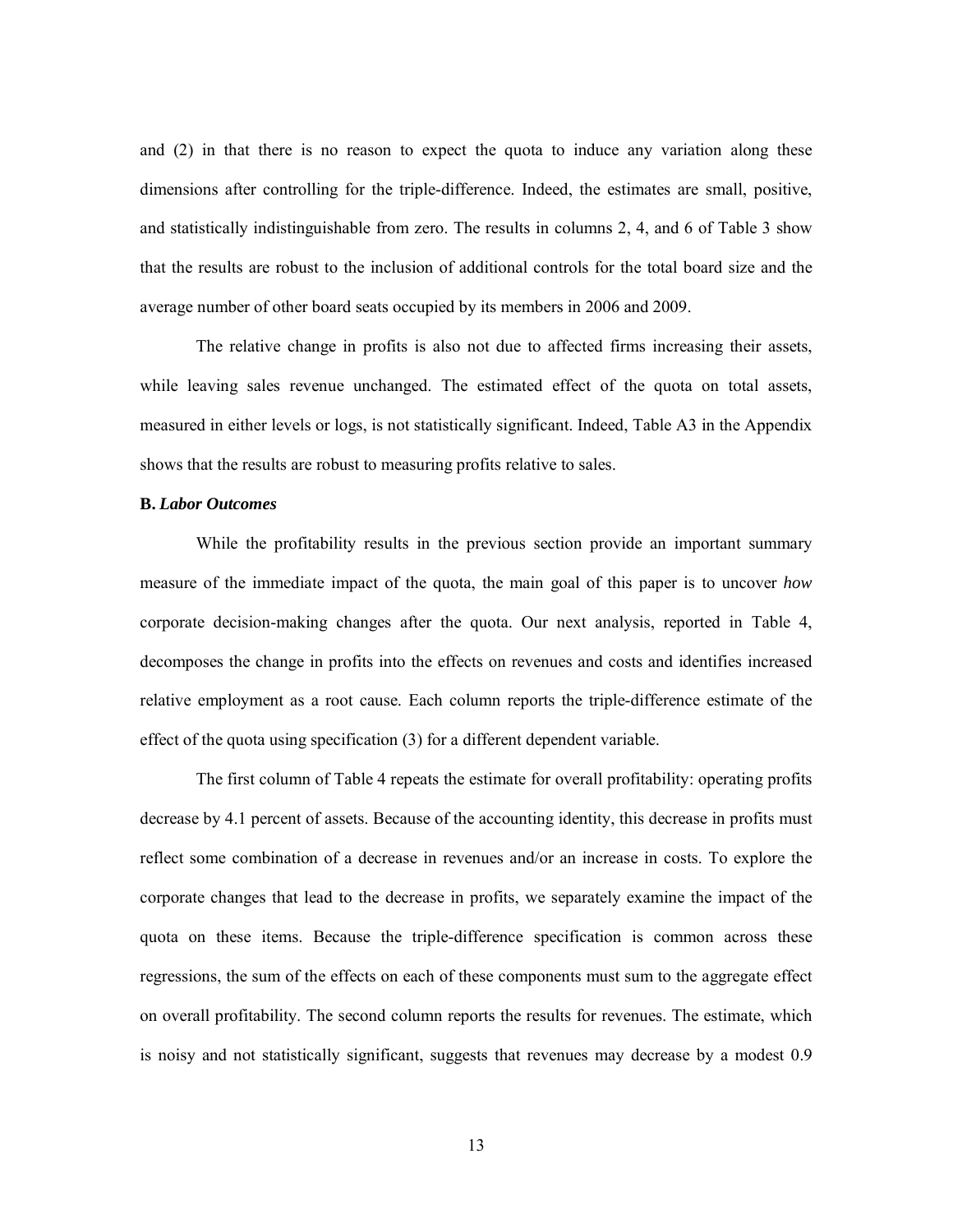and (2) in that there is no reason to expect the quota to induce any variation along these dimensions after controlling for the triple-difference. Indeed, the estimates are small, positive, and statistically indistinguishable from zero. The results in columns 2, 4, and 6 of Table 3 show that the results are robust to the inclusion of additional controls for the total board size and the average number of other board seats occupied by its members in 2006 and 2009.

The relative change in profits is also not due to affected firms increasing their assets, while leaving sales revenue unchanged. The estimated effect of the quota on total assets, measured in either levels or logs, is not statistically significant. Indeed, Table A3 in the Appendix shows that the results are robust to measuring profits relative to sales.

### B. *Labor Outcomes*

While the profitability results in the previous section provide an important summary measure of the immediate impact of the quota, the main goal of this paper is to uncover *how* corporate decision-making changes after the quota. Our next analysis, reported in Table 4, decomposes the change in profits into the effects on revenues and costs and identifies increased relative employment as a root cause. Each column reports the triple-difference estimate of the effect of the quota using specification (3) for a different dependent variable.

The first column of Table 4 repeats the estimate for overall profitability: operating profits decrease by 4.1 percent of assets. Because of the accounting identity, this decrease in profits must reflect some combination of a decrease in revenues and/or an increase in costs. To explore the corporate changes that lead to the decrease in profits, we separately examine the impact of the quota on these items. Because the triple-difference specification is common across these regressions, the sum of the effects on each of these components must sum to the aggregate effect on overall profitability. The second column reports the results for revenues. The estimate, which is noisy and not statistically significant, suggests that revenues may decrease by a modest 0.9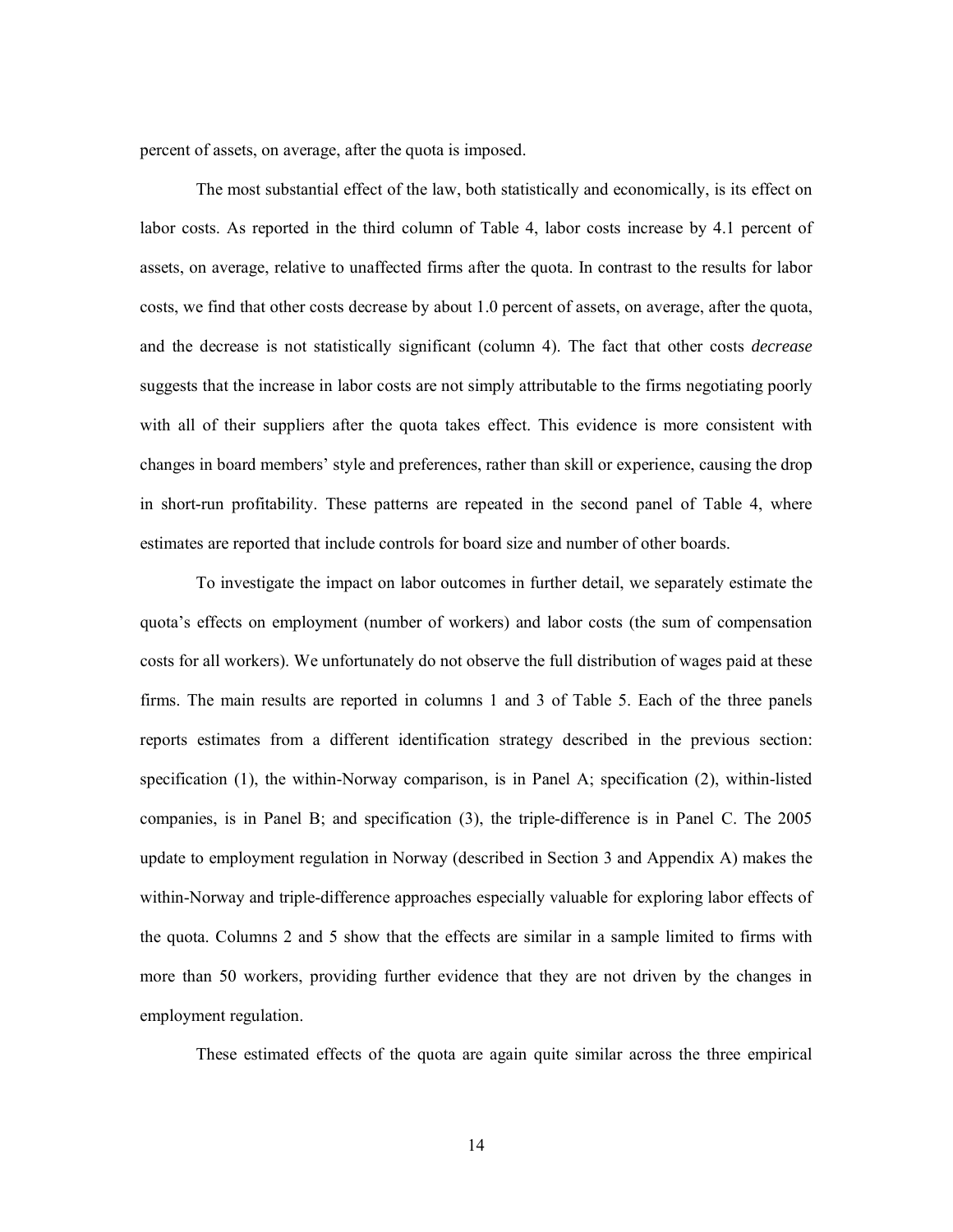percent of assets, on average, after the quota is imposed.

The most substantial effect of the law, both statistically and economically, is its effect on labor costs. As reported in the third column of Table 4, labor costs increase by 4.1 percent of assets, on average, relative to unaffected firms after the quota. In contrast to the results for labor costs, we find that other costs decrease by about 1.0 percent of assets, on average, after the quota, and the decrease is not statistically significant (column 4). The fact that other costs *decrease* suggests that the increase in labor costs are not simply attributable to the firms negotiating poorly with all of their suppliers after the quota takes effect. This evidence is more consistent with changes in board members' style and preferences, rather than skill or experience, causing the drop in short-run profitability. These patterns are repeated in the second panel of Table 4, where estimates are reported that include controls for board size and number of other boards.

To investigate the impact on labor outcomes in further detail, we separately estimate the quota's effects on employment (number of workers) and labor costs (the sum of compensation costs for all workers). We unfortunately do not observe the full distribution of wages paid at these firms. The main results are reported in columns 1 and 3 of Table 5. Each of the three panels reports estimates from a different identification strategy described in the previous section: specification (1), the within-Norway comparison, is in Panel A; specification (2), within-listed companies, is in Panel B; and specification (3), the triple-difference is in Panel C. The 2005 update to employment regulation in Norway (described in Section 3 and Appendix A) makes the within-Norway and triple-difference approaches especially valuable for exploring labor effects of the quota. Columns 2 and 5 show that the effects are similar in a sample limited to firms with more than 50 workers, providing further evidence that they are not driven by the changes in employment regulation.

These estimated effects of the quota are again quite similar across the three empirical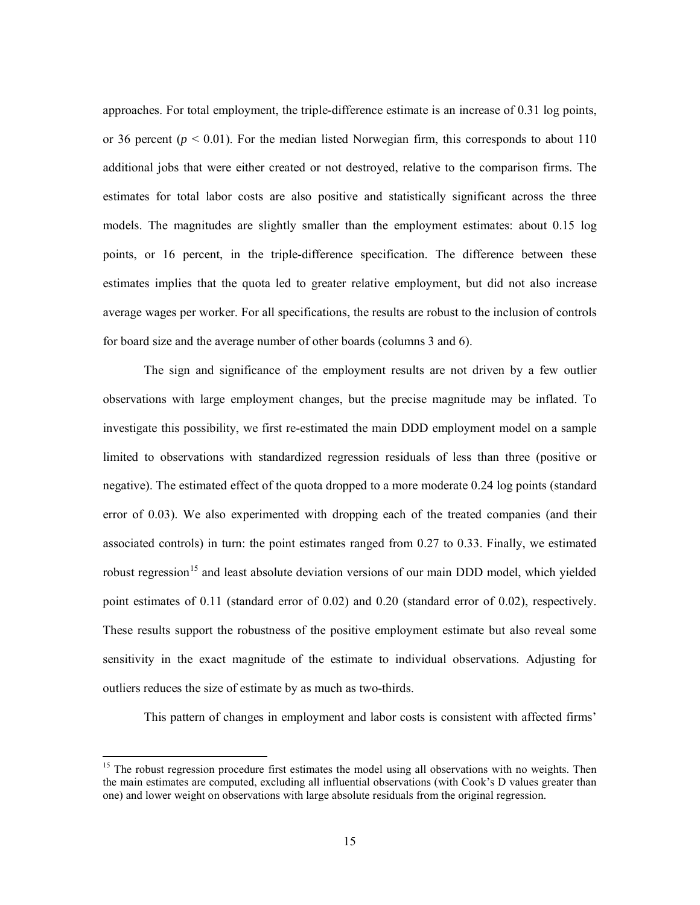approaches. For total employment, the triple-difference estimate is an increase of 0.31 log points, or 36 percent ($p < 0.01$). For the median listed Norwegian firm, this corresponds to about 110 additional jobs that were either created or not destroyed, relative to the comparison firms. The estimates for total labor costs are also positive and statistically significant across the three models. The magnitudes are slightly smaller than the employment estimates: about 0.15 log points, or 16 percent, in the triple-difference specification. The difference between these estimates implies that the quota led to greater relative employment, but did not also increase average wages per worker. For all specifications, the results are robust to the inclusion of controls for board size and the average number of other boards (columns 3 and 6).

The sign and significance of the employment results are not driven by a few outlier observations with large employment changes, but the precise magnitude may be inflated. To investigate this possibility, we first re-estimated the main DDD employment model on a sample limited to observations with standardized regression residuals of less than three (positive or negative). The estimated effect of the quota dropped to a more moderate 0.24 log points (standard error of 0.03). We also experimented with dropping each of the treated companies (and their associated controls) in turn: the point estimates ranged from 0.27 to 0.33. Finally, we estimated robust regression[15] and least absolute deviation versions of our main DDD model, which yielded point estimates of 0.11 (standard error of 0.02) and 0.20 (standard error of 0.02), respectively. These results support the robustness of the positive employment estimate but also reveal some sensitivity in the exact magnitude of the estimate to individual observations. Adjusting for outliers reduces the size of estimate by as much as two-thirds.

This pattern of changes in employment and labor costs is consistent with affected firms'

[15] The robust regression procedure first estimates the model using all observations with no weights. Then the main estimates are computed, excluding all influential observations (with Cook's D values greater than one) and lower weight on observations with large absolute residuals from the original regression.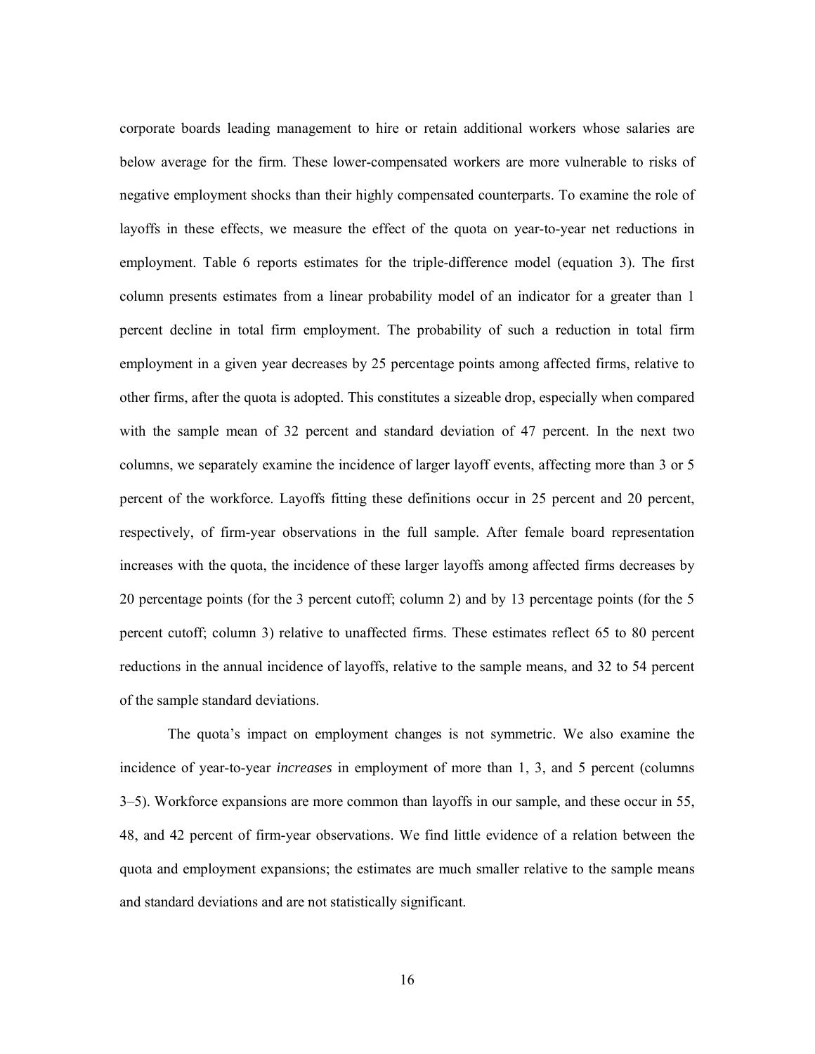corporate boards leading management to hire or retain additional workers whose salaries are below average for the firm. These lower-compensated workers are more vulnerable to risks of negative employment shocks than their highly compensated counterparts. To examine the role of layoffs in these effects, we measure the effect of the quota on year-to-year net reductions in employment. Table 6 reports estimates for the triple-difference model (equation 3). The first column presents estimates from a linear probability model of an indicator for a greater than 1 percent decline in total firm employment. The probability of such a reduction in total firm employment in a given year decreases by 25 percentage points among affected firms, relative to other firms, after the quota is adopted. This constitutes a sizeable drop, especially when compared with the sample mean of 32 percent and standard deviation of 47 percent. In the next two columns, we separately examine the incidence of larger layoff events, affecting more than 3 or 5 percent of the workforce. Layoffs fitting these definitions occur in 25 percent and 20 percent, respectively, of firm-year observations in the full sample. After female board representation increases with the quota, the incidence of these larger layoffs among affected firms decreases by 20 percentage points (for the 3 percent cutoff; column 2) and by 13 percentage points (for the 5 percent cutoff; column 3) relative to unaffected firms. These estimates reflect 65 to 80 percent reductions in the annual incidence of layoffs, relative to the sample means, and 32 to 54 percent of the sample standard deviations.

The quota's impact on employment changes is not symmetric. We also examine the incidence of year-to-year *increases* in employment of more than 1, 3, and 5 percent (columns 3–5). Workforce expansions are more common than layoffs in our sample, and these occur in 55, 48, and 42 percent of firm-year observations. We find little evidence of a relation between the quota and employment expansions; the estimates are much smaller relative to the sample means and standard deviations and are not statistically significant.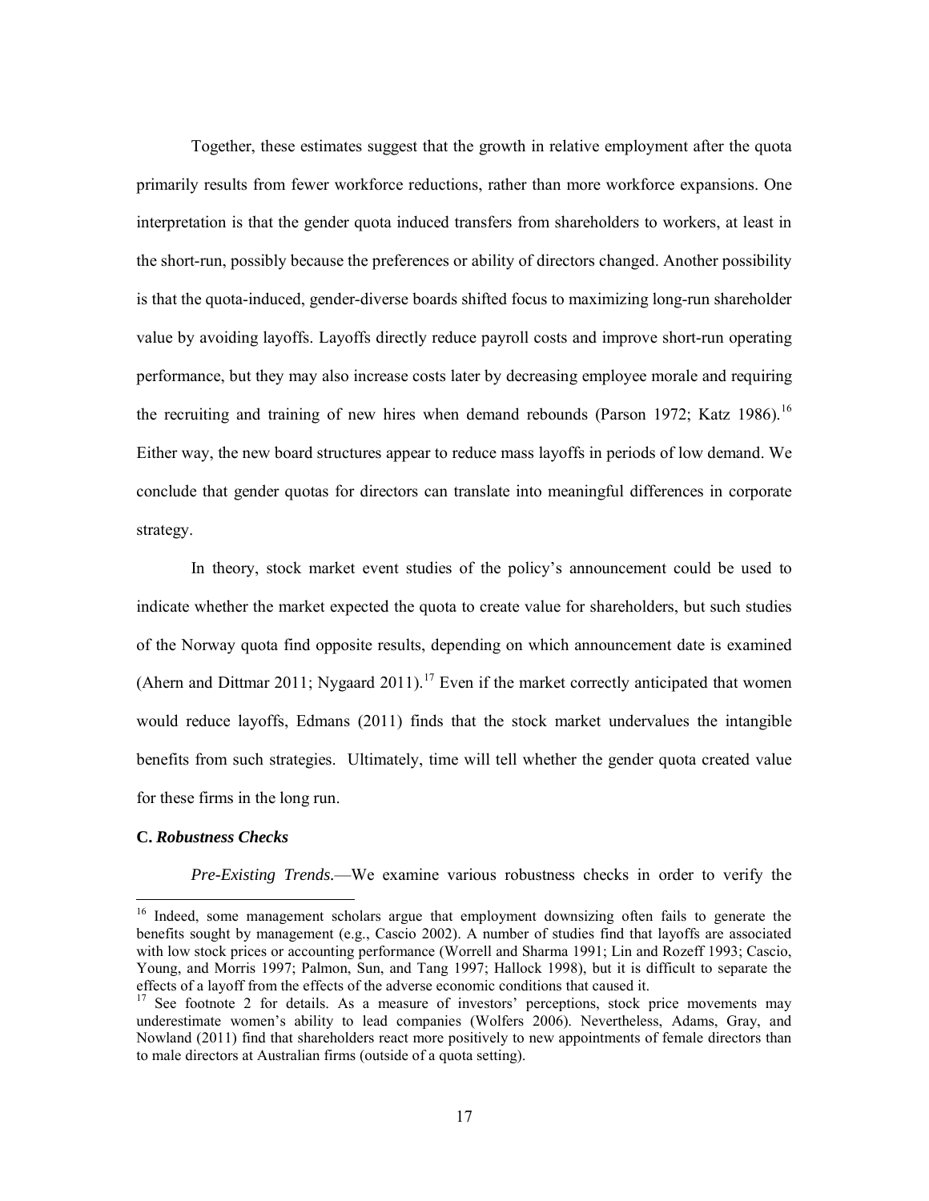Together, these estimates suggest that the growth in relative employment after the quota primarily results from fewer workforce reductions, rather than more workforce expansions. One interpretation is that the gender quota induced transfers from shareholders to workers, at least in the short-run, possibly because the preferences or ability of directors changed. Another possibility is that the quota-induced, gender-diverse boards shifted focus to maximizing long-run shareholder value by avoiding layoffs. Layoffs directly reduce payroll costs and improve short-run operating performance, but they may also increase costs later by decreasing employee morale and requiring the recruiting and training of new hires when demand rebounds (Parson 1972; Katz 1986).[16] Either way, the new board structures appear to reduce mass layoffs in periods of low demand. We conclude that gender quotas for directors can translate into meaningful differences in corporate strategy.

In theory, stock market event studies of the policy's announcement could be used to indicate whether the market expected the quota to create value for shareholders, but such studies of the Norway quota find opposite results, depending on which announcement date is examined (Ahern and Dittmar 2011; Nygaard 2011).[17] Even if the market correctly anticipated that women would reduce layoffs, Edmans (2011) finds that the stock market undervalues the intangible benefits from such strategies. Ultimately, time will tell whether the gender quota created value for these firms in the long run.

**C. *Robustness Checks***

*Pre-Existing Trends.*—We examine various robustness checks in order to verify the

[16] Indeed, some management scholars argue that employment downsizing often fails to generate the benefits sought by management (e.g., Cascio 2002). A number of studies find that layoffs are associated with low stock prices or accounting performance (Worrell and Sharma 1991; Lin and Rozeff 1993; Cascio, Young, and Morris 1997; Palmon, Sun, and Tang 1997; Hallock 1998), but it is difficult to separate the effects of a layoff from the effects of the adverse economic conditions that caused it.

[17] See footnote 2 for details. As a measure of investors' perceptions, stock price movements may underestimate women's ability to lead companies (Wolfers 2006). Nevertheless, Adams, Gray, and Nowland (2011) find that shareholders react more positively to new appointments of female directors than to male directors at Australian firms (outside of a quota setting).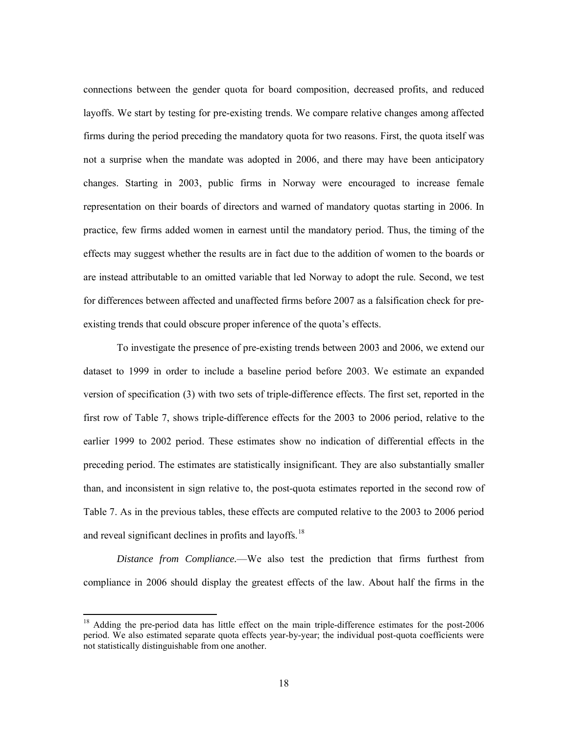connections between the gender quota for board composition, decreased profits, and reduced layoffs. We start by testing for pre-existing trends. We compare relative changes among affected firms during the period preceding the mandatory quota for two reasons. First, the quota itself was not a surprise when the mandate was adopted in 2006, and there may have been anticipatory changes. Starting in 2003, public firms in Norway were encouraged to increase female representation on their boards of directors and warned of mandatory quotas starting in 2006. In practice, few firms added women in earnest until the mandatory period. Thus, the timing of the effects may suggest whether the results are in fact due to the addition of women to the boards or are instead attributable to an omitted variable that led Norway to adopt the rule. Second, we test for differences between affected and unaffected firms before 2007 as a falsification check for pre-existing trends that could obscure proper inference of the quota's effects.

To investigate the presence of pre-existing trends between 2003 and 2006, we extend our dataset to 1999 in order to include a baseline period before 2003. We estimate an expanded version of specification (3) with two sets of triple-difference effects. The first set, reported in the first row of Table 7, shows triple-difference effects for the 2003 to 2006 period, relative to the earlier 1999 to 2002 period. These estimates show no indication of differential effects in the preceding period. The estimates are statistically insignificant. They are also substantially smaller than, and inconsistent in sign relative to, the post-quota estimates reported in the second row of Table 7. As in the previous tables, these effects are computed relative to the 2003 to 2006 period and reveal significant declines in profits and layoffs.[18]

*Distance from Compliance.*—We also test the prediction that firms furthest from compliance in 2006 should display the greatest effects of the law. About half the firms in the

[18] Adding the pre-period data has little effect on the main triple-difference estimates for the post-2006 period. We also estimated separate quota effects year-by-year; the individual post-quota coefficients were not statistically distinguishable from one another.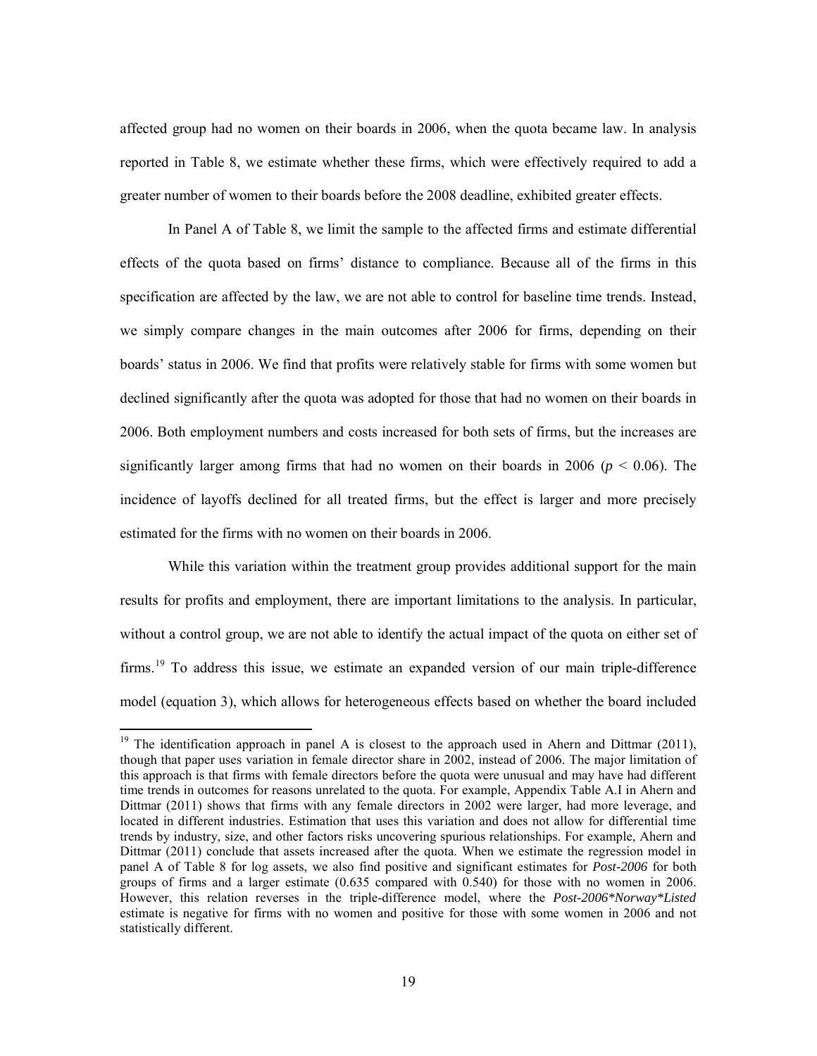affected group had no women on their boards in 2006, when the quota became law. In analysis reported in Table 8, we estimate whether these firms, which were effectively required to add a greater number of women to their boards before the 2008 deadline, exhibited greater effects.

In Panel A of Table 8, we limit the sample to the affected firms and estimate differential effects of the quota based on firms' distance to compliance. Because all of the firms in this specification are affected by the law, we are not able to control for baseline time trends. Instead, we simply compare changes in the main outcomes after 2006 for firms, depending on their boards' status in 2006. We find that profits were relatively stable for firms with some women but declined significantly after the quota was adopted for those that had no women on their boards in 2006. Both employment numbers and costs increased for both sets of firms, but the increases are significantly larger among firms that had no women on their boards in 2006 ($p < 0.06$). The incidence of layoffs declined for all treated firms, but the effect is larger and more precisely estimated for the firms with no women on their boards in 2006.

While this variation within the treatment group provides additional support for the main results for profits and employment, there are important limitations to the analysis. In particular, without a control group, we are not able to identify the actual impact of the quota on either set of firms.[19] To address this issue, we estimate an expanded version of our main triple-difference model (equation 3), which allows for heterogeneous effects based on whether the board included

[19] The identification approach in panel A is closest to the approach used in Ahern and Dittmar (2011), though that paper uses variation in female director share in 2002, instead of 2006. The major limitation of this approach is that firms with female directors before the quota were unusual and may have had different time trends in outcomes for reasons unrelated to the quota. For example, Appendix Table A.I in Ahern and Dittmar (2011) shows that firms with any female directors in 2002 were larger, had more leverage, and located in different industries. Estimation that uses this variation and does not allow for differential time trends by industry, size, and other factors risks uncovering spurious relationships. For example, Ahern and Dittmar (2011) conclude that assets increased after the quota. When we estimate the regression model in panel A of Table 8 for log assets, we also find positive and significant estimates for *Post-2006* for both groups of firms and a larger estimate (0.635 compared with 0.540) for those with no women in 2006. However, this relation reverses in the triple-difference model, where the *Post-2006*Norway*Listed* estimate is negative for firms with no women and positive for those with some women in 2006 and not statistically different.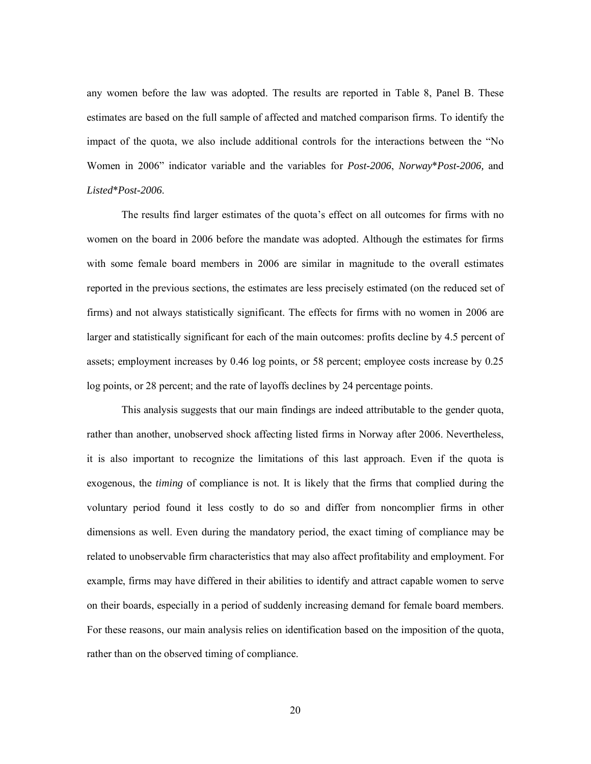any women before the law was adopted. The results are reported in Table 8, Panel B. These estimates are based on the full sample of affected and matched comparison firms. To identify the impact of the quota, we also include additional controls for the interactions between the "No Women in 2006" indicator variable and the variables for *Post-2006*, *Norway*\**Post-2006,* and *Listed*\**Post-2006*.

The results find larger estimates of the quota's effect on all outcomes for firms with no women on the board in 2006 before the mandate was adopted. Although the estimates for firms with some female board members in 2006 are similar in magnitude to the overall estimates reported in the previous sections, the estimates are less precisely estimated (on the reduced set of firms) and not always statistically significant. The effects for firms with no women in 2006 are larger and statistically significant for each of the main outcomes: profits decline by 4.5 percent of assets; employment increases by 0.46 log points, or 58 percent; employee costs increase by 0.25 log points, or 28 percent; and the rate of layoffs declines by 24 percentage points.

This analysis suggests that our main findings are indeed attributable to the gender quota, rather than another, unobserved shock affecting listed firms in Norway after 2006. Nevertheless, it is also important to recognize the limitations of this last approach. Even if the quota is exogenous, the *timing* of compliance is not. It is likely that the firms that complied during the voluntary period found it less costly to do so and differ from noncomplier firms in other dimensions as well. Even during the mandatory period, the exact timing of compliance may be related to unobservable firm characteristics that may also affect profitability and employment. For example, firms may have differed in their abilities to identify and attract capable women to serve on their boards, especially in a period of suddenly increasing demand for female board members. For these reasons, our main analysis relies on identification based on the imposition of the quota, rather than on the observed timing of compliance.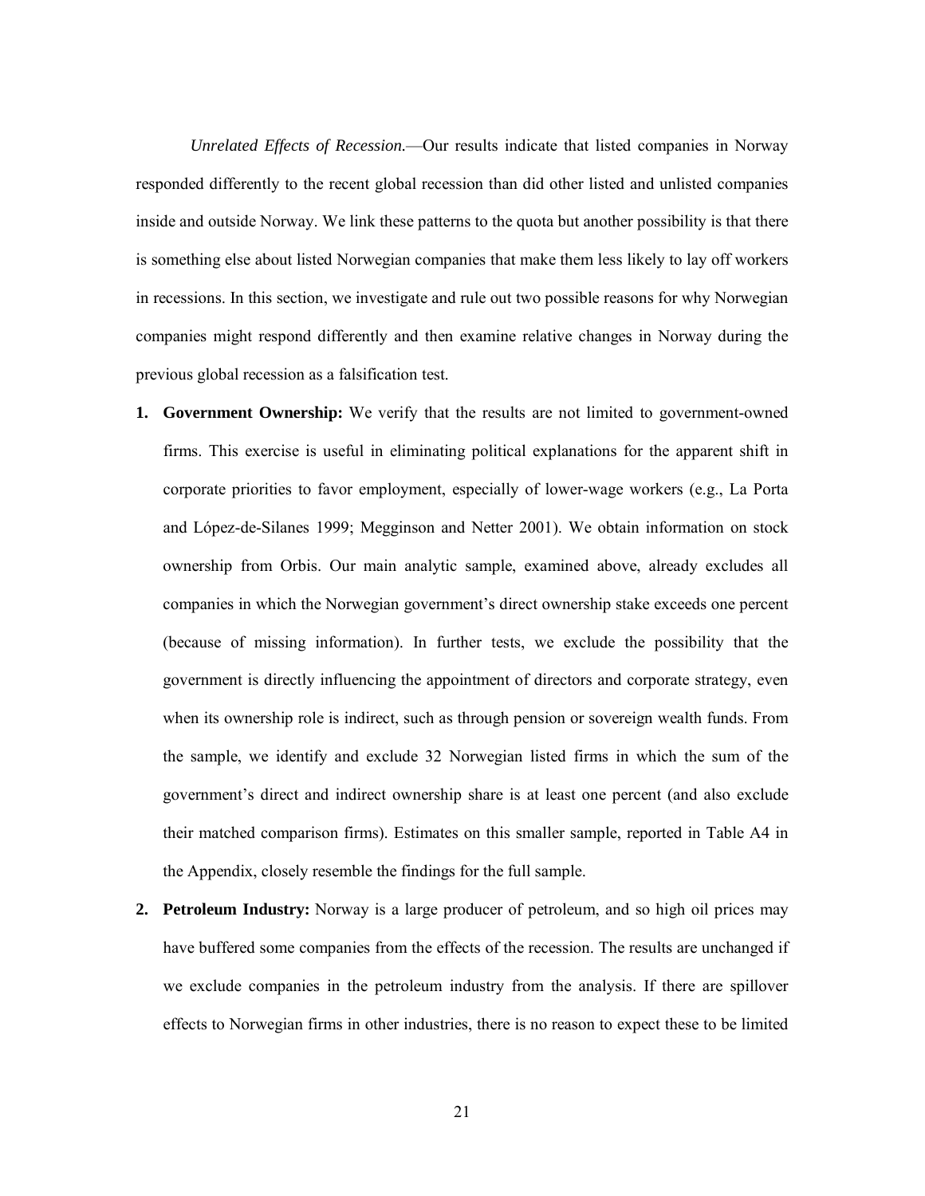*Unrelated Effects of Recession.*—Our results indicate that listed companies in Norway responded differently to the recent global recession than did other listed and unlisted companies inside and outside Norway. We link these patterns to the quota but another possibility is that there is something else about listed Norwegian companies that make them less likely to lay off workers in recessions. In this section, we investigate and rule out two possible reasons for why Norwegian companies might respond differently and then examine relative changes in Norway during the previous global recession as a falsification test.

1. **Government Ownership:** We verify that the results are not limited to government-owned firms. This exercise is useful in eliminating political explanations for the apparent shift in corporate priorities to favor employment, especially of lower-wage workers (e.g., La Porta and López-de-Silanes 1999; Megginson and Netter 2001). We obtain information on stock ownership from Orbis. Our main analytic sample, examined above, already excludes all companies in which the Norwegian government's direct ownership stake exceeds one percent (because of missing information). In further tests, we exclude the possibility that the government is directly influencing the appointment of directors and corporate strategy, even when its ownership role is indirect, such as through pension or sovereign wealth funds. From the sample, we identify and exclude 32 Norwegian listed firms in which the sum of the government's direct and indirect ownership share is at least one percent (and also exclude their matched comparison firms). Estimates on this smaller sample, reported in Table A4 in the Appendix, closely resemble the findings for the full sample.

2. **Petroleum Industry:** Norway is a large producer of petroleum, and so high oil prices may have buffered some companies from the effects of the recession. The results are unchanged if we exclude companies in the petroleum industry from the analysis. If there are spillover effects to Norwegian firms in other industries, there is no reason to expect these to be limited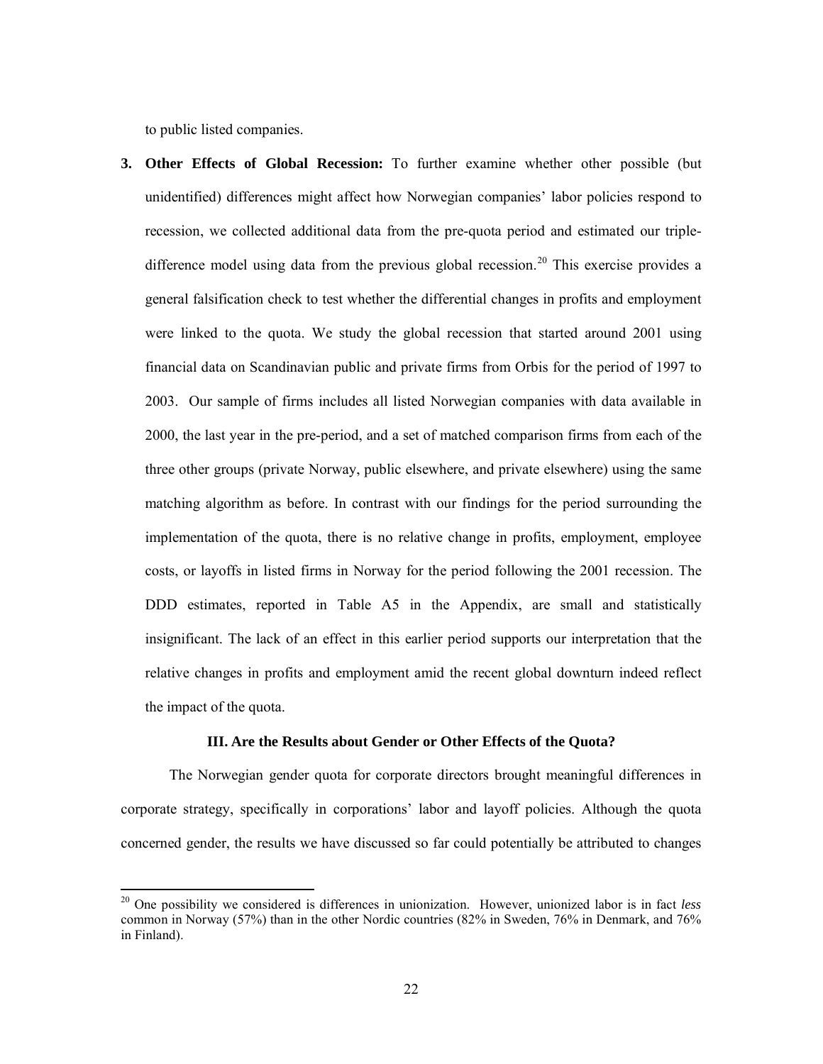to public listed companies.

3. **Other Effects of Global Recession:** To further examine whether other possible (but unidentified) differences might affect how Norwegian companies' labor policies respond to recession, we collected additional data from the pre-quota period and estimated our triple-difference model using data from the previous global recession.[20] This exercise provides a general falsification check to test whether the differential changes in profits and employment were linked to the quota. We study the global recession that started around 2001 using financial data on Scandinavian public and private firms from Orbis for the period of 1997 to 2003. Our sample of firms includes all listed Norwegian companies with data available in 2000, the last year in the pre-period, and a set of matched comparison firms from each of the three other groups (private Norway, public elsewhere, and private elsewhere) using the same matching algorithm as before. In contrast with our findings for the period surrounding the implementation of the quota, there is no relative change in profits, employment, employee costs, or layoffs in listed firms in Norway for the period following the 2001 recession. The DDD estimates, reported in Table A5 in the Appendix, are small and statistically insignificant. The lack of an effect in this earlier period supports our interpretation that the relative changes in profits and employment amid the recent global downturn indeed reflect the impact of the quota.

### III. Are the Results about Gender or Other Effects of the Quota?

The Norwegian gender quota for corporate directors brought meaningful differences in corporate strategy, specifically in corporations' labor and layoff policies. Although the quota concerned gender, the results we have discussed so far could potentially be attributed to changes

---

[20] One possibility we considered is differences in unionization. However, unionized labor is in fact *less* common in Norway (57%) than in the other Nordic countries (82% in Sweden, 76% in Denmark, and 76% in Finland).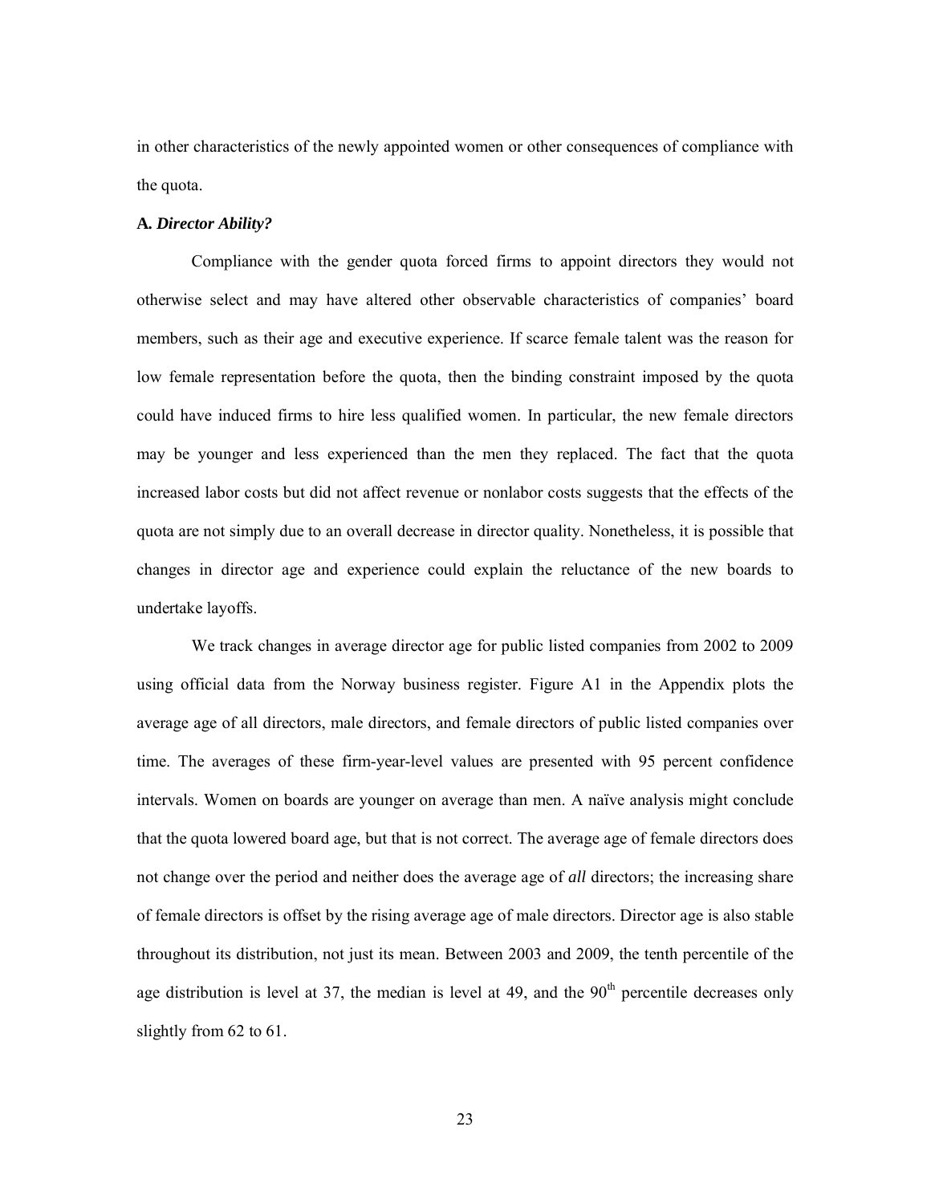in other characteristics of the newly appointed women or other consequences of compliance with the quota.

### A. *Director Ability?*

Compliance with the gender quota forced firms to appoint directors they would not otherwise select and may have altered other observable characteristics of companies' board members, such as their age and executive experience. If scarce female talent was the reason for low female representation before the quota, then the binding constraint imposed by the quota could have induced firms to hire less qualified women. In particular, the new female directors may be younger and less experienced than the men they replaced. The fact that the quota increased labor costs but did not affect revenue or nonlabor costs suggests that the effects of the quota are not simply due to an overall decrease in director quality. Nonetheless, it is possible that changes in director age and experience could explain the reluctance of the new boards to undertake layoffs.

We track changes in average director age for public listed companies from 2002 to 2009 using official data from the Norway business register. Figure A1 in the Appendix plots the average age of all directors, male directors, and female directors of public listed companies over time. The averages of these firm-year-level values are presented with 95 percent confidence intervals. Women on boards are younger on average than men. A naïve analysis might conclude that the quota lowered board age, but that is not correct. The average age of female directors does not change over the period and neither does the average age of *all* directors; the increasing share of female directors is offset by the rising average age of male directors. Director age is also stable throughout its distribution, not just its mean. Between 2003 and 2009, the tenth percentile of the age distribution is level at 37, the median is level at 49, and the 90th percentile decreases only slightly from 62 to 61.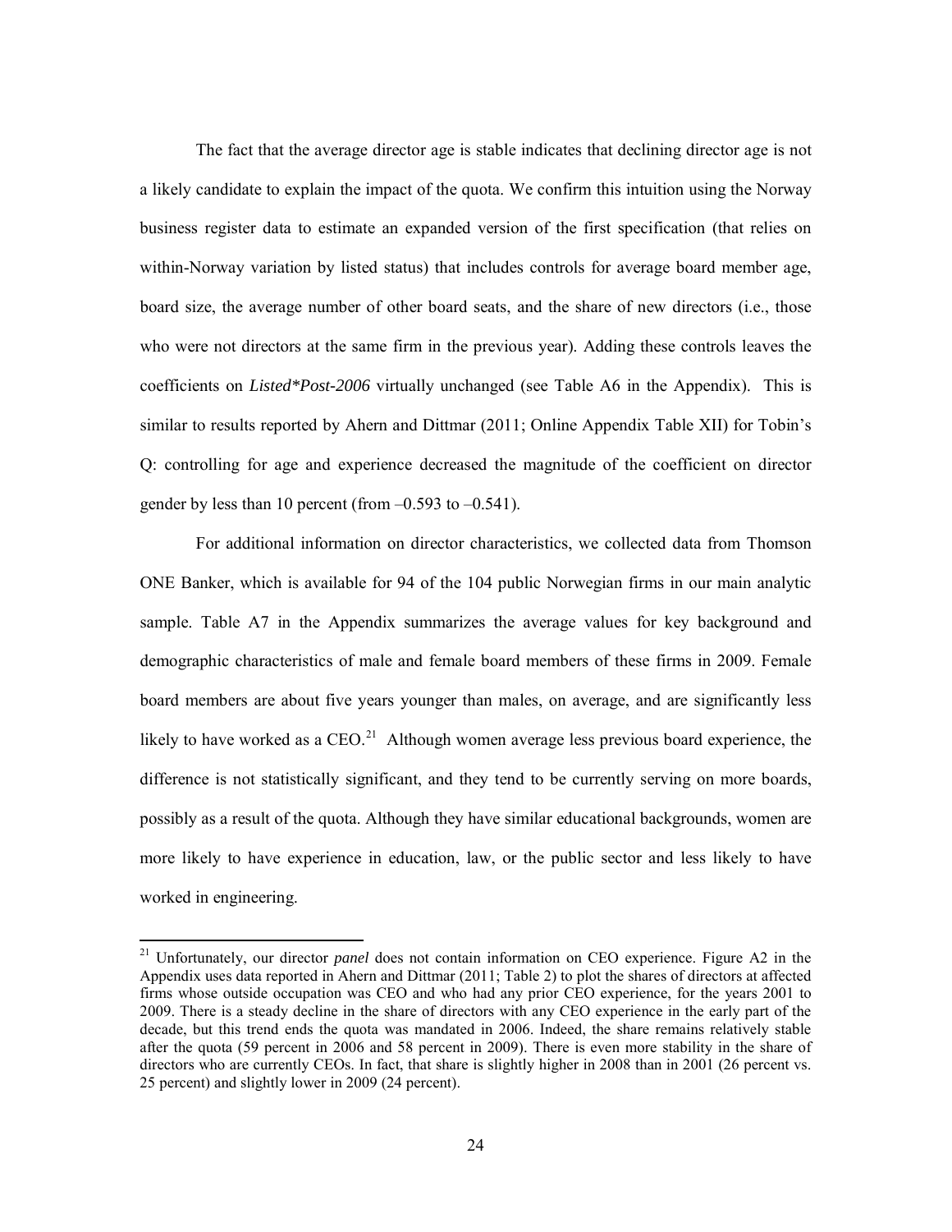The fact that the average director age is stable indicates that declining director age is not a likely candidate to explain the impact of the quota. We confirm this intuition using the Norway business register data to estimate an expanded version of the first specification (that relies on within-Norway variation by listed status) that includes controls for average board member age, board size, the average number of other board seats, and the share of new directors (i.e., those who were not directors at the same firm in the previous year). Adding these controls leaves the coefficients on *Listed*Post-2006* virtually unchanged (see Table A6 in the Appendix). This is similar to results reported by Ahern and Dittmar (2011; Online Appendix Table XII) for Tobin's Q: controlling for age and experience decreased the magnitude of the coefficient on director gender by less than 10 percent (from –0.593 to –0.541).

For additional information on director characteristics, we collected data from Thomson ONE Banker, which is available for 94 of the 104 public Norwegian firms in our main analytic sample. Table A7 in the Appendix summarizes the average values for key background and demographic characteristics of male and female board members of these firms in 2009. Female board members are about five years younger than males, on average, and are significantly less likely to have worked as a CEO.[21] Although women average less previous board experience, the difference is not statistically significant, and they tend to be currently serving on more boards, possibly as a result of the quota. Although they have similar educational backgrounds, women are more likely to have experience in education, law, or the public sector and less likely to have worked in engineering.

[21] Unfortunately, our director *panel* does not contain information on CEO experience. Figure A2 in the Appendix uses data reported in Ahern and Dittmar (2011; Table 2) to plot the shares of directors at affected firms whose outside occupation was CEO and who had any prior CEO experience, for the years 2001 to 2009. There is a steady decline in the share of directors with any CEO experience in the early part of the decade, but this trend ends the quota was mandated in 2006. Indeed, the share remains relatively stable after the quota (59 percent in 2006 and 58 percent in 2009). There is even more stability in the share of directors who are currently CEOs. In fact, that share is slightly higher in 2008 than in 2001 (26 percent vs. 25 percent) and slightly lower in 2009 (24 percent).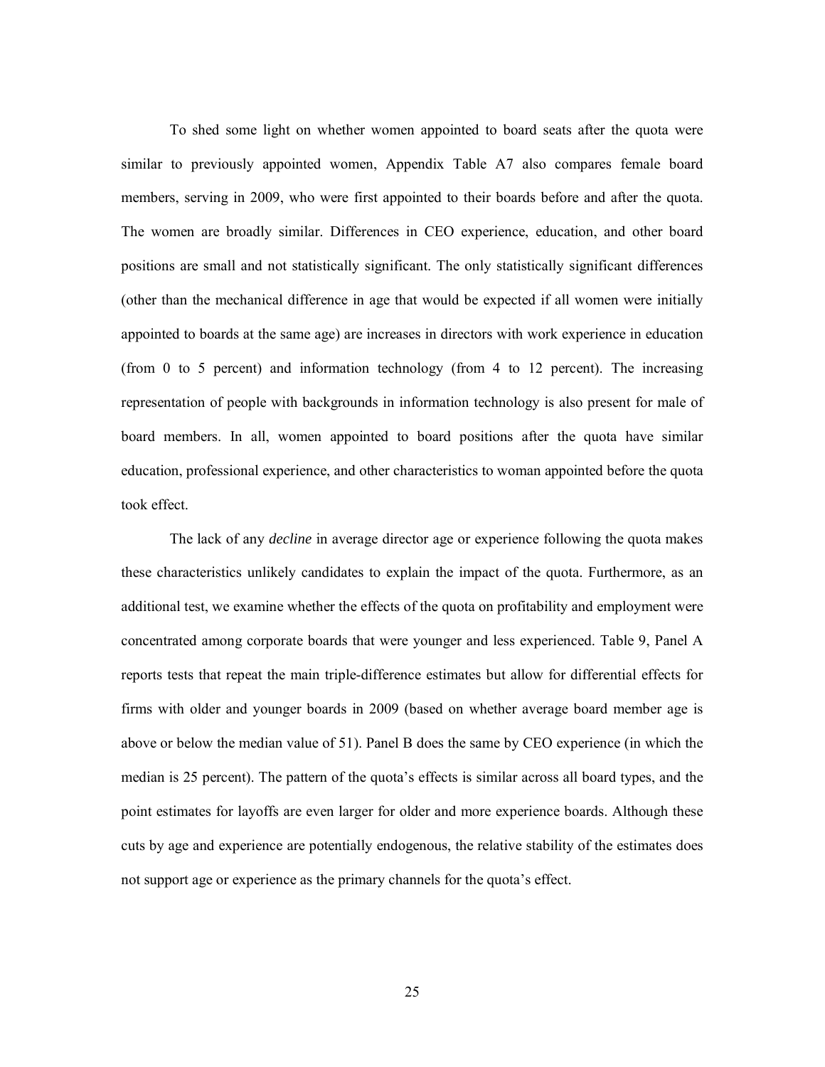To shed some light on whether women appointed to board seats after the quota were similar to previously appointed women, Appendix Table A7 also compares female board members, serving in 2009, who were first appointed to their boards before and after the quota. The women are broadly similar. Differences in CEO experience, education, and other board positions are small and not statistically significant. The only statistically significant differences (other than the mechanical difference in age that would be expected if all women were initially appointed to boards at the same age) are increases in directors with work experience in education (from 0 to 5 percent) and information technology (from 4 to 12 percent). The increasing representation of people with backgrounds in information technology is also present for male of board members. In all, women appointed to board positions after the quota have similar education, professional experience, and other characteristics to woman appointed before the quota took effect.

The lack of any *decline* in average director age or experience following the quota makes these characteristics unlikely candidates to explain the impact of the quota. Furthermore, as an additional test, we examine whether the effects of the quota on profitability and employment were concentrated among corporate boards that were younger and less experienced. Table 9, Panel A reports tests that repeat the main triple-difference estimates but allow for differential effects for firms with older and younger boards in 2009 (based on whether average board member age is above or below the median value of 51). Panel B does the same by CEO experience (in which the median is 25 percent). The pattern of the quota's effects is similar across all board types, and the point estimates for layoffs are even larger for older and more experience boards. Although these cuts by age and experience are potentially endogenous, the relative stability of the estimates does not support age or experience as the primary channels for the quota's effect.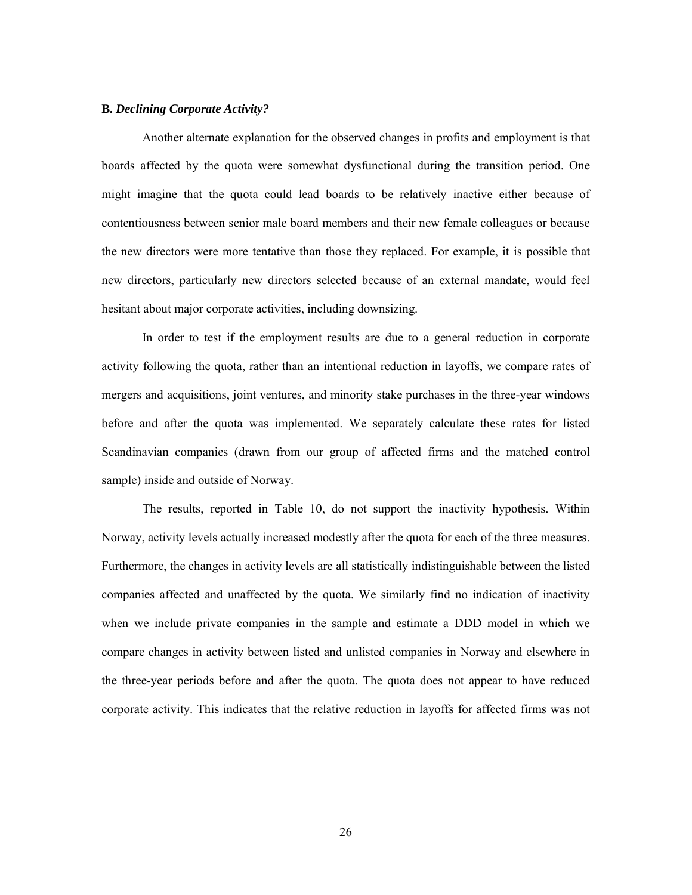**B.** ***Declining Corporate Activity?***

Another alternate explanation for the observed changes in profits and employment is that boards affected by the quota were somewhat dysfunctional during the transition period. One might imagine that the quota could lead boards to be relatively inactive either because of contentiousness between senior male board members and their new female colleagues or because the new directors were more tentative than those they replaced. For example, it is possible that new directors, particularly new directors selected because of an external mandate, would feel hesitant about major corporate activities, including downsizing.

In order to test if the employment results are due to a general reduction in corporate activity following the quota, rather than an intentional reduction in layoffs, we compare rates of mergers and acquisitions, joint ventures, and minority stake purchases in the three-year windows before and after the quota was implemented. We separately calculate these rates for listed Scandinavian companies (drawn from our group of affected firms and the matched control sample) inside and outside of Norway.

The results, reported in Table 10, do not support the inactivity hypothesis. Within Norway, activity levels actually increased modestly after the quota for each of the three measures. Furthermore, the changes in activity levels are all statistically indistinguishable between the listed companies affected and unaffected by the quota. We similarly find no indication of inactivity when we include private companies in the sample and estimate a DDD model in which we compare changes in activity between listed and unlisted companies in Norway and elsewhere in the three-year periods before and after the quota. The quota does not appear to have reduced corporate activity. This indicates that the relative reduction in layoffs for affected firms was not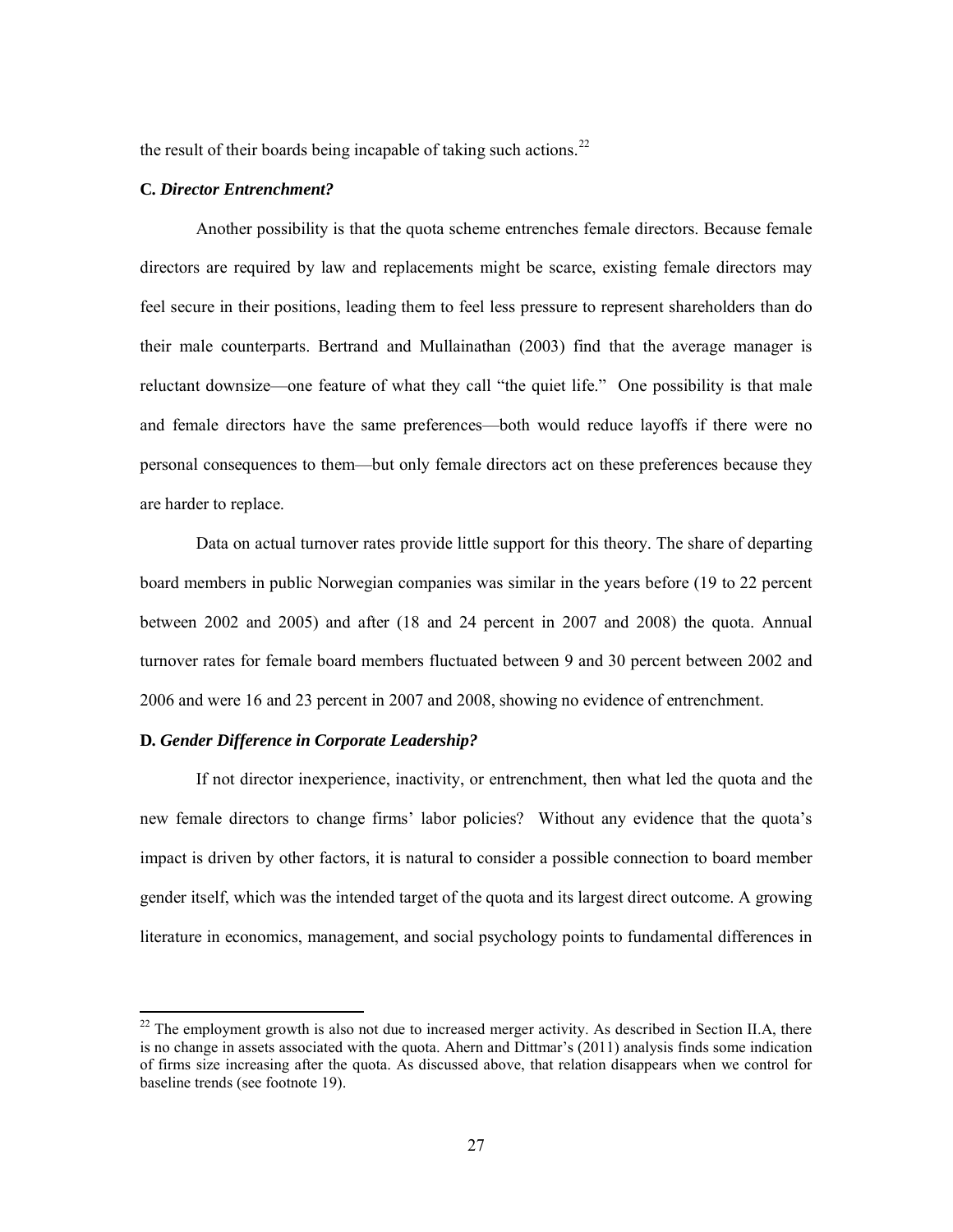the result of their boards being incapable of taking such actions.[22]

### C. *Director Entrenchment?*

Another possibility is that the quota scheme entrenches female directors. Because female directors are required by law and replacements might be scarce, existing female directors may feel secure in their positions, leading them to feel less pressure to represent shareholders than do their male counterparts. Bertrand and Mullainathan (2003) find that the average manager is reluctant downsize—one feature of what they call "the quiet life." One possibility is that male and female directors have the same preferences—both would reduce layoffs if there were no personal consequences to them—but only female directors act on these preferences because they are harder to replace.

Data on actual turnover rates provide little support for this theory. The share of departing board members in public Norwegian companies was similar in the years before (19 to 22 percent between 2002 and 2005) and after (18 and 24 percent in 2007 and 2008) the quota. Annual turnover rates for female board members fluctuated between 9 and 30 percent between 2002 and 2006 and were 16 and 23 percent in 2007 and 2008, showing no evidence of entrenchment.

### D. *Gender Difference in Corporate Leadership?*

If not director inexperience, inactivity, or entrenchment, then what led the quota and the new female directors to change firms' labor policies? Without any evidence that the quota's impact is driven by other factors, it is natural to consider a possible connection to board member gender itself, which was the intended target of the quota and its largest direct outcome. A growing literature in economics, management, and social psychology points to fundamental differences in

[22] The employment growth is also not due to increased merger activity. As described in Section II.A, there is no change in assets associated with the quota. Ahern and Dittmar's (2011) analysis finds some indication of firms size increasing after the quota. As discussed above, that relation disappears when we control for baseline trends (see footnote 19).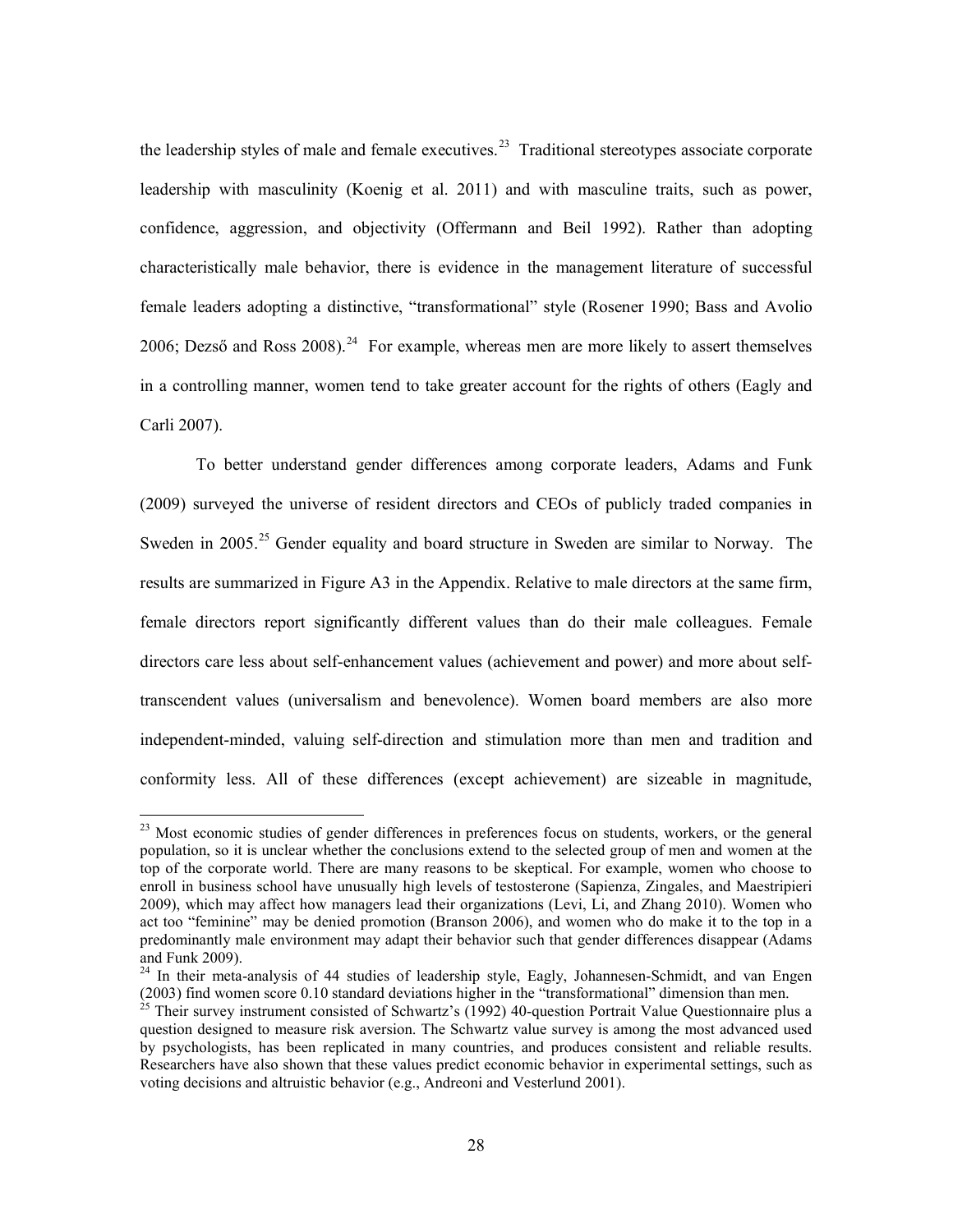the leadership styles of male and female executives.[23] Traditional stereotypes associate corporate leadership with masculinity (Koenig et al. 2011) and with masculine traits, such as power, confidence, aggression, and objectivity (Offermann and Beil 1992). Rather than adopting characteristically male behavior, there is evidence in the management literature of successful female leaders adopting a distinctive, "transformational" style (Rosener 1990; Bass and Avolio 2006; Dezső and Ross 2008).[24] For example, whereas men are more likely to assert themselves in a controlling manner, women tend to take greater account for the rights of others (Eagly and Carli 2007).

To better understand gender differences among corporate leaders, Adams and Funk (2009) surveyed the universe of resident directors and CEOs of publicly traded companies in Sweden in 2005.[25] Gender equality and board structure in Sweden are similar to Norway. The results are summarized in Figure A3 in the Appendix. Relative to male directors at the same firm, female directors report significantly different values than do their male colleagues. Female directors care less about self-enhancement values (achievement and power) and more about self-transcendent values (universalism and benevolence). Women board members are also more independent-minded, valuing self-direction and stimulation more than men and tradition and conformity less. All of these differences (except achievement) are sizeable in magnitude,

---

[23] Most economic studies of gender differences in preferences focus on students, workers, or the general population, so it is unclear whether the conclusions extend to the selected group of men and women at the top of the corporate world. There are many reasons to be skeptical. For example, women who choose to enroll in business school have unusually high levels of testosterone (Sapienza, Zingales, and Maestripieri 2009), which may affect how managers lead their organizations (Levi, Li, and Zhang 2010). Women who act too "feminine" may be denied promotion (Branson 2006), and women who do make it to the top in a predominantly male environment may adapt their behavior such that gender differences disappear (Adams and Funk 2009).

[24] In their meta-analysis of 44 studies of leadership style, Eagly, Johannesen-Schmidt, and van Engen (2003) find women score 0.10 standard deviations higher in the "transformational" dimension than men.

[25] Their survey instrument consisted of Schwartz's (1992) 40-question Portrait Value Questionnaire plus a question designed to measure risk aversion. The Schwartz value survey is among the most advanced used by psychologists, has been replicated in many countries, and produces consistent and reliable results. Researchers have also shown that these values predict economic behavior in experimental settings, such as voting decisions and altruistic behavior (e.g., Andreoni and Vesterlund 2001).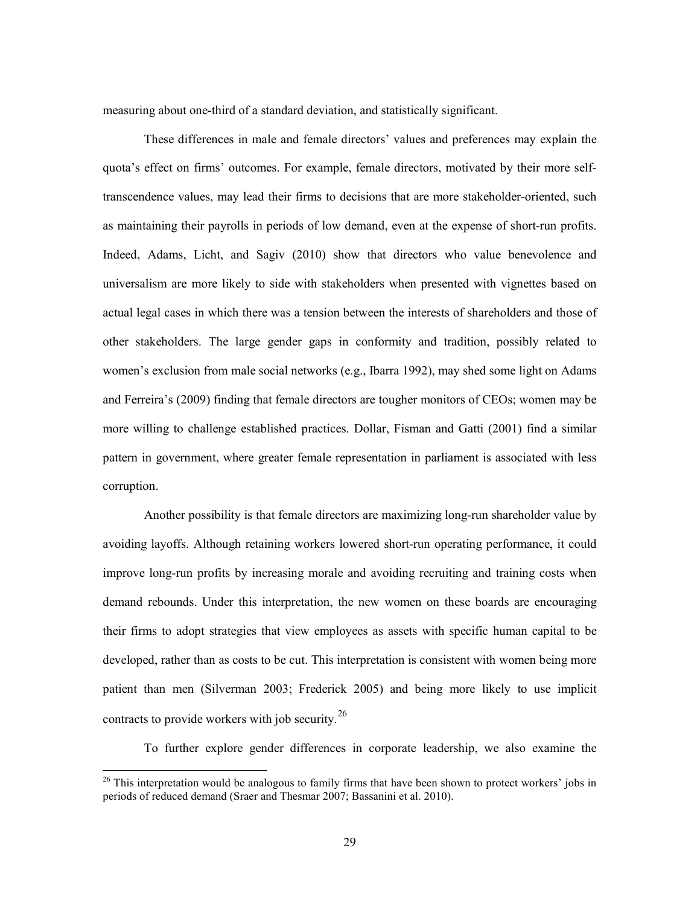measuring about one-third of a standard deviation, and statistically significant.

These differences in male and female directors' values and preferences may explain the quota's effect on firms' outcomes. For example, female directors, motivated by their more self-transcendence values, may lead their firms to decisions that are more stakeholder-oriented, such as maintaining their payrolls in periods of low demand, even at the expense of short-run profits. Indeed, Adams, Licht, and Sagiv (2010) show that directors who value benevolence and universalism are more likely to side with stakeholders when presented with vignettes based on actual legal cases in which there was a tension between the interests of shareholders and those of other stakeholders. The large gender gaps in conformity and tradition, possibly related to women's exclusion from male social networks (e.g., Ibarra 1992), may shed some light on Adams and Ferreira's (2009) finding that female directors are tougher monitors of CEOs; women may be more willing to challenge established practices. Dollar, Fisman and Gatti (2001) find a similar pattern in government, where greater female representation in parliament is associated with less corruption.

Another possibility is that female directors are maximizing long-run shareholder value by avoiding layoffs. Although retaining workers lowered short-run operating performance, it could improve long-run profits by increasing morale and avoiding recruiting and training costs when demand rebounds. Under this interpretation, the new women on these boards are encouraging their firms to adopt strategies that view employees as assets with specific human capital to be developed, rather than as costs to be cut. This interpretation is consistent with women being more patient than men (Silverman 2003; Frederick 2005) and being more likely to use implicit contracts to provide workers with job security.[26]

To further explore gender differences in corporate leadership, we also examine the

[26] This interpretation would be analogous to family firms that have been shown to protect workers' jobs in periods of reduced demand (Sraer and Thesmar 2007; Bassanini et al. 2010).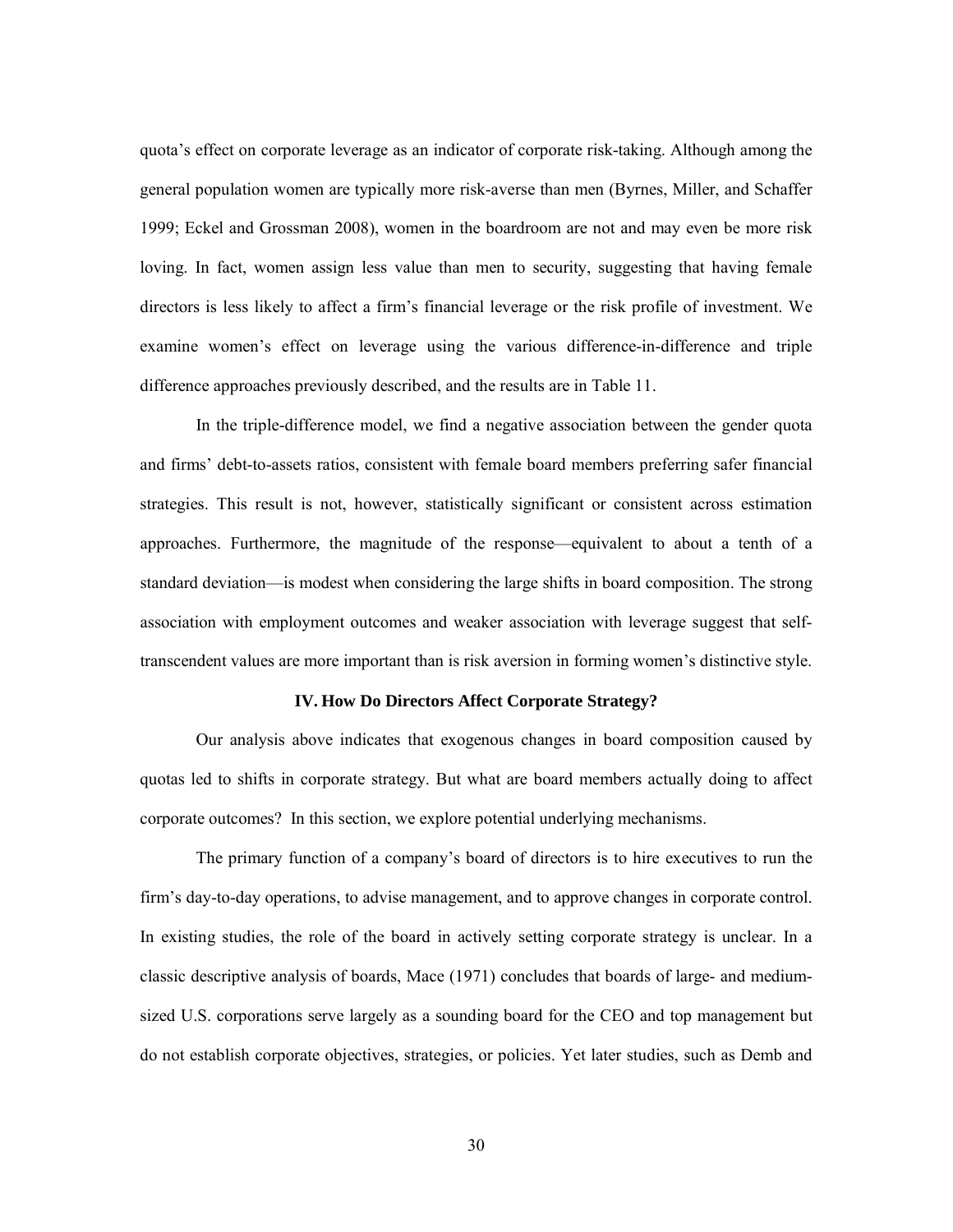quota's effect on corporate leverage as an indicator of corporate risk-taking. Although among the general population women are typically more risk-averse than men (Byrnes, Miller, and Schaffer 1999; Eckel and Grossman 2008), women in the boardroom are not and may even be more risk loving. In fact, women assign less value than men to security, suggesting that having female directors is less likely to affect a firm's financial leverage or the risk profile of investment. We examine women's effect on leverage using the various difference-in-difference and triple difference approaches previously described, and the results are in Table 11.

In the triple-difference model, we find a negative association between the gender quota and firms' debt-to-assets ratios, consistent with female board members preferring safer financial strategies. This result is not, however, statistically significant or consistent across estimation approaches. Furthermore, the magnitude of the response—equivalent to about a tenth of a standard deviation—is modest when considering the large shifts in board composition. The strong association with employment outcomes and weaker association with leverage suggest that self-transcendent values are more important than is risk aversion in forming women's distinctive style.

## IV. How Do Directors Affect Corporate Strategy?

Our analysis above indicates that exogenous changes in board composition caused by quotas led to shifts in corporate strategy. But what are board members actually doing to affect corporate outcomes? In this section, we explore potential underlying mechanisms.

The primary function of a company's board of directors is to hire executives to run the firm's day-to-day operations, to advise management, and to approve changes in corporate control. In existing studies, the role of the board in actively setting corporate strategy is unclear. In a classic descriptive analysis of boards, Mace (1971) concludes that boards of large- and medium-sized U.S. corporations serve largely as a sounding board for the CEO and top management but do not establish corporate objectives, strategies, or policies. Yet later studies, such as Demb and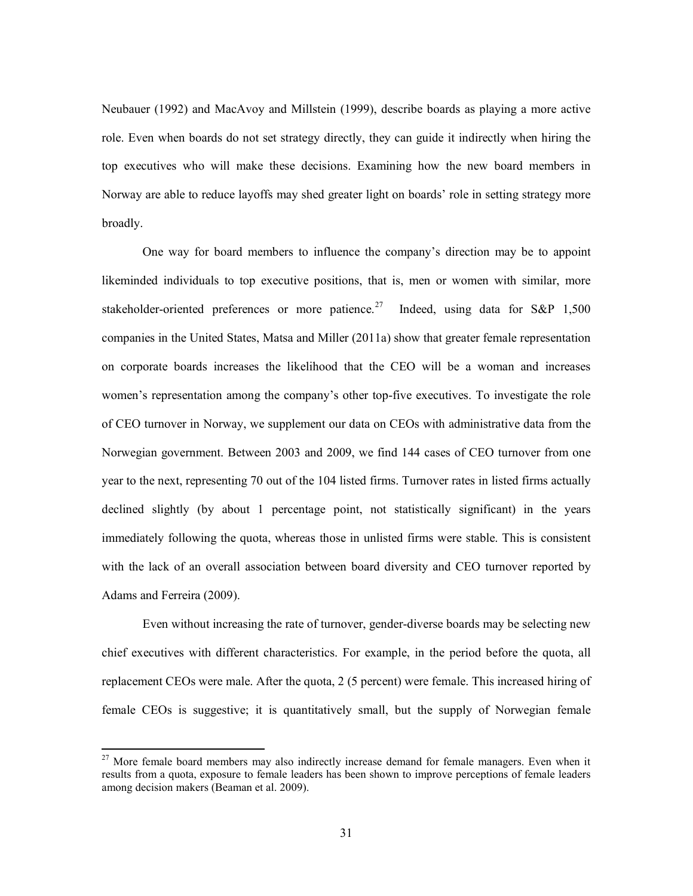Neubauer (1992) and MacAvoy and Millstein (1999), describe boards as playing a more active role. Even when boards do not set strategy directly, they can guide it indirectly when hiring the top executives who will make these decisions. Examining how the new board members in Norway are able to reduce layoffs may shed greater light on boards' role in setting strategy more broadly.

One way for board members to influence the company's direction may be to appoint likeminded individuals to top executive positions, that is, men or women with similar, more stakeholder-oriented preferences or more patience.[27] Indeed, using data for S&P 1,500 companies in the United States, Matsa and Miller (2011a) show that greater female representation on corporate boards increases the likelihood that the CEO will be a woman and increases women's representation among the company's other top-five executives. To investigate the role of CEO turnover in Norway, we supplement our data on CEOs with administrative data from the Norwegian government. Between 2003 and 2009, we find 144 cases of CEO turnover from one year to the next, representing 70 out of the 104 listed firms. Turnover rates in listed firms actually declined slightly (by about 1 percentage point, not statistically significant) in the years immediately following the quota, whereas those in unlisted firms were stable. This is consistent with the lack of an overall association between board diversity and CEO turnover reported by Adams and Ferreira (2009).

Even without increasing the rate of turnover, gender-diverse boards may be selecting new chief executives with different characteristics. For example, in the period before the quota, all replacement CEOs were male. After the quota, 2 (5 percent) were female. This increased hiring of female CEOs is suggestive; it is quantitatively small, but the supply of Norwegian female

[27] More female board members may also indirectly increase demand for female managers. Even when it results from a quota, exposure to female leaders has been shown to improve perceptions of female leaders among decision makers (Beaman et al. 2009).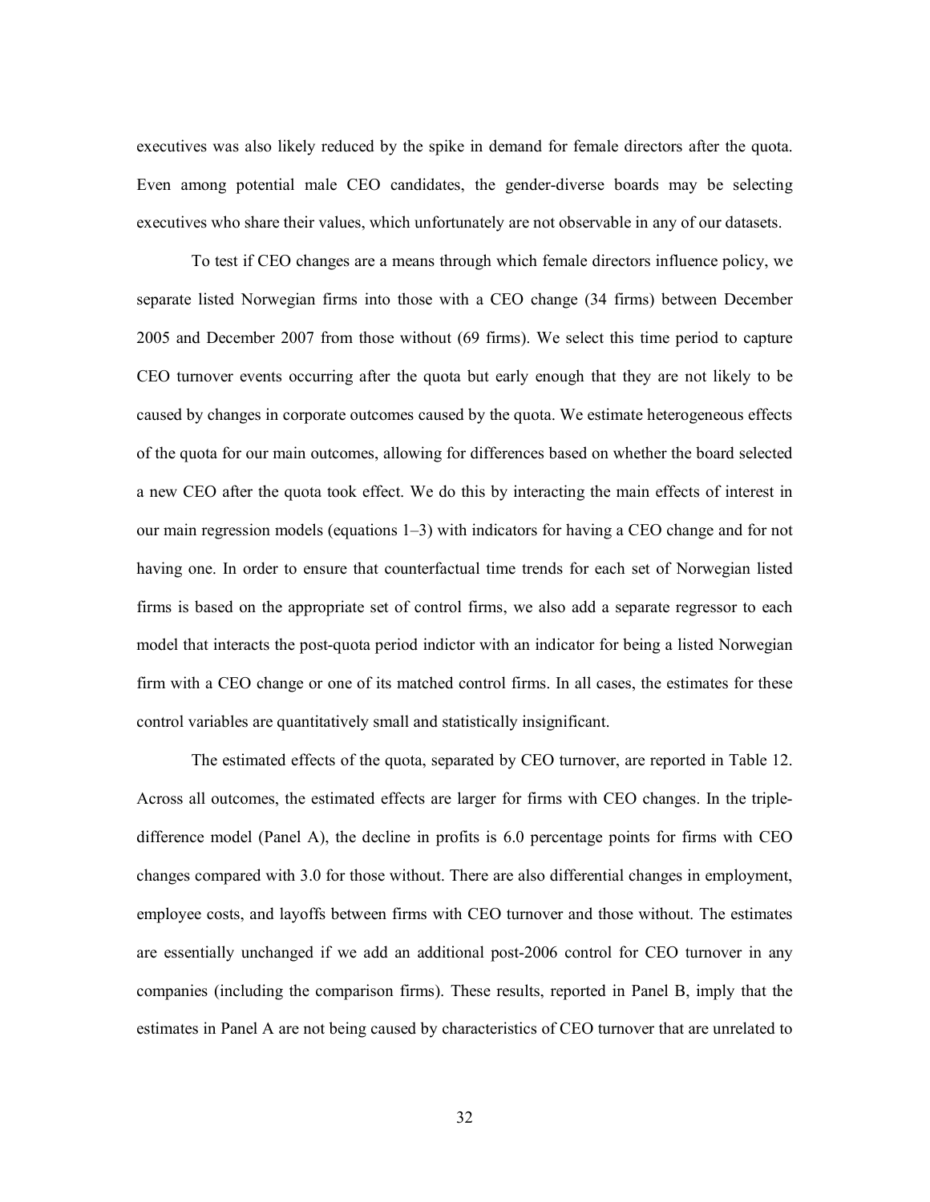executives was also likely reduced by the spike in demand for female directors after the quota. Even among potential male CEO candidates, the gender-diverse boards may be selecting executives who share their values, which unfortunately are not observable in any of our datasets.

To test if CEO changes are a means through which female directors influence policy, we separate listed Norwegian firms into those with a CEO change (34 firms) between December 2005 and December 2007 from those without (69 firms). We select this time period to capture CEO turnover events occurring after the quota but early enough that they are not likely to be caused by changes in corporate outcomes caused by the quota. We estimate heterogeneous effects of the quota for our main outcomes, allowing for differences based on whether the board selected a new CEO after the quota took effect. We do this by interacting the main effects of interest in our main regression models (equations 1–3) with indicators for having a CEO change and for not having one. In order to ensure that counterfactual time trends for each set of Norwegian listed firms is based on the appropriate set of control firms, we also add a separate regressor to each model that interacts the post-quota period indictor with an indicator for being a listed Norwegian firm with a CEO change or one of its matched control firms. In all cases, the estimates for these control variables are quantitatively small and statistically insignificant.

The estimated effects of the quota, separated by CEO turnover, are reported in Table 12. Across all outcomes, the estimated effects are larger for firms with CEO changes. In the triple-difference model (Panel A), the decline in profits is 6.0 percentage points for firms with CEO changes compared with 3.0 for those without. There are also differential changes in employment, employee costs, and layoffs between firms with CEO turnover and those without. The estimates are essentially unchanged if we add an additional post-2006 control for CEO turnover in any companies (including the comparison firms). These results, reported in Panel B, imply that the estimates in Panel A are not being caused by characteristics of CEO turnover that are unrelated to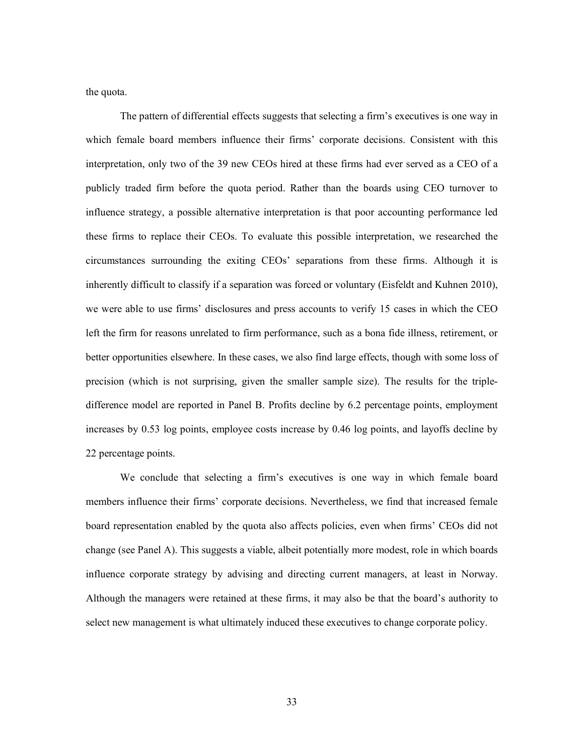the quota.

The pattern of differential effects suggests that selecting a firm's executives is one way in which female board members influence their firms' corporate decisions. Consistent with this interpretation, only two of the 39 new CEOs hired at these firms had ever served as a CEO of a publicly traded firm before the quota period. Rather than the boards using CEO turnover to influence strategy, a possible alternative interpretation is that poor accounting performance led these firms to replace their CEOs. To evaluate this possible interpretation, we researched the circumstances surrounding the exiting CEOs' separations from these firms. Although it is inherently difficult to classify if a separation was forced or voluntary (Eisfeldt and Kuhnen 2010), we were able to use firms' disclosures and press accounts to verify 15 cases in which the CEO left the firm for reasons unrelated to firm performance, such as a bona fide illness, retirement, or better opportunities elsewhere. In these cases, we also find large effects, though with some loss of precision (which is not surprising, given the smaller sample size). The results for the triple-difference model are reported in Panel B. Profits decline by 6.2 percentage points, employment increases by 0.53 log points, employee costs increase by 0.46 log points, and layoffs decline by 22 percentage points.

We conclude that selecting a firm's executives is one way in which female board members influence their firms' corporate decisions. Nevertheless, we find that increased female board representation enabled by the quota also affects policies, even when firms' CEOs did not change (see Panel A). This suggests a viable, albeit potentially more modest, role in which boards influence corporate strategy by advising and directing current managers, at least in Norway. Although the managers were retained at these firms, it may also be that the board's authority to select new management is what ultimately induced these executives to change corporate policy.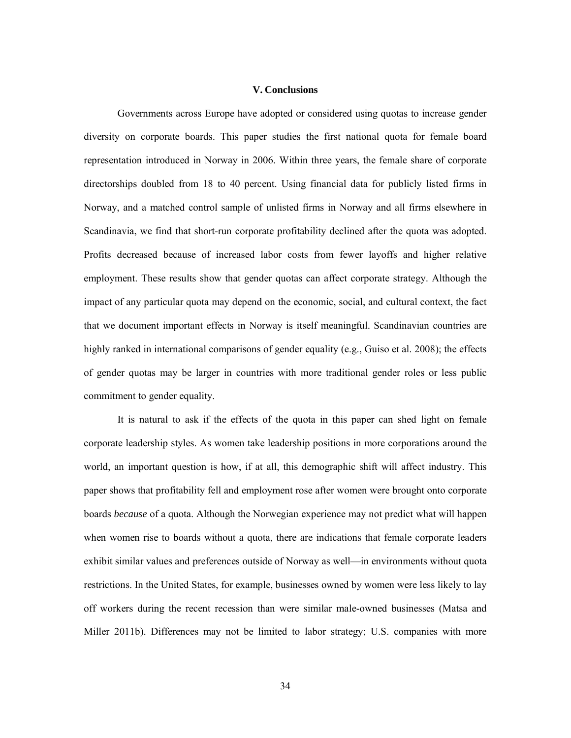## V. Conclusions

Governments across Europe have adopted or considered using quotas to increase gender diversity on corporate boards. This paper studies the first national quota for female board representation introduced in Norway in 2006. Within three years, the female share of corporate directorships doubled from 18 to 40 percent. Using financial data for publicly listed firms in Norway, and a matched control sample of unlisted firms in Norway and all firms elsewhere in Scandinavia, we find that short-run corporate profitability declined after the quota was adopted. Profits decreased because of increased labor costs from fewer layoffs and higher relative employment. These results show that gender quotas can affect corporate strategy. Although the impact of any particular quota may depend on the economic, social, and cultural context, the fact that we document important effects in Norway is itself meaningful. Scandinavian countries are highly ranked in international comparisons of gender equality (e.g., Guiso et al. 2008); the effects of gender quotas may be larger in countries with more traditional gender roles or less public commitment to gender equality.

It is natural to ask if the effects of the quota in this paper can shed light on female corporate leadership styles. As women take leadership positions in more corporations around the world, an important question is how, if at all, this demographic shift will affect industry. This paper shows that profitability fell and employment rose after women were brought onto corporate boards *because* of a quota. Although the Norwegian experience may not predict what will happen when women rise to boards without a quota, there are indications that female corporate leaders exhibit similar values and preferences outside of Norway as well—in environments without quota restrictions. In the United States, for example, businesses owned by women were less likely to lay off workers during the recent recession than were similar male-owned businesses (Matsa and Miller 2011b). Differences may not be limited to labor strategy; U.S. companies with more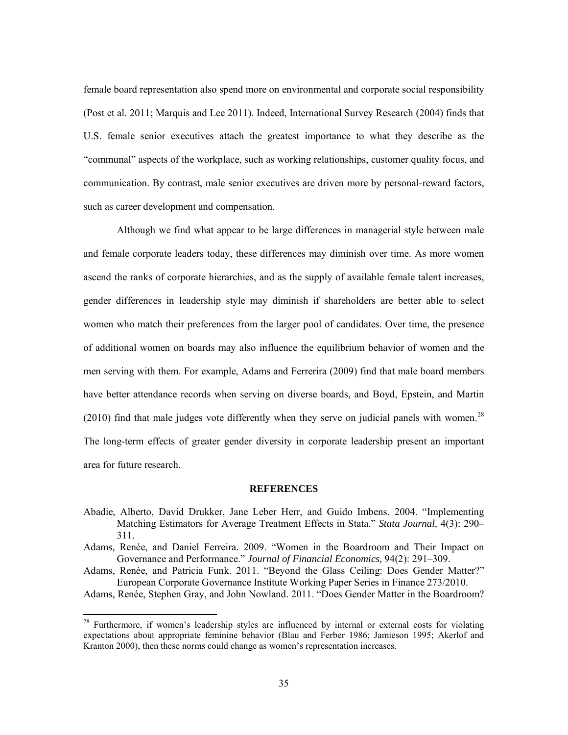female board representation also spend more on environmental and corporate social responsibility (Post et al. 2011; Marquis and Lee 2011). Indeed, International Survey Research (2004) finds that U.S. female senior executives attach the greatest importance to what they describe as the "communal" aspects of the workplace, such as working relationships, customer quality focus, and communication. By contrast, male senior executives are driven more by personal-reward factors, such as career development and compensation.

Although we find what appear to be large differences in managerial style between male and female corporate leaders today, these differences may diminish over time. As more women ascend the ranks of corporate hierarchies, and as the supply of available female talent increases, gender differences in leadership style may diminish if shareholders are better able to select women who match their preferences from the larger pool of candidates. Over time, the presence of additional women on boards may also influence the equilibrium behavior of women and the men serving with them. For example, Adams and Ferrerira (2009) find that male board members have better attendance records when serving on diverse boards, and Boyd, Epstein, and Martin (2010) find that male judges vote differently when they serve on judicial panels with women.[28] The long-term effects of greater gender diversity in corporate leadership present an important area for future research.

## REFERENCES

Abadie, Alberto, David Drukker, Jane Leber Herr, and Guido Imbens. 2004. "Implementing Matching Estimators for Average Treatment Effects in Stata." *Stata Journal,* 4(3): 290–311.

Adams, Renée, and Daniel Ferreira. 2009. "Women in the Boardroom and Their Impact on Governance and Performance." *Journal of Financial Economics,* 94(2): 291–309.

Adams, Renée, and Patricia Funk. 2011. "Beyond the Glass Ceiling: Does Gender Matter?" European Corporate Governance Institute Working Paper Series in Finance 273/2010.

Adams, Renée, Stephen Gray, and John Nowland. 2011. "Does Gender Matter in the Boardroom?

[28] Furthermore, if women's leadership styles are influenced by internal or external costs for violating expectations about appropriate feminine behavior (Blau and Ferber 1986; Jamieson 1995; Akerlof and Kranton 2000), then these norms could change as women's representation increases.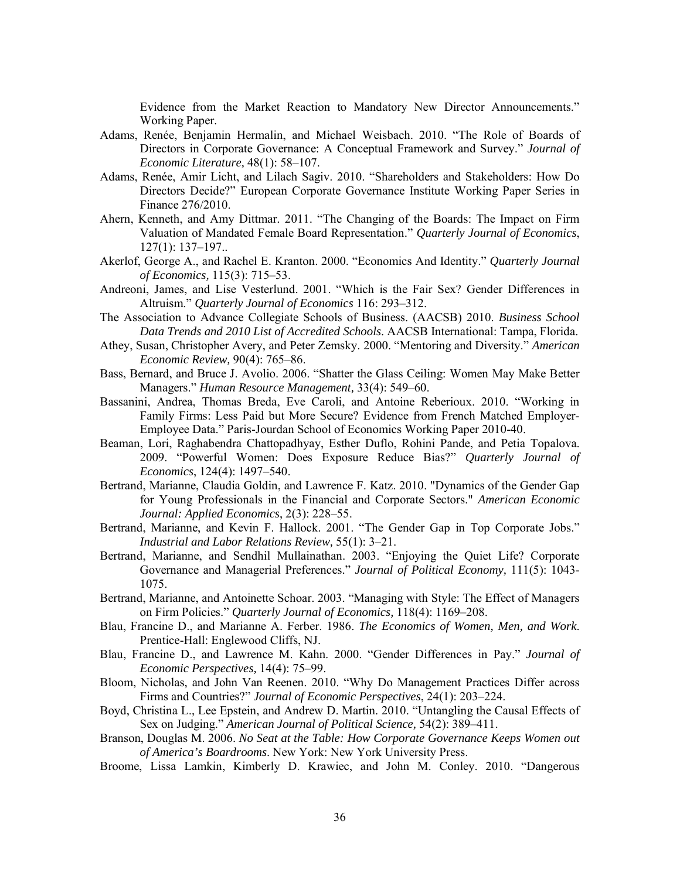Evidence from the Market Reaction to Mandatory New Director Announcements." Working Paper.

Adams, Renée, Benjamin Hermalin, and Michael Weisbach. 2010. "The Role of Boards of Directors in Corporate Governance: A Conceptual Framework and Survey." *Journal of Economic Literature,* 48(1): 58–107.

Adams, Renée, Amir Licht, and Lilach Sagiv. 2010. "Shareholders and Stakeholders: How Do Directors Decide?" European Corporate Governance Institute Working Paper Series in Finance 276/2010.

Ahern, Kenneth, and Amy Dittmar. 2011. "The Changing of the Boards: The Impact on Firm Valuation of Mandated Female Board Representation." *Quarterly Journal of Economics*, 127(1): 137–197..

Akerlof, George A., and Rachel E. Kranton. 2000. "Economics And Identity." *Quarterly Journal of Economics,* 115(3): 715–53.

Andreoni, James, and Lise Vesterlund. 2001. "Which is the Fair Sex? Gender Differences in Altruism." *Quarterly Journal of Economics* 116: 293–312.

The Association to Advance Collegiate Schools of Business. (AACSB) 2010. *Business School Data Trends and 2010 List of Accredited Schools*. AACSB International: Tampa, Florida.

Athey, Susan, Christopher Avery, and Peter Zemsky. 2000. "Mentoring and Diversity." *American Economic Review,* 90(4): 765–86.

Bass, Bernard, and Bruce J. Avolio. 2006. "Shatter the Glass Ceiling: Women May Make Better Managers." *Human Resource Management,* 33(4): 549–60.

Bassanini, Andrea, Thomas Breda, Eve Caroli, and Antoine Reberioux. 2010. "Working in Family Firms: Less Paid but More Secure? Evidence from French Matched Employer-Employee Data." Paris-Jourdan School of Economics Working Paper 2010-40.

Beaman, Lori, Raghabendra Chattopadhyay, Esther Duflo, Rohini Pande, and Petia Topalova. 2009. "Powerful Women: Does Exposure Reduce Bias?" *Quarterly Journal of Economics*, 124(4): 1497–540.

Bertrand, Marianne, Claudia Goldin, and Lawrence F. Katz. 2010. "Dynamics of the Gender Gap for Young Professionals in the Financial and Corporate Sectors." *American Economic Journal: Applied Economics*, 2(3): 228–55.

Bertrand, Marianne, and Kevin F. Hallock. 2001. "The Gender Gap in Top Corporate Jobs." *Industrial and Labor Relations Review,* 55(1): 3–21.

Bertrand, Marianne, and Sendhil Mullainathan. 2003. "Enjoying the Quiet Life? Corporate Governance and Managerial Preferences." *Journal of Political Economy,* 111(5): 1043-1075.

Bertrand, Marianne, and Antoinette Schoar. 2003. "Managing with Style: The Effect of Managers on Firm Policies." *Quarterly Journal of Economics,* 118(4): 1169–208.

Blau, Francine D., and Marianne A. Ferber. 1986. *The Economics of Women, Men, and Work*. Prentice-Hall: Englewood Cliffs, NJ.

Blau, Francine D., and Lawrence M. Kahn. 2000. "Gender Differences in Pay." *Journal of Economic Perspectives,* 14(4): 75–99.

Bloom, Nicholas, and John Van Reenen. 2010. "Why Do Management Practices Differ across Firms and Countries?" *Journal of Economic Perspectives*, 24(1): 203–224.

Boyd, Christina L., Lee Epstein, and Andrew D. Martin. 2010. "Untangling the Causal Effects of Sex on Judging." *American Journal of Political Science,* 54(2): 389–411.

Branson, Douglas M. 2006. *No Seat at the Table: How Corporate Governance Keeps Women out of America's Boardrooms*. New York: New York University Press.

Broome, Lissa Lamkin, Kimberly D. Krawiec, and John M. Conley. 2010. "Dangerous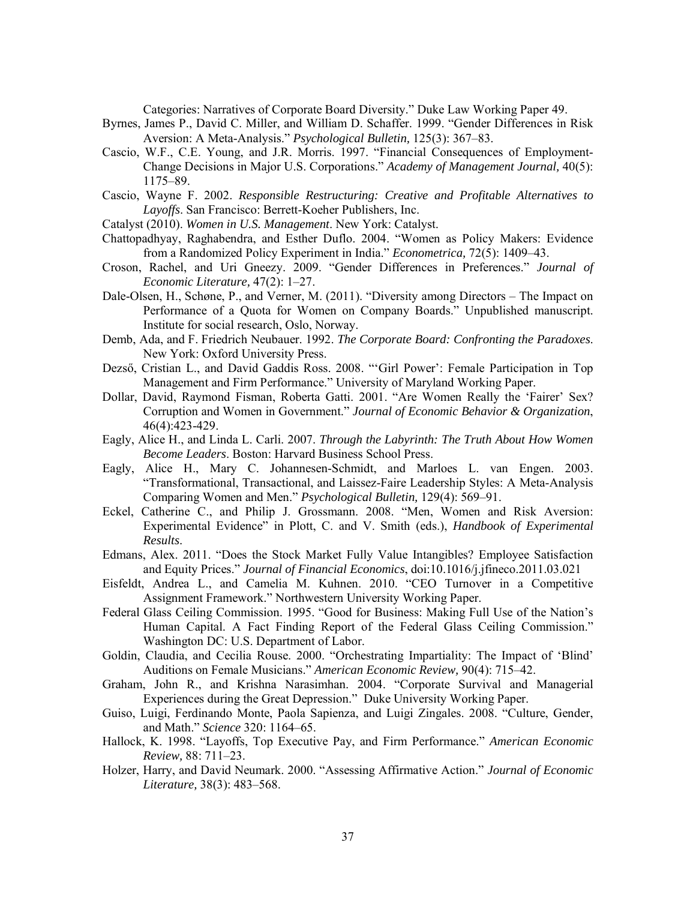Categories: Narratives of Corporate Board Diversity." Duke Law Working Paper 49.

Byrnes, James P., David C. Miller, and William D. Schaffer. 1999. "Gender Differences in Risk Aversion: A Meta-Analysis." *Psychological Bulletin,* 125(3): 367–83.

Cascio, W.F., C.E. Young, and J.R. Morris. 1997. "Financial Consequences of Employment-Change Decisions in Major U.S. Corporations." *Academy of Management Journal,* 40(5): 1175–89.

Cascio, Wayne F. 2002. *Responsible Restructuring: Creative and Profitable Alternatives to Layoffs*. San Francisco: Berrett-Koeher Publishers, Inc.

Catalyst (2010). *Women in U.S. Management*. New York: Catalyst.

Chattopadhyay, Raghabendra, and Esther Duflo. 2004. "Women as Policy Makers: Evidence from a Randomized Policy Experiment in India." *Econometrica,* 72(5): 1409–43.

Croson, Rachel, and Uri Gneezy. 2009. "Gender Differences in Preferences." *Journal of Economic Literature,* 47(2): 1–27.

Dale-Olsen, H., Schøne, P., and Verner, M. (2011). "Diversity among Directors – The Impact on Performance of a Quota for Women on Company Boards." Unpublished manuscript. Institute for social research, Oslo, Norway.

Demb, Ada, and F. Friedrich Neubauer. 1992. *The Corporate Board: Confronting the Paradoxes.* New York: Oxford University Press.

Dezső, Cristian L., and David Gaddis Ross. 2008. "'Girl Power': Female Participation in Top Management and Firm Performance." University of Maryland Working Paper.

Dollar, David, Raymond Fisman, Roberta Gatti. 2001. "Are Women Really the 'Fairer' Sex? Corruption and Women in Government." *Journal of Economic Behavior & Organization*, 46(4):423-429.

Eagly, Alice H., and Linda L. Carli. 2007. *Through the Labyrinth: The Truth About How Women Become Leaders*. Boston: Harvard Business School Press.

Eagly, Alice H., Mary C. Johannesen-Schmidt, and Marloes L. van Engen. 2003. "Transformational, Transactional, and Laissez-Faire Leadership Styles: A Meta-Analysis Comparing Women and Men." *Psychological Bulletin,* 129(4): 569–91.

Eckel, Catherine C., and Philip J. Grossmann. 2008. "Men, Women and Risk Aversion: Experimental Evidence" in Plott, C. and V. Smith (eds.), *Handbook of Experimental Results*.

Edmans, Alex. 2011. "Does the Stock Market Fully Value Intangibles? Employee Satisfaction and Equity Prices." *Journal of Financial Economics*, doi:10.1016/j.jfineco.2011.03.021

Eisfeldt, Andrea L., and Camelia M. Kuhnen. 2010. "CEO Turnover in a Competitive Assignment Framework." Northwestern University Working Paper.

Federal Glass Ceiling Commission. 1995. "Good for Business: Making Full Use of the Nation's Human Capital. A Fact Finding Report of the Federal Glass Ceiling Commission." Washington DC: U.S. Department of Labor.

Goldin, Claudia, and Cecilia Rouse. 2000. "Orchestrating Impartiality: The Impact of 'Blind' Auditions on Female Musicians." *American Economic Review,* 90(4): 715–42.

Graham, John R., and Krishna Narasimhan. 2004. "Corporate Survival and Managerial Experiences during the Great Depression." Duke University Working Paper.

Guiso, Luigi, Ferdinando Monte, Paola Sapienza, and Luigi Zingales. 2008. "Culture, Gender, and Math." *Science* 320: 1164–65.

Hallock, K. 1998. "Layoffs, Top Executive Pay, and Firm Performance." *American Economic Review,* 88: 711–23.

Holzer, Harry, and David Neumark. 2000. "Assessing Affirmative Action." *Journal of Economic Literature,* 38(3): 483–568.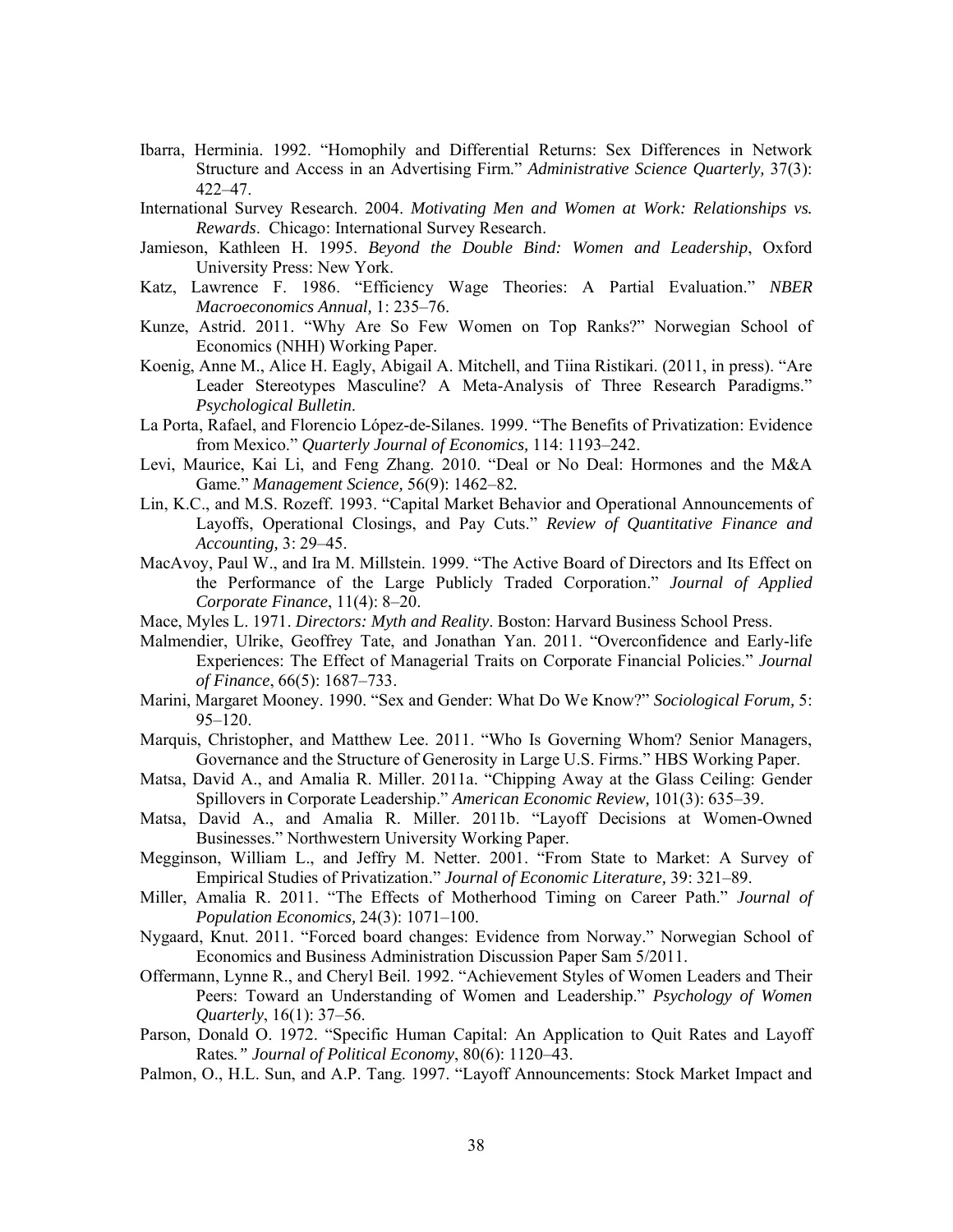Ibarra, Herminia. 1992. "Homophily and Differential Returns: Sex Differences in Network Structure and Access in an Advertising Firm." *Administrative Science Quarterly,* 37(3): 422–47.

International Survey Research. 2004. *Motivating Men and Women at Work: Relationships vs. Rewards*. Chicago: International Survey Research.

Jamieson, Kathleen H. 1995. *Beyond the Double Bind: Women and Leadership*, Oxford University Press: New York.

Katz, Lawrence F. 1986. "Efficiency Wage Theories: A Partial Evaluation." *NBER Macroeconomics Annual,* 1: 235–76.

Kunze, Astrid. 2011. "Why Are So Few Women on Top Ranks?" Norwegian School of Economics (NHH) Working Paper.

Koenig, Anne M., Alice H. Eagly, Abigail A. Mitchell, and Tiina Ristikari. (2011, in press). "Are Leader Stereotypes Masculine? A Meta-Analysis of Three Research Paradigms." *Psychological Bulletin*.

La Porta, Rafael, and Florencio López-de-Silanes. 1999. "The Benefits of Privatization: Evidence from Mexico." *Quarterly Journal of Economics,* 114: 1193–242.

Levi, Maurice, Kai Li, and Feng Zhang. 2010. "Deal or No Deal: Hormones and the M&A Game." *Management Science,* 56(9): 1462–82*.*

Lin, K.C., and M.S. Rozeff. 1993. "Capital Market Behavior and Operational Announcements of Layoffs, Operational Closings, and Pay Cuts." *Review of Quantitative Finance and Accounting,* 3: 29–45.

MacAvoy, Paul W., and Ira M. Millstein. 1999. "The Active Board of Directors and Its Effect on the Performance of the Large Publicly Traded Corporation." *Journal of Applied Corporate Finance*, 11(4): 8–20.

Mace, Myles L. 1971. *Directors: Myth and Reality*. Boston: Harvard Business School Press.

Malmendier, Ulrike, Geoffrey Tate, and Jonathan Yan. 2011. "Overconfidence and Early-life Experiences: The Effect of Managerial Traits on Corporate Financial Policies." *Journal of Finance*, 66(5): 1687–733.

Marini, Margaret Mooney. 1990. "Sex and Gender: What Do We Know?" *Sociological Forum,* 5: 95–120.

Marquis, Christopher, and Matthew Lee. 2011. "Who Is Governing Whom? Senior Managers, Governance and the Structure of Generosity in Large U.S. Firms." HBS Working Paper.

Matsa, David A., and Amalia R. Miller. 2011a. "Chipping Away at the Glass Ceiling: Gender Spillovers in Corporate Leadership." *American Economic Review,* 101(3): 635–39.

Matsa, David A., and Amalia R. Miller. 2011b. "Layoff Decisions at Women-Owned Businesses." Northwestern University Working Paper.

Megginson, William L., and Jeffry M. Netter. 2001. "From State to Market: A Survey of Empirical Studies of Privatization." *Journal of Economic Literature,* 39: 321–89.

Miller, Amalia R. 2011. "The Effects of Motherhood Timing on Career Path." *Journal of Population Economics,* 24(3): 1071–100.

Nygaard, Knut. 2011. "Forced board changes: Evidence from Norway." Norwegian School of Economics and Business Administration Discussion Paper Sam 5/2011.

Offermann, Lynne R., and Cheryl Beil. 1992. "Achievement Styles of Women Leaders and Their Peers: Toward an Understanding of Women and Leadership." *Psychology of Women Quarterly*, 16(1): 37–56.

Parson, Donald O. 1972. "Specific Human Capital: An Application to Quit Rates and Layoff Rates*." Journal of Political Economy*, 80(6): 1120–43.

Palmon, O., H.L. Sun, and A.P. Tang. 1997. "Layoff Announcements: Stock Market Impact and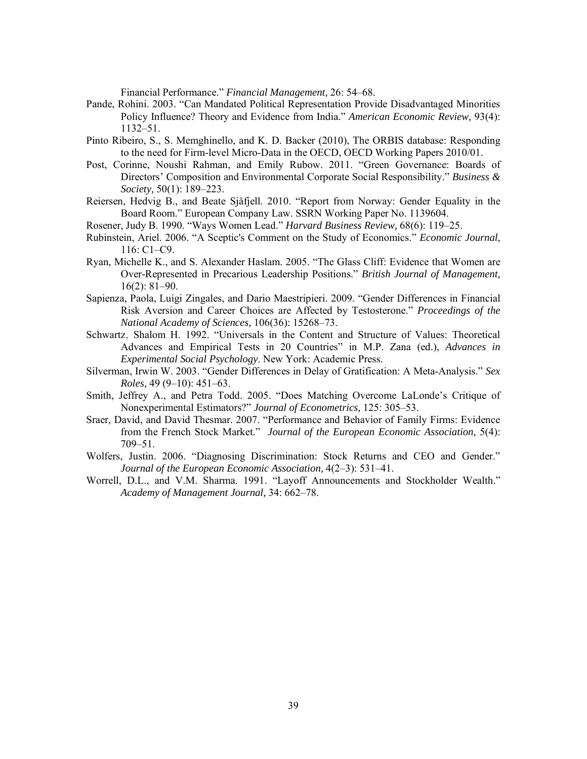Financial Performance." *Financial Management,* 26: 54–68.

Pande, Rohini. 2003. "Can Mandated Political Representation Provide Disadvantaged Minorities Policy Influence? Theory and Evidence from India." *American Economic Review,* 93(4): 1132–51.

Pinto Ribeiro, S., S. Memghinello, and K. D. Backer (2010), The ORBIS database: Responding to the need for Firm-level Micro-Data in the OECD, OECD Working Papers 2010/01.

Post, Corinne, Noushi Rahman, and Emily Rubow. 2011. "Green Governance: Boards of Directors' Composition and Environmental Corporate Social Responsibility." *Business & Society,* 50(1): 189–223.

Reiersen, Hedvig B., and Beate Sjåfjell. 2010. "Report from Norway: Gender Equality in the Board Room." European Company Law. SSRN Working Paper No. 1139604.

Rosener, Judy B. 1990. "Ways Women Lead." *Harvard Business Review,* 68(6): 119–25.

Rubinstein, Ariel. 2006. "A Sceptic's Comment on the Study of Economics." *Economic Journal*, 116: C1–C9.

Ryan, Michelle K., and S. Alexander Haslam. 2005. "The Glass Cliff: Evidence that Women are Over-Represented in Precarious Leadership Positions." *British Journal of Management,* 16(2): 81–90.

Sapienza, Paola, Luigi Zingales, and Dario Maestripieri. 2009. "Gender Differences in Financial Risk Aversion and Career Choices are Affected by Testosterone." *Proceedings of the National Academy of Sciences,* 106(36): 15268–73.

Schwartz, Shalom H. 1992. "Universals in the Content and Structure of Values: Theoretical Advances and Empirical Tests in 20 Countries" in M.P. Zana (ed.), *Advances in Experimental Social Psychology*. New York: Academic Press.

Silverman, Irwin W. 2003. "Gender Differences in Delay of Gratification: A Meta-Analysis." *Sex Roles,* 49 (9–10): 451–63.

Smith, Jeffrey A., and Petra Todd. 2005. "Does Matching Overcome LaLonde's Critique of Nonexperimental Estimators?" *Journal of Econometrics,* 125: 305–53.

Sraer, David, and David Thesmar. 2007. "Performance and Behavior of Family Firms: Evidence from the French Stock Market." *Journal of the European Economic Association,* 5(4): 709–51.

Wolfers, Justin. 2006. "Diagnosing Discrimination: Stock Returns and CEO and Gender." *Journal of the European Economic Association,* 4(2–3): 531–41.

Worrell, D.L., and V.M. Sharma. 1991. "Layoff Announcements and Stockholder Wealth." *Academy of Management Journal,* 34: 662–78.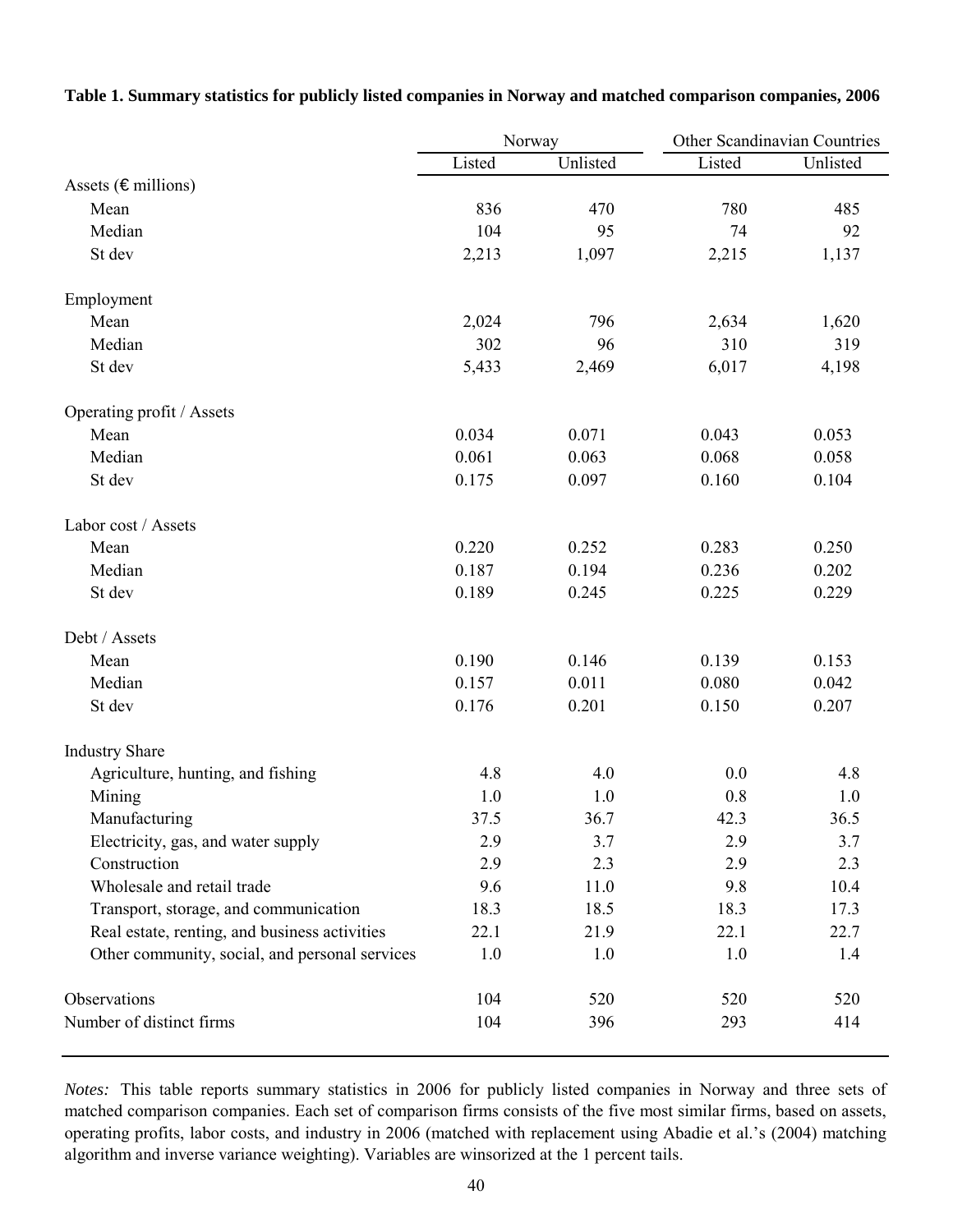**Table 1. Summary statistics for publicly listed companies in Norway and matched comparison companies, 2006**

| | Norway | | Other Scandinavian Countries | |
|---|---|---|---|---|
| | Listed | Unlisted | Listed | Unlisted |
| Assets (€ millions) | | | | |
| Mean | 836 | 470 | 780 | 485 |
| Median | 104 | 95 | 74 | 92 |
| St dev | 2,213 | 1,097 | 2,215 | 1,137 |
| Employment | | | | |
| Mean | 2,024 | 796 | 2,634 | 1,620 |
| Median | 302 | 96 | 310 | 319 |
| St dev | 5,433 | 2,469 | 6,017 | 4,198 |
| Operating profit / Assets | | | | |
| Mean | 0.034 | 0.071 | 0.043 | 0.053 |
| Median | 0.061 | 0.063 | 0.068 | 0.058 |
| St dev | 0.175 | 0.097 | 0.160 | 0.104 |
| Labor cost / Assets | | | | |
| Mean | 0.220 | 0.252 | 0.283 | 0.250 |
| Median | 0.187 | 0.194 | 0.236 | 0.202 |
| St dev | 0.189 | 0.245 | 0.225 | 0.229 |
| Debt / Assets | | | | |
| Mean | 0.190 | 0.146 | 0.139 | 0.153 |
| Median | 0.157 | 0.011 | 0.080 | 0.042 |
| St dev | 0.176 | 0.201 | 0.150 | 0.207 |
| Industry Share | | | | |
| Agriculture, hunting, and fishing | 4.8 | 4.0 | 0.0 | 4.8 |
| Mining | 1.0 | 1.0 | 0.8 | 1.0 |
| Manufacturing | 37.5 | 36.7 | 42.3 | 36.5 |
| Electricity, gas, and water supply | 2.9 | 3.7 | 2.9 | 3.7 |
| Construction | 2.9 | 2.3 | 2.9 | 2.3 |
| Wholesale and retail trade | 9.6 | 11.0 | 9.8 | 10.4 |
| Transport, storage, and communication | 18.3 | 18.5 | 18.3 | 17.3 |
| Real estate, renting, and business activities | 22.1 | 21.9 | 22.1 | 22.7 |
| Other community, social, and personal services | 1.0 | 1.0 | 1.0 | 1.4 |
| Observations | 104 | 520 | 520 | 520 |
| Number of distinct firms | 104 | 396 | 293 | 414 |

*Notes:* This table reports summary statistics in 2006 for publicly listed companies in Norway and three sets of matched comparison companies. Each set of comparison firms consists of the five most similar firms, based on assets, operating profits, labor costs, and industry in 2006 (matched with replacement using Abadie et al.'s (2004) matching algorithm and inverse variance weighting). Variables are winsorized at the 1 percent tails.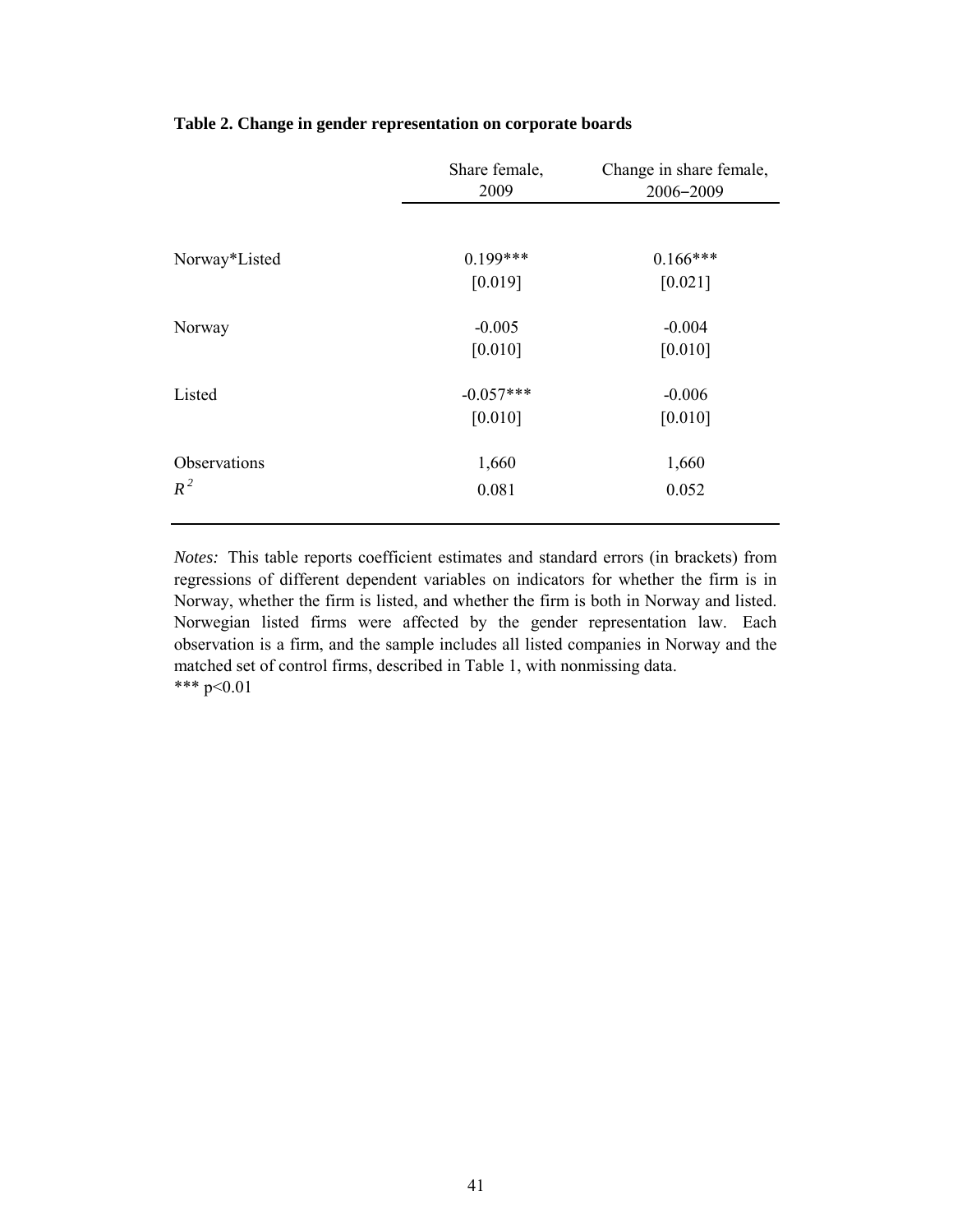**Table 2. Change in gender representation on corporate boards**

| | Share female, 2009 | Change in share female, 2006–2009 |
|---|---|---|
| Norway*Listed | 0.199*** | 0.166*** |
| | [0.019] | [0.021] |
| Norway | -0.005 | -0.004 |
| | [0.010] | [0.010] |
| Listed | -0.057*** | -0.006 |
| | [0.010] | [0.010] |
| Observations | 1,660 | 1,660 |
| $R^2$ | 0.081 | 0.052 |

*Notes:* This table reports coefficient estimates and standard errors (in brackets) from regressions of different dependent variables on indicators for whether the firm is in Norway, whether the firm is listed, and whether the firm is both in Norway and listed. Norwegian listed firms were affected by the gender representation law. Each observation is a firm, and the sample includes all listed companies in Norway and the matched set of control firms, described in Table 1, with nonmissing data.
*** $p<0.01$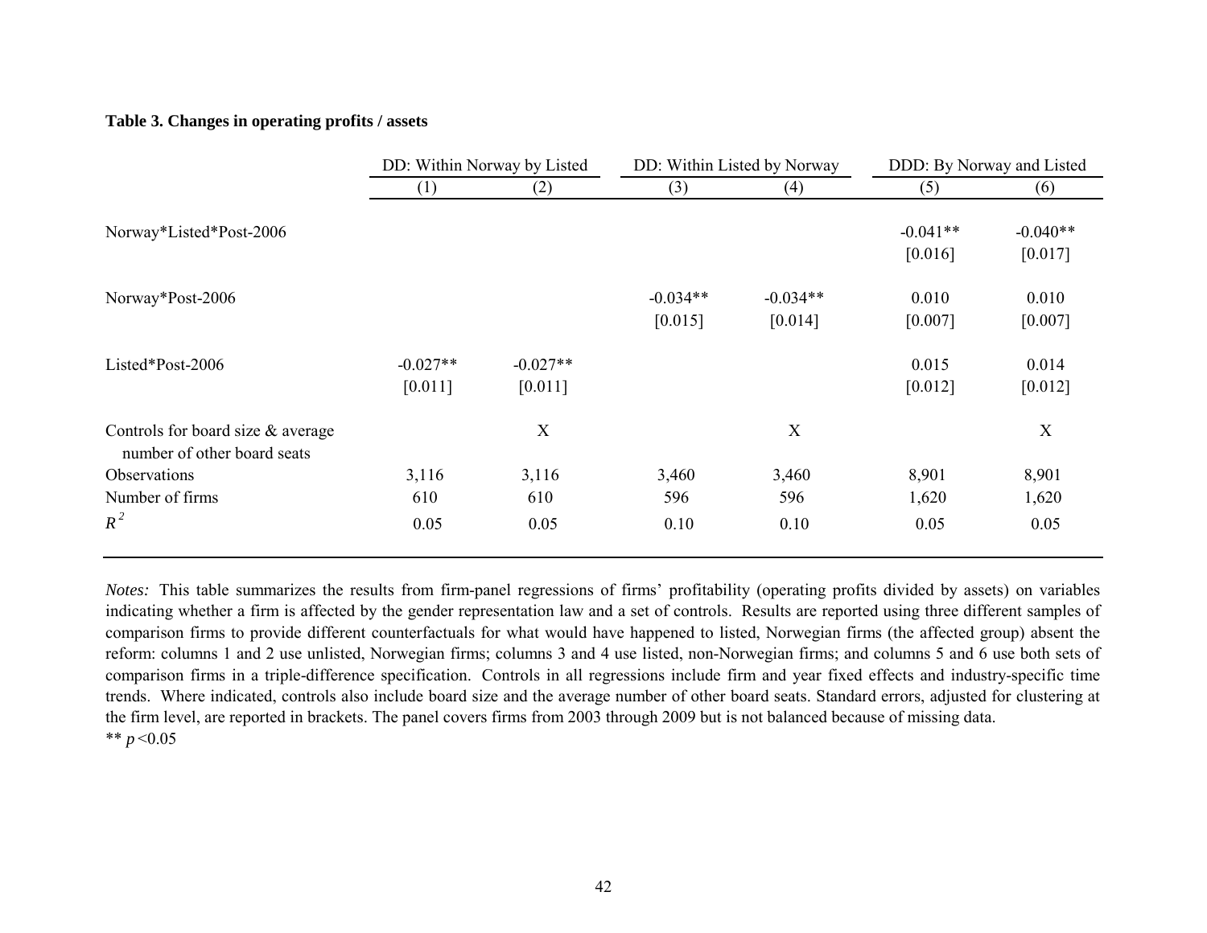**Table 3. Changes in operating profits / assets**

| | DD: Within Norway by Listed | | DD: Within Listed by Norway | | DDD: By Norway and Listed | |
|---|---|---|---|---|---|---|
| | (1) | (2) | (3) | (4) | (5) | (6) |
| Norway*Listed*Post-2006 | | | | | -0.041** | -0.040** |
| | | | | | [0.016] | [0.017] |
| Norway*Post-2006 | | | -0.034** | -0.034** | 0.010 | 0.010 |
| | | | [0.015] | [0.014] | [0.007] | [0.007] |
| Listed*Post-2006 | -0.027** | -0.027** | | | 0.015 | 0.014 |
| | [0.011] | [0.011] | | | [0.012] | [0.012] |
| Controls for board size & average number of other board seats | | X | | X | | X |
| Observations | 3,116 | 3,116 | 3,460 | 3,460 | 8,901 | 8,901 |
| Number of firms | 610 | 610 | 596 | 596 | 1,620 | 1,620 |
| $R^2$ | 0.05 | 0.05 | 0.10 | 0.10 | 0.05 | 0.05 |

*Notes:* This table summarizes the results from firm-panel regressions of firms' profitability (operating profits divided by assets) on variables indicating whether a firm is affected by the gender representation law and a set of controls. Results are reported using three different samples of comparison firms to provide different counterfactuals for what would have happened to listed, Norwegian firms (the affected group) absent the reform: columns 1 and 2 use unlisted, Norwegian firms; columns 3 and 4 use listed, non-Norwegian firms; and columns 5 and 6 use both sets of comparison firms in a triple-difference specification. Controls in all regressions include firm and year fixed effects and industry-specific time trends. Where indicated, controls also include board size and the average number of other board seats. Standard errors, adjusted for clustering at the firm level, are reported in brackets. The panel covers firms from 2003 through 2009 but is not balanced because of missing data.

** $p<0.05$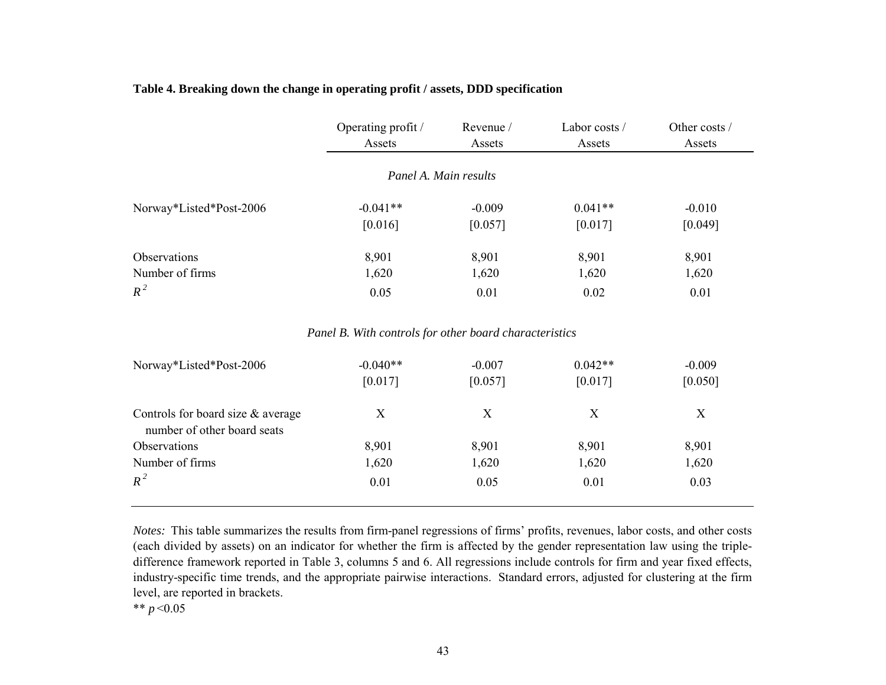**Table 4. Breaking down the change in operating profit / assets, DDD specification**

| | Operating profit / Assets | Revenue / Assets | Labor costs / Assets | Other costs / Assets |
|---|---|---|---|---|
| | *Panel A. Main results* | | | |
| Norway*Listed*Post-2006 | -0.041** | -0.009 | 0.041** | -0.010 |
| | [0.016] | [0.057] | [0.017] | [0.049] |
| Observations | 8,901 | 8,901 | 8,901 | 8,901 |
| Number of firms | 1,620 | 1,620 | 1,620 | 1,620 |
| $R^2$ | 0.05 | 0.01 | 0.02 | 0.01 |
| | *Panel B. With controls for other board characteristics* | | | |
| Norway*Listed*Post-2006 | -0.040** | -0.007 | 0.042** | -0.009 |
| | [0.017] | [0.057] | [0.017] | [0.050] |
| Controls for board size & average number of other board seats | X | X | X | X |
| Observations | 8,901 | 8,901 | 8,901 | 8,901 |
| Number of firms | 1,620 | 1,620 | 1,620 | 1,620 |
| $R^2$ | 0.01 | 0.05 | 0.01 | 0.03 |

*Notes:* This table summarizes the results from firm-panel regressions of firms' profits, revenues, labor costs, and other costs (each divided by assets) on an indicator for whether the firm is affected by the gender representation law using the triple-difference framework reported in Table 3, columns 5 and 6. All regressions include controls for firm and year fixed effects, industry-specific time trends, and the appropriate pairwise interactions. Standard errors, adjusted for clustering at the firm level, are reported in brackets.

** $p<0.05$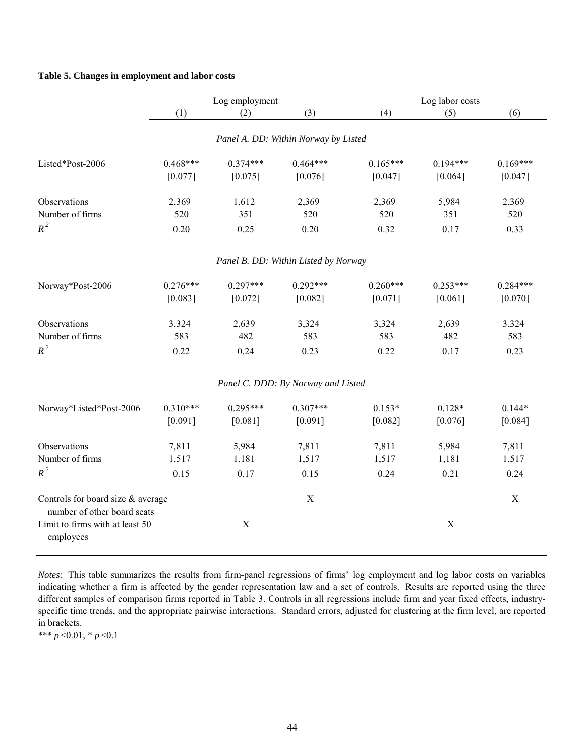**Table 5. Changes in employment and labor costs**

| | Log employment | | | Log labor costs | | |
|---|---|---|---|---|---|---|
| | (1) | (2) | (3) | (4) | (5) | (6) |
| *Panel A. DD: Within Norway by Listed* | | | | | | |
| Listed*Post-2006 | 0.468*** | 0.374*** | 0.464*** | 0.165*** | 0.194*** | 0.169*** |
| | [0.077] | [0.075] | [0.076] | [0.047] | [0.064] | [0.047] |
| Observations | 2,369 | 1,612 | 2,369 | 2,369 | 5,984 | 2,369 |
| Number of firms | 520 | 351 | 520 | 520 | 351 | 520 |
| $R^2$ | 0.20 | 0.25 | 0.20 | 0.32 | 0.17 | 0.33 |
| *Panel B. DD: Within Listed by Norway* | | | | | | |
| Norway*Post-2006 | 0.276*** | 0.297*** | 0.292*** | 0.260*** | 0.253*** | 0.284*** |
| | [0.083] | [0.072] | [0.082] | [0.071] | [0.061] | [0.070] |
| Observations | 3,324 | 2,639 | 3,324 | 3,324 | 2,639 | 3,324 |
| Number of firms | 583 | 482 | 583 | 583 | 482 | 583 |
| $R^2$ | 0.22 | 0.24 | 0.23 | 0.22 | 0.17 | 0.23 |
| *Panel C. DDD: By Norway and Listed* | | | | | | |
| Norway*Listed*Post-2006 | 0.310*** | 0.295*** | 0.307*** | 0.153* | 0.128* | 0.144* |
| | [0.091] | [0.081] | [0.091] | [0.082] | [0.076] | [0.084] |
| Observations | 7,811 | 5,984 | 7,811 | 7,811 | 5,984 | 7,811 |
| Number of firms | 1,517 | 1,181 | 1,517 | 1,517 | 1,181 | 1,517 |
| $R^2$ | 0.15 | 0.17 | 0.15 | 0.24 | 0.21 | 0.24 |
| Controls for board size & average number of other board seats | | | X | | | X |
| Limit to firms with at least 50 employees | | X | | | X | |

*Notes:* This table summarizes the results from firm-panel regressions of firms' log employment and log labor costs on variables indicating whether a firm is affected by the gender representation law and a set of controls. Results are reported using the three different samples of comparison firms reported in Table 3. Controls in all regressions include firm and year fixed effects, industry-specific time trends, and the appropriate pairwise interactions. Standard errors, adjusted for clustering at the firm level, are reported in brackets.

*** $p<0.01$, * $p<0.1$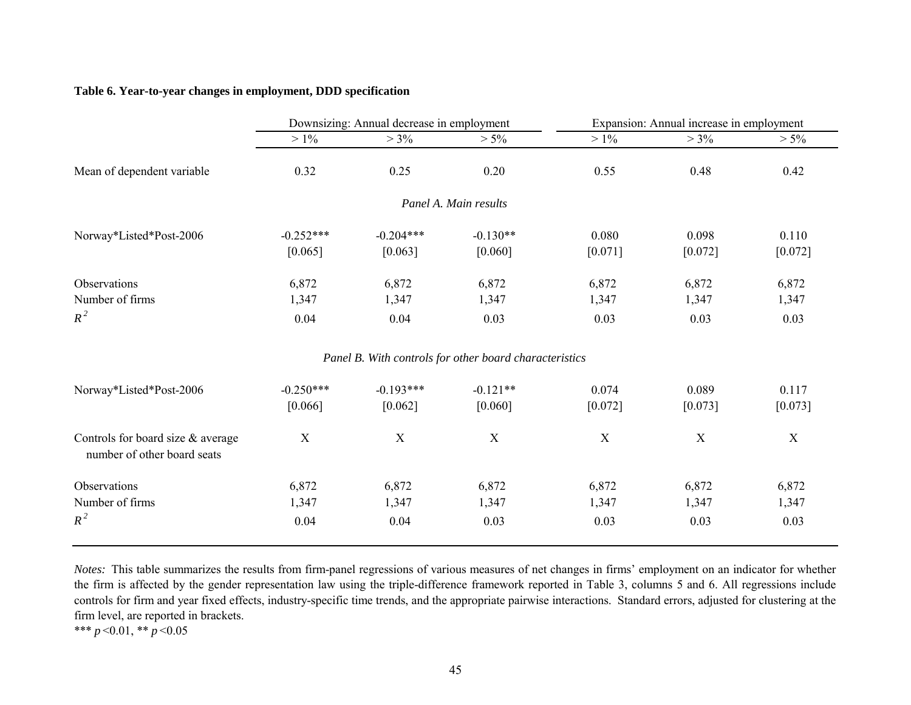**Table 6. Year-to-year changes in employment, DDD specification**

| | Downsizing: Annual decrease in employment | | | Expansion: Annual increase in employment | | |
|---|---|---|---|---|---|---|
| | > 1% | > 3% | > 5% | > 1% | > 3% | > 5% |
| Mean of dependent variable | 0.32 | 0.25 | 0.20 | 0.55 | 0.48 | 0.42 |
| *Panel A. Main results* | | | | | | |
| Norway*Listed*Post-2006 | -0.252*** | -0.204*** | -0.130** | 0.080 | 0.098 | 0.110 |
| | [0.065] | [0.063] | [0.060] | [0.071] | [0.072] | [0.072] |
| Observations | 6,872 | 6,872 | 6,872 | 6,872 | 6,872 | 6,872 |
| Number of firms | 1,347 | 1,347 | 1,347 | 1,347 | 1,347 | 1,347 |
| $R^2$ | 0.04 | 0.04 | 0.03 | 0.03 | 0.03 | 0.03 |
| *Panel B. With controls for other board characteristics* | | | | | | |
| Norway*Listed*Post-2006 | -0.250*** | -0.193*** | -0.121** | 0.074 | 0.089 | 0.117 |
| | [0.066] | [0.062] | [0.060] | [0.072] | [0.073] | [0.073] |
| Controls for board size & average number of other board seats | X | X | X | X | X | X |
| Observations | 6,872 | 6,872 | 6,872 | 6,872 | 6,872 | 6,872 |
| Number of firms | 1,347 | 1,347 | 1,347 | 1,347 | 1,347 | 1,347 |
| $R^2$ | 0.04 | 0.04 | 0.03 | 0.03 | 0.03 | 0.03 |

*Notes:* This table summarizes the results from firm-panel regressions of various measures of net changes in firms' employment on an indicator for whether the firm is affected by the gender representation law using the triple-difference framework reported in Table 3, columns 5 and 6. All regressions include controls for firm and year fixed effects, industry-specific time trends, and the appropriate pairwise interactions. Standard errors, adjusted for clustering at the firm level, are reported in brackets.

*** $p<0.01$, ** $p<0.05$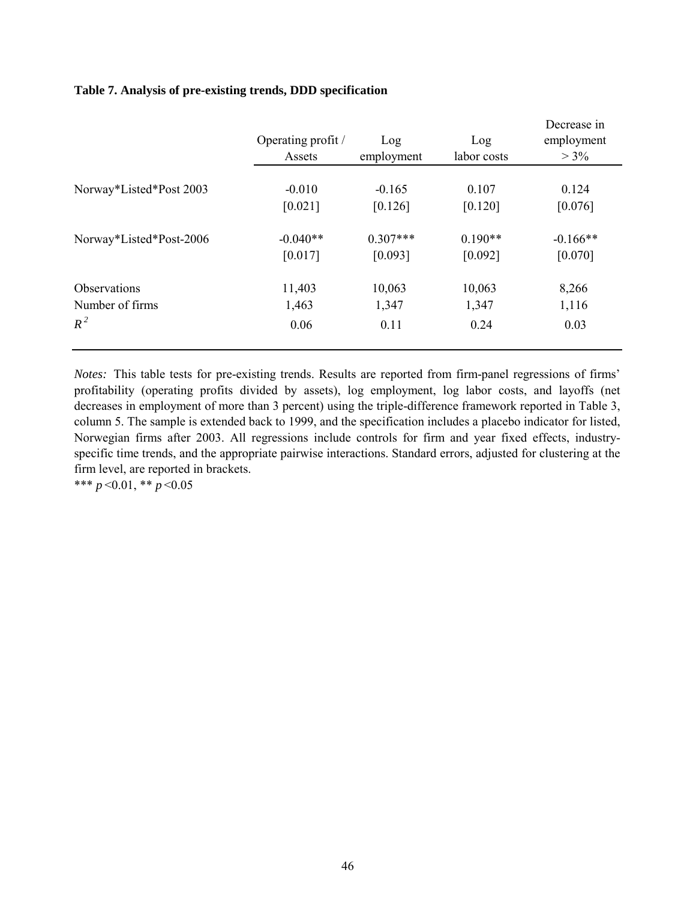**Table 7. Analysis of pre-existing trends, DDD specification**

| | Operating profit / Assets | Log employment | Log labor costs | Decrease in employment > 3% |
|---|---|---|---|---|
| Norway*Listed*Post 2003 | -0.010 | -0.165 | 0.107 | 0.124 |
| | [0.021] | [0.126] | [0.120] | [0.076] |
| Norway*Listed*Post-2006 | -0.040** | 0.307*** | 0.190** | -0.166** |
| | [0.017] | [0.093] | [0.092] | [0.070] |
| Observations | 11,403 | 10,063 | 10,063 | 8,266 |
| Number of firms | 1,463 | 1,347 | 1,347 | 1,116 |
| $R^2$ | 0.06 | 0.11 | 0.24 | 0.03 |

*Notes:* This table tests for pre-existing trends. Results are reported from firm-panel regressions of firms' profitability (operating profits divided by assets), log employment, log labor costs, and layoffs (net decreases in employment of more than 3 percent) using the triple-difference framework reported in Table 3, column 5. The sample is extended back to 1999, and the specification includes a placebo indicator for listed, Norwegian firms after 2003. All regressions include controls for firm and year fixed effects, industry-specific time trends, and the appropriate pairwise interactions. Standard errors, adjusted for clustering at the firm level, are reported in brackets.

*** $p<0.01$, ** $p<0.05$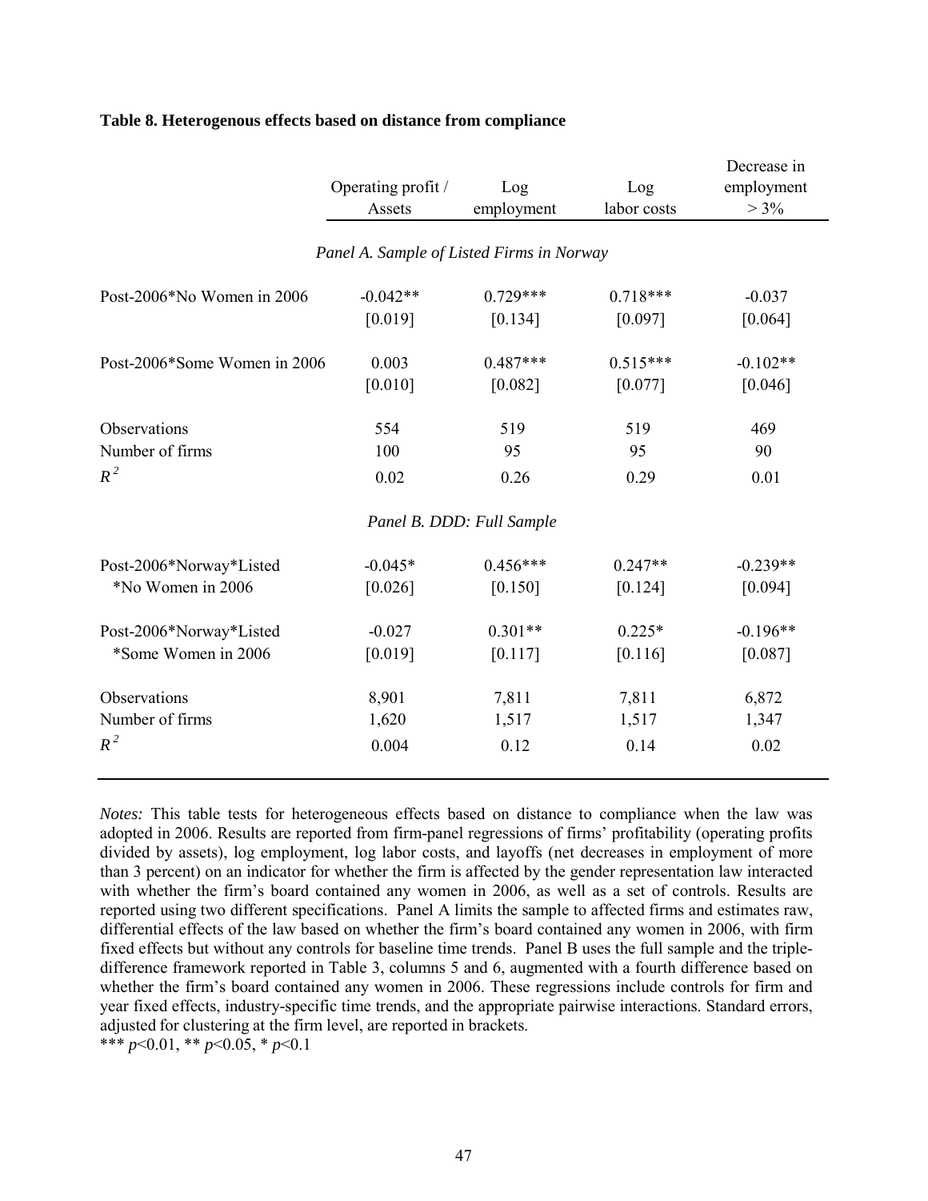**Table 8. Heterogenous effects based on distance from compliance**

| | Operating profit / Assets | Log employment | Log labor costs | Decrease in employment > 3% |
|---|---|---|---|---|
| | *Panel A. Sample of Listed Firms in Norway* | | | |
| Post-2006*No Women in 2006 | -0.042** | 0.729*** | 0.718*** | -0.037 |
| | [0.019] | [0.134] | [0.097] | [0.064] |
| Post-2006*Some Women in 2006 | 0.003 | 0.487*** | 0.515*** | -0.102** |
| | [0.010] | [0.082] | [0.077] | [0.046] |
| Observations | 554 | 519 | 519 | 469 |
| Number of firms | 100 | 95 | 95 | 90 |
| $R^2$ | 0.02 | 0.26 | 0.29 | 0.01 |
| | *Panel B. DDD: Full Sample* | | | |
| Post-2006*Norway*Listed *No Women in 2006 | -0.045* | 0.456*** | 0.247** | -0.239** |
| | [0.026] | [0.150] | [0.124] | [0.094] |
| Post-2006*Norway*Listed *Some Women in 2006 | -0.027 | 0.301** | 0.225* | -0.196** |
| | [0.019] | [0.117] | [0.116] | [0.087] |
| Observations | 8,901 | 7,811 | 7,811 | 6,872 |
| Number of firms | 1,620 | 1,517 | 1,517 | 1,347 |
| $R^2$ | 0.004 | 0.12 | 0.14 | 0.02 |

*Notes:* This table tests for heterogeneous effects based on distance to compliance when the law was adopted in 2006. Results are reported from firm-panel regressions of firms' profitability (operating profits divided by assets), log employment, log labor costs, and layoffs (net decreases in employment of more than 3 percent) on an indicator for whether the firm is affected by the gender representation law interacted with whether the firm's board contained any women in 2006, as well as a set of controls. Results are reported using two different specifications. Panel A limits the sample to affected firms and estimates raw, differential effects of the law based on whether the firm's board contained any women in 2006, with firm fixed effects but without any controls for baseline time trends. Panel B uses the full sample and the triple-difference framework reported in Table 3, columns 5 and 6, augmented with a fourth difference based on whether the firm's board contained any women in 2006. These regressions include controls for firm and year fixed effects, industry-specific time trends, and the appropriate pairwise interactions. Standard errors, adjusted for clustering at the firm level, are reported in brackets.

*** $p$<0.01, ** $p$<0.05, * $p$<0.1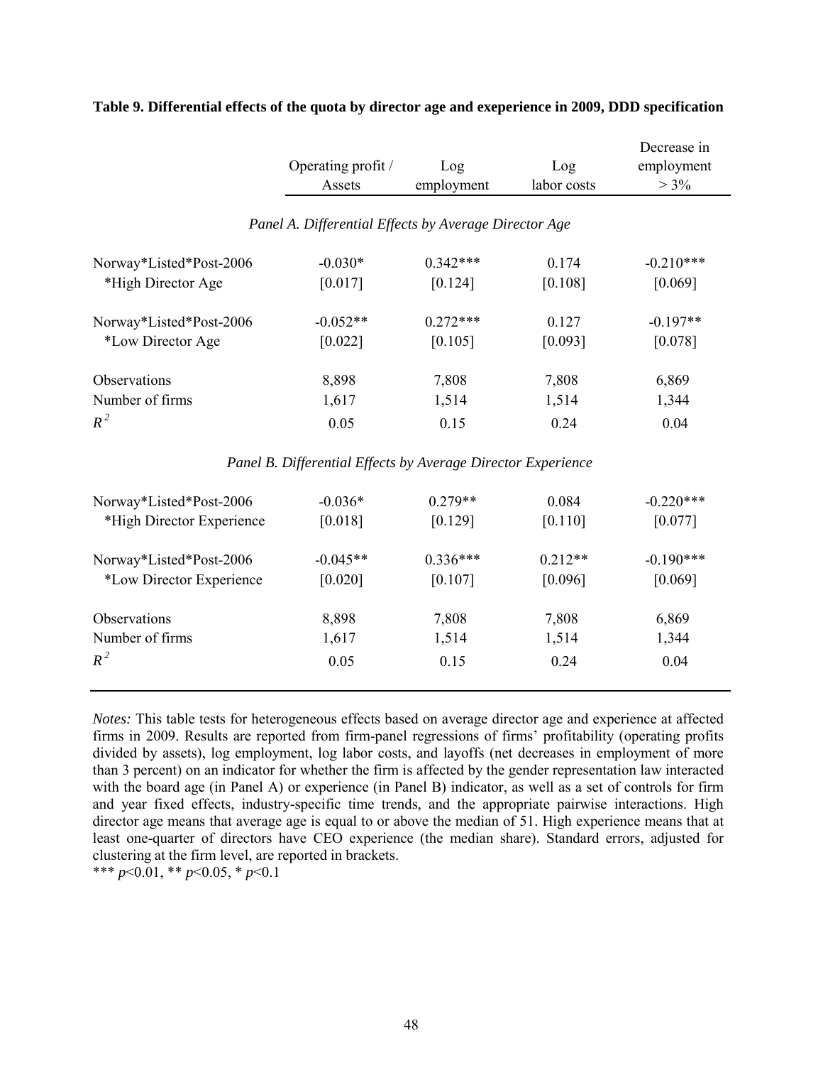**Table 9. Differential effects of the quota by director age and exeperience in 2009, DDD specification**

| | Operating profit / Assets | Log employment | Log labor costs | Decrease in employment > 3% |
|---|---|---|---|---|
| *Panel A. Differential Effects by Average Director Age* | | | | |
| Norway*Listed*Post-2006 | -0.030* | 0.342*** | 0.174 | -0.210*** |
| *High Director Age | [0.017] | [0.124] | [0.108] | [0.069] |
| Norway*Listed*Post-2006 | -0.052** | 0.272*** | 0.127 | -0.197** |
| *Low Director Age | [0.022] | [0.105] | [0.093] | [0.078] |
| Observations | 8,898 | 7,808 | 7,808 | 6,869 |
| Number of firms | 1,617 | 1,514 | 1,514 | 1,344 |
| $R^2$ | 0.05 | 0.15 | 0.24 | 0.04 |
| *Panel B. Differential Effects by Average Director Experience* | | | | |
| Norway*Listed*Post-2006 | -0.036* | 0.279** | 0.084 | -0.220*** |
| *High Director Experience | [0.018] | [0.129] | [0.110] | [0.077] |
| Norway*Listed*Post-2006 | -0.045** | 0.336*** | 0.212** | -0.190*** |
| *Low Director Experience | [0.020] | [0.107] | [0.096] | [0.069] |
| Observations | 8,898 | 7,808 | 7,808 | 6,869 |
| Number of firms | 1,617 | 1,514 | 1,514 | 1,344 |
| $R^2$ | 0.05 | 0.15 | 0.24 | 0.04 |

*Notes:* This table tests for heterogeneous effects based on average director age and experience at affected firms in 2009. Results are reported from firm-panel regressions of firms' profitability (operating profits divided by assets), log employment, log labor costs, and layoffs (net decreases in employment of more than 3 percent) on an indicator for whether the firm is affected by the gender representation law interacted with the board age (in Panel A) or experience (in Panel B) indicator, as well as a set of controls for firm and year fixed effects, industry-specific time trends, and the appropriate pairwise interactions. High director age means that average age is equal to or above the median of 51. High experience means that at least one-quarter of directors have CEO experience (the median share). Standard errors, adjusted for clustering at the firm level, are reported in brackets.

*** $p<0.01$, ** $p<0.05$, * $p<0.1$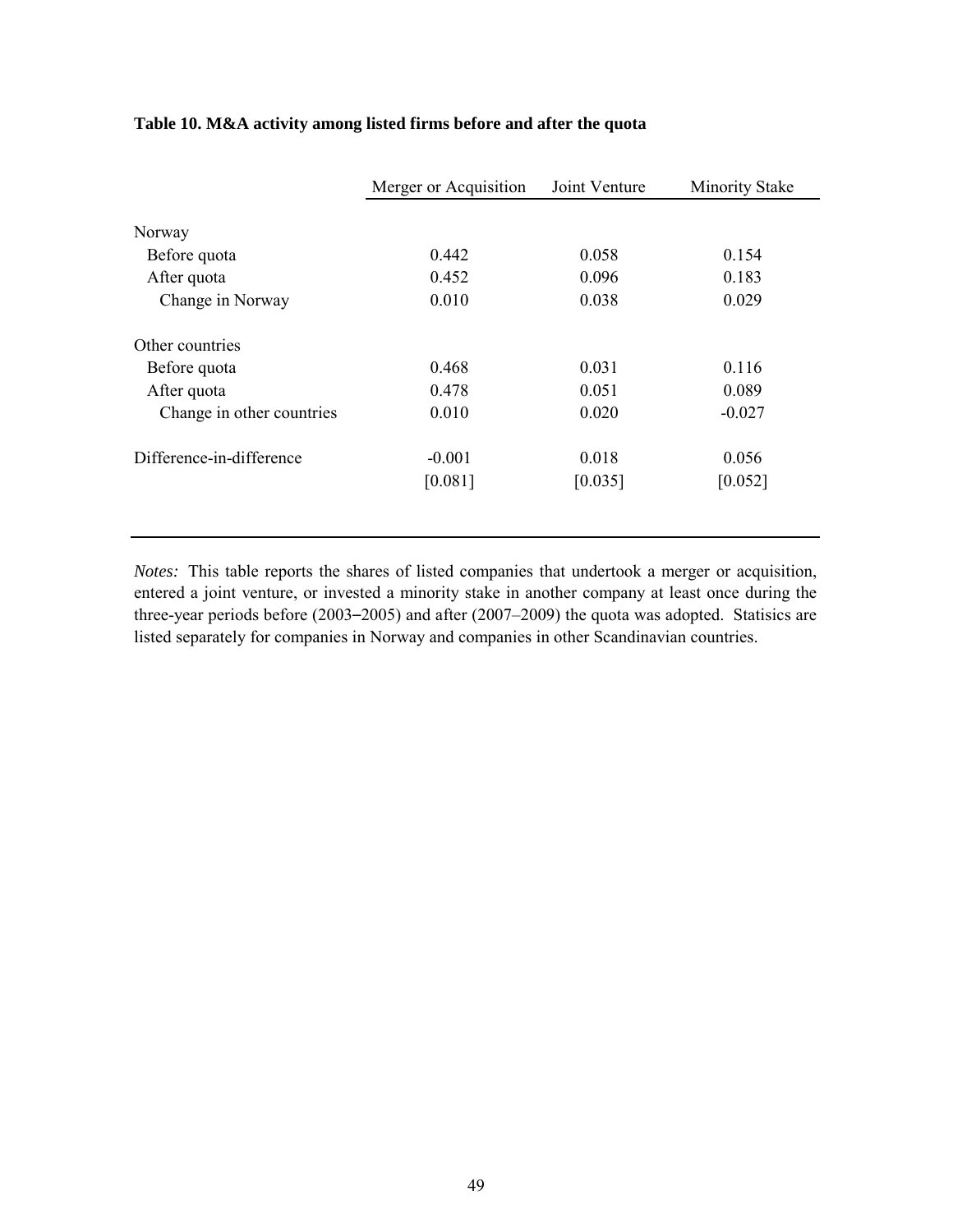**Table 10. M&A activity among listed firms before and after the quota**

| | Merger or Acquisition | Joint Venture | Minority Stake |
|---|---|---|---|
| Norway | | | |
| Before quota | 0.442 | 0.058 | 0.154 |
| After quota | 0.452 | 0.096 | 0.183 |
| Change in Norway | 0.010 | 0.038 | 0.029 |
| Other countries | | | |
| Before quota | 0.468 | 0.031 | 0.116 |
| After quota | 0.478 | 0.051 | 0.089 |
| Change in other countries | 0.010 | 0.020 | -0.027 |
| Difference-in-difference | -0.001 | 0.018 | 0.056 |
| | [0.081] | [0.035] | [0.052] |

*Notes:* This table reports the shares of listed companies that undertook a merger or acquisition, entered a joint venture, or invested a minority stake in another company at least once during the three-year periods before (2003–2005) and after (2007–2009) the quota was adopted. Statisics are listed separately for companies in Norway and companies in other Scandinavian countries.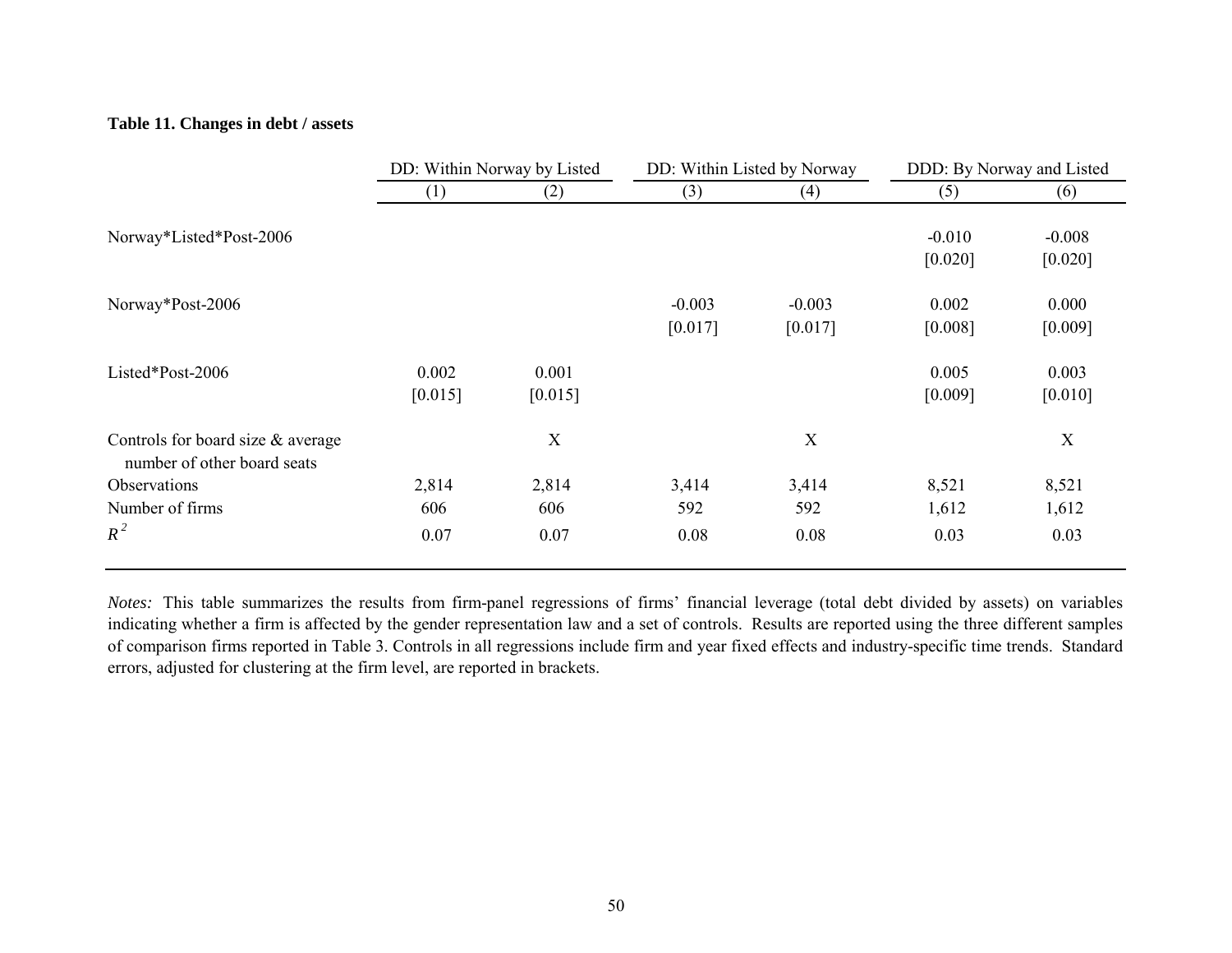**Table 11. Changes in debt / assets**

| | DD: Within Norway by Listed | | DD: Within Listed by Norway | | DDD: By Norway and Listed | |
|---|---|---|---|---|---|---|
| | (1) | (2) | (3) | (4) | (5) | (6) |
| Norway*Listed*Post-2006 | | | | | -0.010 | -0.008 |
| | | | | | [0.020] | [0.020] |
| Norway*Post-2006 | | | -0.003 | -0.003 | 0.002 | 0.000 |
| | | | [0.017] | [0.017] | [0.008] | [0.009] |
| Listed*Post-2006 | 0.002 | 0.001 | | | 0.005 | 0.003 |
| | [0.015] | [0.015] | | | [0.009] | [0.010] |
| Controls for board size & average number of other board seats | | X | | X | | X |
| Observations | 2,814 | 2,814 | 3,414 | 3,414 | 8,521 | 8,521 |
| Number of firms | 606 | 606 | 592 | 592 | 1,612 | 1,612 |
| $R^2$ | 0.07 | 0.07 | 0.08 | 0.08 | 0.03 | 0.03 |

*Notes:* This table summarizes the results from firm-panel regressions of firms' financial leverage (total debt divided by assets) on variables indicating whether a firm is affected by the gender representation law and a set of controls. Results are reported using the three different samples of comparison firms reported in Table 3. Controls in all regressions include firm and year fixed effects and industry-specific time trends. Standard errors, adjusted for clustering at the firm level, are reported in brackets.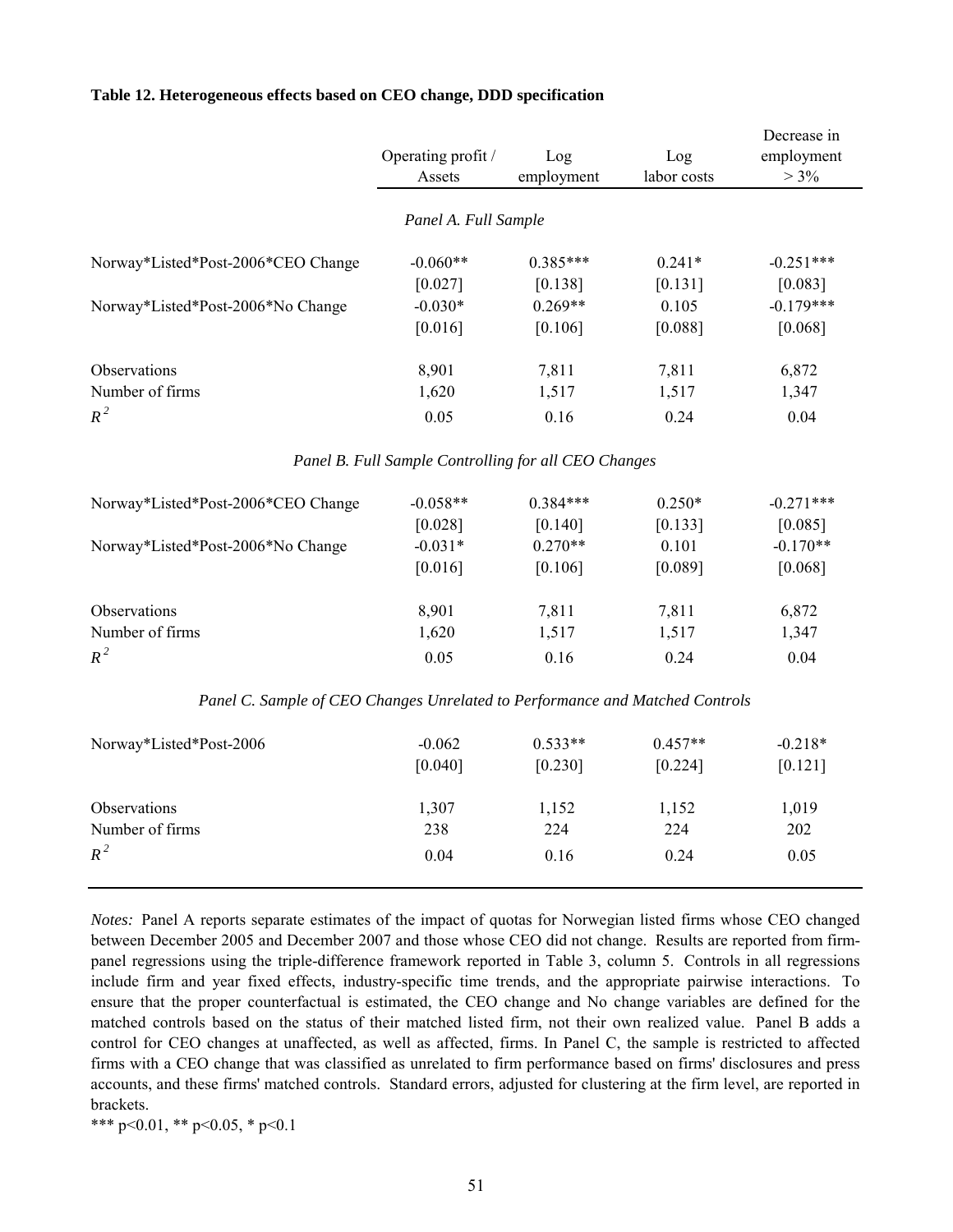**Table 12. Heterogeneous effects based on CEO change, DDD specification**

| | Operating profit / Assets | Log employment | Log labor costs | Decrease in employment > 3% |
|---|---|---|---|---|
| | *Panel A. Full Sample* | | | |
| Norway*Listed*Post-2006*CEO Change | -0.060** | 0.385*** | 0.241* | -0.251*** |
| | [0.027] | [0.138] | [0.131] | [0.083] |
| Norway*Listed*Post-2006*No Change | -0.030* | 0.269** | 0.105 | -0.179*** |
| | [0.016] | [0.106] | [0.088] | [0.068] |
| Observations | 8,901 | 7,811 | 7,811 | 6,872 |
| Number of firms | 1,620 | 1,517 | 1,517 | 1,347 |
| $R^2$ | 0.05 | 0.16 | 0.24 | 0.04 |
| | *Panel B. Full Sample Controlling for all CEO Changes* | | | |
| Norway*Listed*Post-2006*CEO Change | -0.058** | 0.384*** | 0.250* | -0.271*** |
| | [0.028] | [0.140] | [0.133] | [0.085] |
| Norway*Listed*Post-2006*No Change | -0.031* | 0.270** | 0.101 | -0.170** |
| | [0.016] | [0.106] | [0.089] | [0.068] |
| Observations | 8,901 | 7,811 | 7,811 | 6,872 |
| Number of firms | 1,620 | 1,517 | 1,517 | 1,347 |
| $R^2$ | 0.05 | 0.16 | 0.24 | 0.04 |
| | *Panel C. Sample of CEO Changes Unrelated to Performance and Matched Controls* | | | |
| Norway*Listed*Post-2006 | -0.062 | 0.533** | 0.457** | -0.218* |
| | [0.040] | [0.230] | [0.224] | [0.121] |
| Observations | 1,307 | 1,152 | 1,152 | 1,019 |
| Number of firms | 238 | 224 | 224 | 202 |
| $R^2$ | 0.04 | 0.16 | 0.24 | 0.05 |

*Notes:* Panel A reports separate estimates of the impact of quotas for Norwegian listed firms whose CEO changed between December 2005 and December 2007 and those whose CEO did not change. Results are reported from firm-panel regressions using the triple-difference framework reported in Table 3, column 5. Controls in all regressions include firm and year fixed effects, industry-specific time trends, and the appropriate pairwise interactions. To ensure that the proper counterfactual is estimated, the CEO change and No change variables are defined for the matched controls based on the status of their matched listed firm, not their own realized value. Panel B adds a control for CEO changes at unaffected, as well as affected, firms. In Panel C, the sample is restricted to affected firms with a CEO change that was classified as unrelated to firm performance based on firms' disclosures and press accounts, and these firms' matched controls. Standard errors, adjusted for clustering at the firm level, are reported in brackets.

*** p<0.01, ** p<0.05, * p<0.1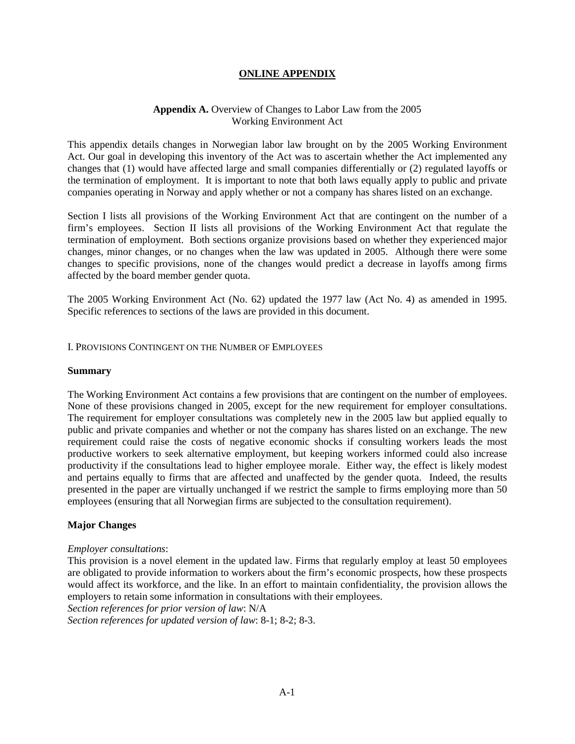# ONLINE APPENDIX

## Appendix A. Overview of Changes to Labor Law from the 2005 Working Environment Act

This appendix details changes in Norwegian labor law brought on by the 2005 Working Environment Act. Our goal in developing this inventory of the Act was to ascertain whether the Act implemented any changes that (1) would have affected large and small companies differentially or (2) regulated layoffs or the termination of employment. It is important to note that both laws equally apply to public and private companies operating in Norway and apply whether or not a company has shares listed on an exchange.

Section I lists all provisions of the Working Environment Act that are contingent on the number of a firm's employees. Section II lists all provisions of the Working Environment Act that regulate the termination of employment. Both sections organize provisions based on whether they experienced major changes, minor changes, or no changes when the law was updated in 2005. Although there were some changes to specific provisions, none of the changes would predict a decrease in layoffs among firms affected by the board member gender quota.

The 2005 Working Environment Act (No. 62) updated the 1977 law (Act No. 4) as amended in 1995. Specific references to sections of the laws are provided in this document.

### I. Provisions Contingent on the Number of Employees

**Summary**

The Working Environment Act contains a few provisions that are contingent on the number of employees. None of these provisions changed in 2005, except for the new requirement for employer consultations. The requirement for employer consultations was completely new in the 2005 law but applied equally to public and private companies and whether or not the company has shares listed on an exchange. The new requirement could raise the costs of negative economic shocks if consulting workers leads the most productive workers to seek alternative employment, but keeping workers informed could also increase productivity if the consultations lead to higher employee morale. Either way, the effect is likely modest and pertains equally to firms that are affected and unaffected by the gender quota. Indeed, the results presented in the paper are virtually unchanged if we restrict the sample to firms employing more than 50 employees (ensuring that all Norwegian firms are subjected to the consultation requirement).

**Major Changes**

*Employer consultations*:
This provision is a novel element in the updated law. Firms that regularly employ at least 50 employees are obligated to provide information to workers about the firm's economic prospects, how these prospects would affect its workforce, and the like. In an effort to maintain confidentiality, the provision allows the employers to retain some information in consultations with their employees.
*Section references for prior version of law*: N/A
*Section references for updated version of law*: 8-1; 8-2; 8-3.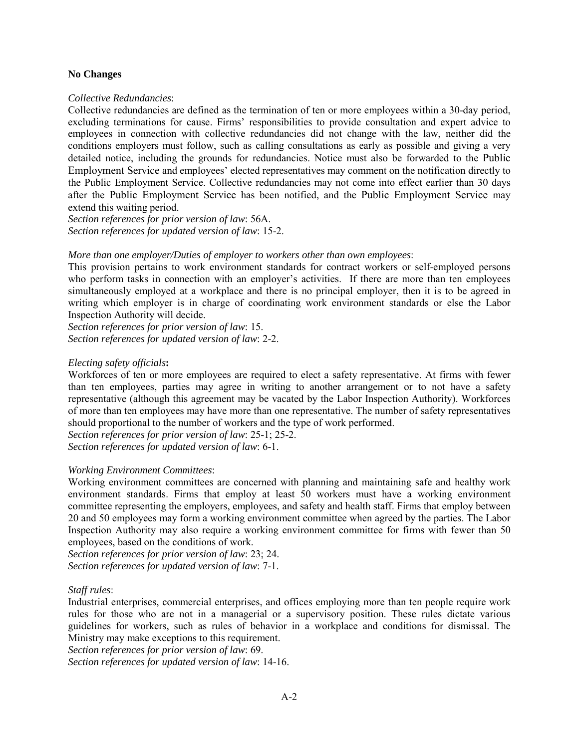**No Changes**

*Collective Redundancies*:
Collective redundancies are defined as the termination of ten or more employees within a 30-day period, excluding terminations for cause. Firms' responsibilities to provide consultation and expert advice to employees in connection with collective redundancies did not change with the law, neither did the conditions employers must follow, such as calling consultations as early as possible and giving a very detailed notice, including the grounds for redundancies. Notice must also be forwarded to the Public Employment Service and employees' elected representatives may comment on the notification directly to the Public Employment Service. Collective redundancies may not come into effect earlier than 30 days after the Public Employment Service has been notified, and the Public Employment Service may extend this waiting period.
*Section references for prior version of law*: 56A.
*Section references for updated version of law*: 15-2.

*More than one employer/Duties of employer to workers other than own employees*:
This provision pertains to work environment standards for contract workers or self-employed persons who perform tasks in connection with an employer's activities. If there are more than ten employees simultaneously employed at a workplace and there is no principal employer, then it is to be agreed in writing which employer is in charge of coordinating work environment standards or else the Labor Inspection Authority will decide.
*Section references for prior version of law*: 15.
*Section references for updated version of law*: 2-2.

*Electing safety officials***:**
Workforces of ten or more employees are required to elect a safety representative. At firms with fewer than ten employees, parties may agree in writing to another arrangement or to not have a safety representative (although this agreement may be vacated by the Labor Inspection Authority). Workforces of more than ten employees may have more than one representative. The number of safety representatives should proportional to the number of workers and the type of work performed.
*Section references for prior version of law*: 25-1; 25-2.
*Section references for updated version of law*: 6-1.

*Working Environment Committees*:
Working environment committees are concerned with planning and maintaining safe and healthy work environment standards. Firms that employ at least 50 workers must have a working environment committee representing the employers, employees, and safety and health staff. Firms that employ between 20 and 50 employees may form a working environment committee when agreed by the parties. The Labor Inspection Authority may also require a working environment committee for firms with fewer than 50 employees, based on the conditions of work.
*Section references for prior version of law*: 23; 24.
*Section references for updated version of law*: 7-1.

*Staff rules*:
Industrial enterprises, commercial enterprises, and offices employing more than ten people require work rules for those who are not in a managerial or a supervisory position. These rules dictate various guidelines for workers, such as rules of behavior in a workplace and conditions for dismissal. The Ministry may make exceptions to this requirement.
*Section references for prior version of law*: 69.
*Section references for updated version of law*: 14-16.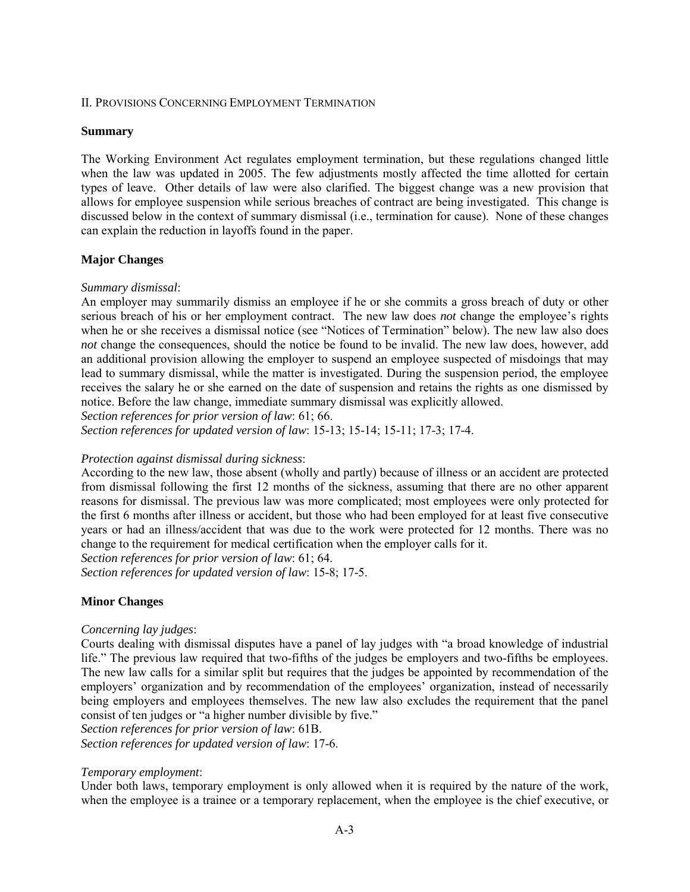## II. Provisions Concerning Employment Termination

**Summary**

The Working Environment Act regulates employment termination, but these regulations changed little when the law was updated in 2005. The few adjustments mostly affected the time allotted for certain types of leave. Other details of law were also clarified. The biggest change was a new provision that allows for employee suspension while serious breaches of contract are being investigated. This change is discussed below in the context of summary dismissal (i.e., termination for cause). None of these changes can explain the reduction in layoffs found in the paper.

**Major Changes**

*Summary dismissal*:
An employer may summarily dismiss an employee if he or she commits a gross breach of duty or other serious breach of his or her employment contract. The new law does *not* change the employee's rights when he or she receives a dismissal notice (see "Notices of Termination" below). The new law also does *not* change the consequences, should the notice be found to be invalid. The new law does, however, add an additional provision allowing the employer to suspend an employee suspected of misdoings that may lead to summary dismissal, while the matter is investigated. During the suspension period, the employee receives the salary he or she earned on the date of suspension and retains the rights as one dismissed by notice. Before the law change, immediate summary dismissal was explicitly allowed.
*Section references for prior version of law*: 61; 66.
*Section references for updated version of law*: 15-13; 15-14; 15-11; 17-3; 17-4.

*Protection against dismissal during sickness*:
According to the new law, those absent (wholly and partly) because of illness or an accident are protected from dismissal following the first 12 months of the sickness, assuming that there are no other apparent reasons for dismissal. The previous law was more complicated; most employees were only protected for the first 6 months after illness or accident, but those who had been employed for at least five consecutive years or had an illness/accident that was due to the work were protected for 12 months. There was no change to the requirement for medical certification when the employer calls for it.
*Section references for prior version of law*: 61; 64.
*Section references for updated version of law*: 15-8; 17-5.

**Minor Changes**

*Concerning lay judges*:
Courts dealing with dismissal disputes have a panel of lay judges with "a broad knowledge of industrial life." The previous law required that two-fifths of the judges be employers and two-fifths be employees. The new law calls for a similar split but requires that the judges be appointed by recommendation of the employers' organization and by recommendation of the employees' organization, instead of necessarily being employers and employees themselves. The new law also excludes the requirement that the panel consist of ten judges or "a higher number divisible by five."
*Section references for prior version of law*: 61B.
*Section references for updated version of law*: 17-6.

*Temporary employment*:
Under both laws, temporary employment is only allowed when it is required by the nature of the work, when the employee is a trainee or a temporary replacement, when the employee is the chief executive, or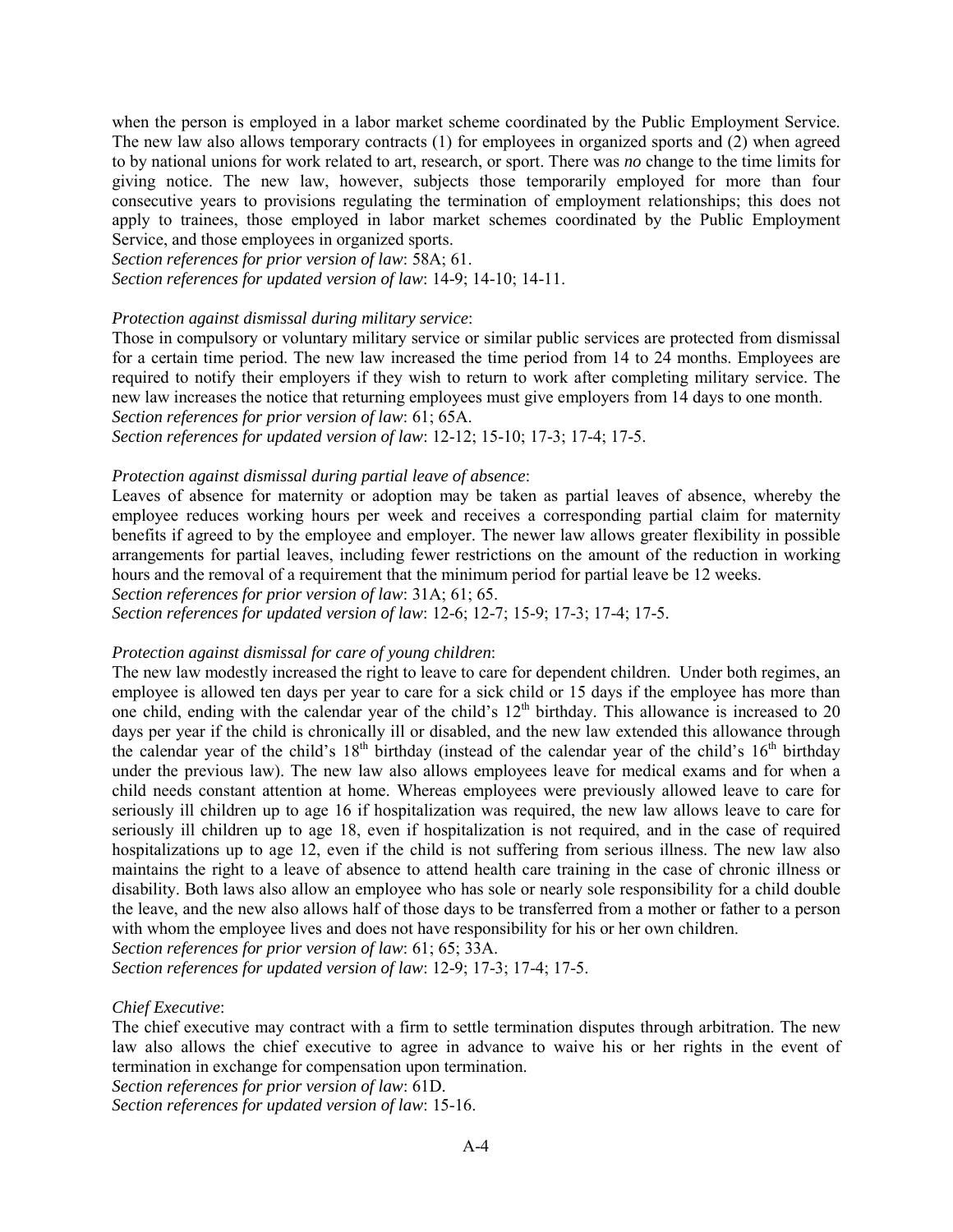when the person is employed in a labor market scheme coordinated by the Public Employment Service. The new law also allows temporary contracts (1) for employees in organized sports and (2) when agreed to by national unions for work related to art, research, or sport. There was *no* change to the time limits for giving notice. The new law, however, subjects those temporarily employed for more than four consecutive years to provisions regulating the termination of employment relationships; this does not apply to trainees, those employed in labor market schemes coordinated by the Public Employment Service, and those employees in organized sports.
*Section references for prior version of law*: 58A; 61.
*Section references for updated version of law*: 14-9; 14-10; 14-11.

*Protection against dismissal during military service*:
Those in compulsory or voluntary military service or similar public services are protected from dismissal for a certain time period. The new law increased the time period from 14 to 24 months. Employees are required to notify their employers if they wish to return to work after completing military service. The new law increases the notice that returning employees must give employers from 14 days to one month.
*Section references for prior version of law*: 61; 65A.
*Section references for updated version of law*: 12-12; 15-10; 17-3; 17-4; 17-5.

*Protection against dismissal during partial leave of absence*:
Leaves of absence for maternity or adoption may be taken as partial leaves of absence, whereby the employee reduces working hours per week and receives a corresponding partial claim for maternity benefits if agreed to by the employee and employer. The newer law allows greater flexibility in possible arrangements for partial leaves, including fewer restrictions on the amount of the reduction in working hours and the removal of a requirement that the minimum period for partial leave be 12 weeks.
*Section references for prior version of law*: 31A; 61; 65.
*Section references for updated version of law*: 12-6; 12-7; 15-9; 17-3; 17-4; 17-5.

*Protection against dismissal for care of young children*:
The new law modestly increased the right to leave to care for dependent children. Under both regimes, an employee is allowed ten days per year to care for a sick child or 15 days if the employee has more than one child, ending with the calendar year of the child's 12th birthday. This allowance is increased to 20 days per year if the child is chronically ill or disabled, and the new law extended this allowance through the calendar year of the child's 18th birthday (instead of the calendar year of the child's 16th birthday under the previous law). The new law also allows employees leave for medical exams and for when a child needs constant attention at home. Whereas employees were previously allowed leave to care for seriously ill children up to age 16 if hospitalization was required, the new law allows leave to care for seriously ill children up to age 18, even if hospitalization is not required, and in the case of required hospitalizations up to age 12, even if the child is not suffering from serious illness. The new law also maintains the right to a leave of absence to attend health care training in the case of chronic illness or disability. Both laws also allow an employee who has sole or nearly sole responsibility for a child double the leave, and the new also allows half of those days to be transferred from a mother or father to a person with whom the employee lives and does not have responsibility for his or her own children.
*Section references for prior version of law*: 61; 65; 33A.
*Section references for updated version of law*: 12-9; 17-3; 17-4; 17-5.

*Chief Executive*:
The chief executive may contract with a firm to settle termination disputes through arbitration. The new law also allows the chief executive to agree in advance to waive his or her rights in the event of termination in exchange for compensation upon termination.
*Section references for prior version of law*: 61D.
*Section references for updated version of law*: 15-16.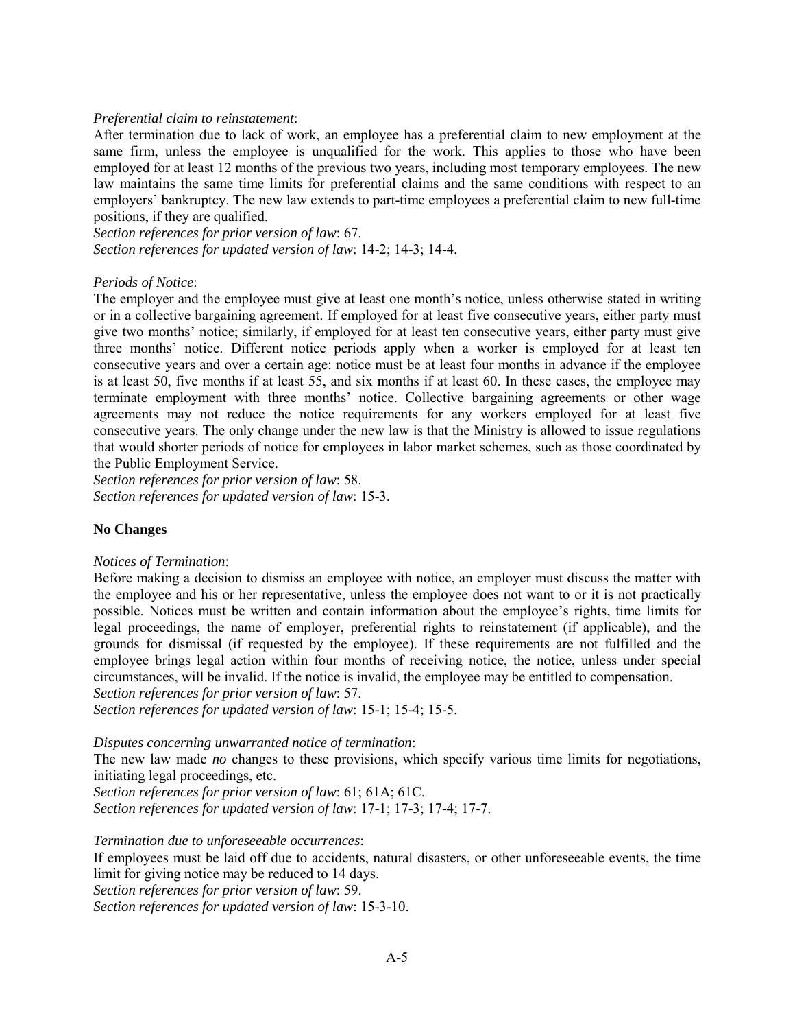*Preferential claim to reinstatement*:
After termination due to lack of work, an employee has a preferential claim to new employment at the same firm, unless the employee is unqualified for the work. This applies to those who have been employed for at least 12 months of the previous two years, including most temporary employees. The new law maintains the same time limits for preferential claims and the same conditions with respect to an employers' bankruptcy. The new law extends to part-time employees a preferential claim to new full-time positions, if they are qualified.
*Section references for prior version of law*: 67.
*Section references for updated version of law*: 14-2; 14-3; 14-4.

*Periods of Notice*:
The employer and the employee must give at least one month's notice, unless otherwise stated in writing or in a collective bargaining agreement. If employed for at least five consecutive years, either party must give two months' notice; similarly, if employed for at least ten consecutive years, either party must give three months' notice. Different notice periods apply when a worker is employed for at least ten consecutive years and over a certain age: notice must be at least four months in advance if the employee is at least 50, five months if at least 55, and six months if at least 60. In these cases, the employee may terminate employment with three months' notice. Collective bargaining agreements or other wage agreements may not reduce the notice requirements for any workers employed for at least five consecutive years. The only change under the new law is that the Ministry is allowed to issue regulations that would shorter periods of notice for employees in labor market schemes, such as those coordinated by the Public Employment Service.
*Section references for prior version of law*: 58.
*Section references for updated version of law*: 15-3.

**No Changes**

*Notices of Termination*:
Before making a decision to dismiss an employee with notice, an employer must discuss the matter with the employee and his or her representative, unless the employee does not want to or it is not practically possible. Notices must be written and contain information about the employee's rights, time limits for legal proceedings, the name of employer, preferential rights to reinstatement (if applicable), and the grounds for dismissal (if requested by the employee). If these requirements are not fulfilled and the employee brings legal action within four months of receiving notice, the notice, unless under special circumstances, will be invalid. If the notice is invalid, the employee may be entitled to compensation.
*Section references for prior version of law*: 57.
*Section references for updated version of law*: 15-1; 15-4; 15-5.

*Disputes concerning unwarranted notice of termination*:
The new law made *no* changes to these provisions, which specify various time limits for negotiations, initiating legal proceedings, etc.
*Section references for prior version of law*: 61; 61A; 61C.
*Section references for updated version of law*: 17-1; 17-3; 17-4; 17-7.

*Termination due to unforeseeable occurrences*:
If employees must be laid off due to accidents, natural disasters, or other unforeseeable events, the time limit for giving notice may be reduced to 14 days.
*Section references for prior version of law*: 59.
*Section references for updated version of law*: 15-3-10.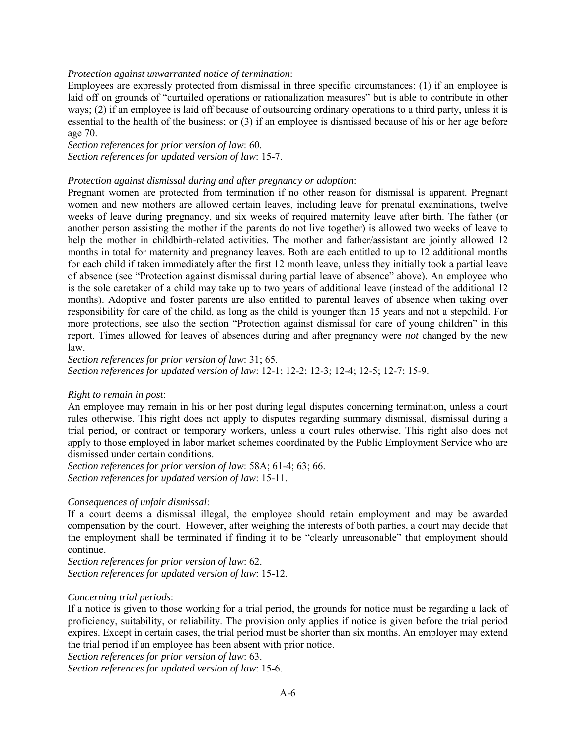*Protection against unwarranted notice of termination*:

Employees are expressly protected from dismissal in three specific circumstances: (1) if an employee is laid off on grounds of "curtailed operations or rationalization measures" but is able to contribute in other ways; (2) if an employee is laid off because of outsourcing ordinary operations to a third party, unless it is essential to the health of the business; or (3) if an employee is dismissed because of his or her age before age 70.

*Section references for prior version of law*: 60.

*Section references for updated version of law*: 15-7.

*Protection against dismissal during and after pregnancy or adoption*:

Pregnant women are protected from termination if no other reason for dismissal is apparent. Pregnant women and new mothers are allowed certain leaves, including leave for prenatal examinations, twelve weeks of leave during pregnancy, and six weeks of required maternity leave after birth. The father (or another person assisting the mother if the parents do not live together) is allowed two weeks of leave to help the mother in childbirth-related activities. The mother and father/assistant are jointly allowed 12 months in total for maternity and pregnancy leaves. Both are each entitled to up to 12 additional months for each child if taken immediately after the first 12 month leave, unless they initially took a partial leave of absence (see "Protection against dismissal during partial leave of absence" above). An employee who is the sole caretaker of a child may take up to two years of additional leave (instead of the additional 12 months). Adoptive and foster parents are also entitled to parental leaves of absence when taking over responsibility for care of the child, as long as the child is younger than 15 years and not a stepchild. For more protections, see also the section "Protection against dismissal for care of young children" in this report. Times allowed for leaves of absences during and after pregnancy were *not* changed by the new law.

*Section references for prior version of law*: 31; 65.

*Section references for updated version of law*: 12-1; 12-2; 12-3; 12-4; 12-5; 12-7; 15-9.

*Right to remain in post*:

An employee may remain in his or her post during legal disputes concerning termination, unless a court rules otherwise. This right does not apply to disputes regarding summary dismissal, dismissal during a trial period, or contract or temporary workers, unless a court rules otherwise. This right also does not apply to those employed in labor market schemes coordinated by the Public Employment Service who are dismissed under certain conditions.

*Section references for prior version of law*: 58A; 61-4; 63; 66.

*Section references for updated version of law*: 15-11.

*Consequences of unfair dismissal*:

If a court deems a dismissal illegal, the employee should retain employment and may be awarded compensation by the court. However, after weighing the interests of both parties, a court may decide that the employment shall be terminated if finding it to be "clearly unreasonable" that employment should continue.

*Section references for prior version of law*: 62.

*Section references for updated version of law*: 15-12.

*Concerning trial periods*:

If a notice is given to those working for a trial period, the grounds for notice must be regarding a lack of proficiency, suitability, or reliability. The provision only applies if notice is given before the trial period expires. Except in certain cases, the trial period must be shorter than six months. An employer may extend the trial period if an employee has been absent with prior notice.

*Section references for prior version of law*: 63.

*Section references for updated version of law*: 15-6.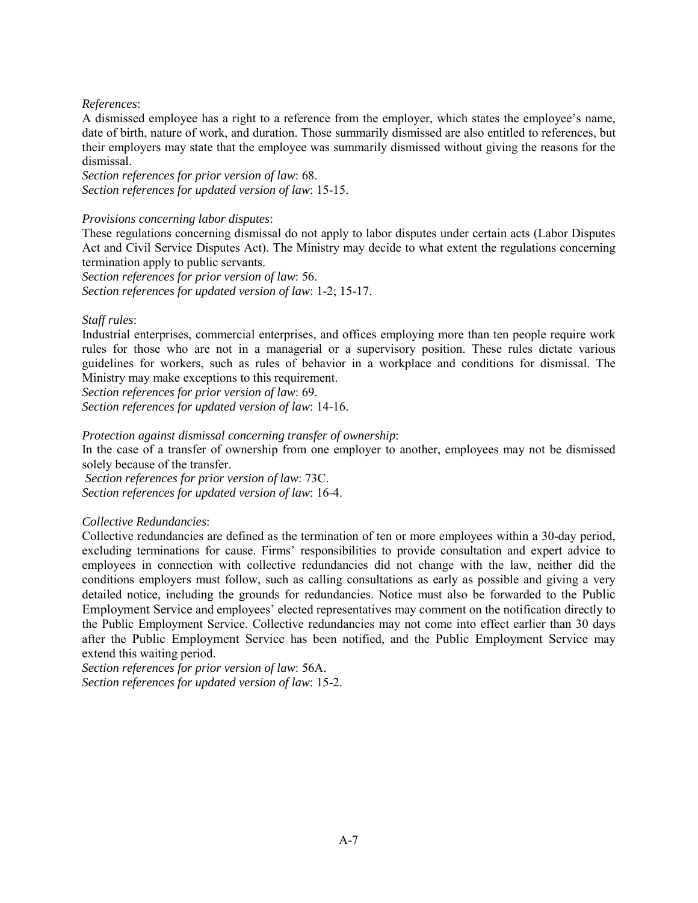*References*:
A dismissed employee has a right to a reference from the employer, which states the employee's name, date of birth, nature of work, and duration. Those summarily dismissed are also entitled to references, but their employers may state that the employee was summarily dismissed without giving the reasons for the dismissal.
*Section references for prior version of law*: 68.
*Section references for updated version of law*: 15-15.

*Provisions concerning labor disputes*:
These regulations concerning dismissal do not apply to labor disputes under certain acts (Labor Disputes Act and Civil Service Disputes Act). The Ministry may decide to what extent the regulations concerning termination apply to public servants.
*Section references for prior version of law*: 56.
*Section references for updated version of law*: 1-2; 15-17.

*Staff rules*:
Industrial enterprises, commercial enterprises, and offices employing more than ten people require work rules for those who are not in a managerial or a supervisory position. These rules dictate various guidelines for workers, such as rules of behavior in a workplace and conditions for dismissal. The Ministry may make exceptions to this requirement.
*Section references for prior version of law*: 69.
*Section references for updated version of law*: 14-16.

*Protection against dismissal concerning transfer of ownership*:
In the case of a transfer of ownership from one employer to another, employees may not be dismissed solely because of the transfer.
*Section references for prior version of law*: 73C.
*Section references for updated version of law*: 16-4.

*Collective Redundancies*:
Collective redundancies are defined as the termination of ten or more employees within a 30-day period, excluding terminations for cause. Firms' responsibilities to provide consultation and expert advice to employees in connection with collective redundancies did not change with the law, neither did the conditions employers must follow, such as calling consultations as early as possible and giving a very detailed notice, including the grounds for redundancies. Notice must also be forwarded to the Public Employment Service and employees' elected representatives may comment on the notification directly to the Public Employment Service. Collective redundancies may not come into effect earlier than 30 days after the Public Employment Service has been notified, and the Public Employment Service may extend this waiting period.
*Section references for prior version of law*: 56A.
*Section references for updated version of law*: 15-2.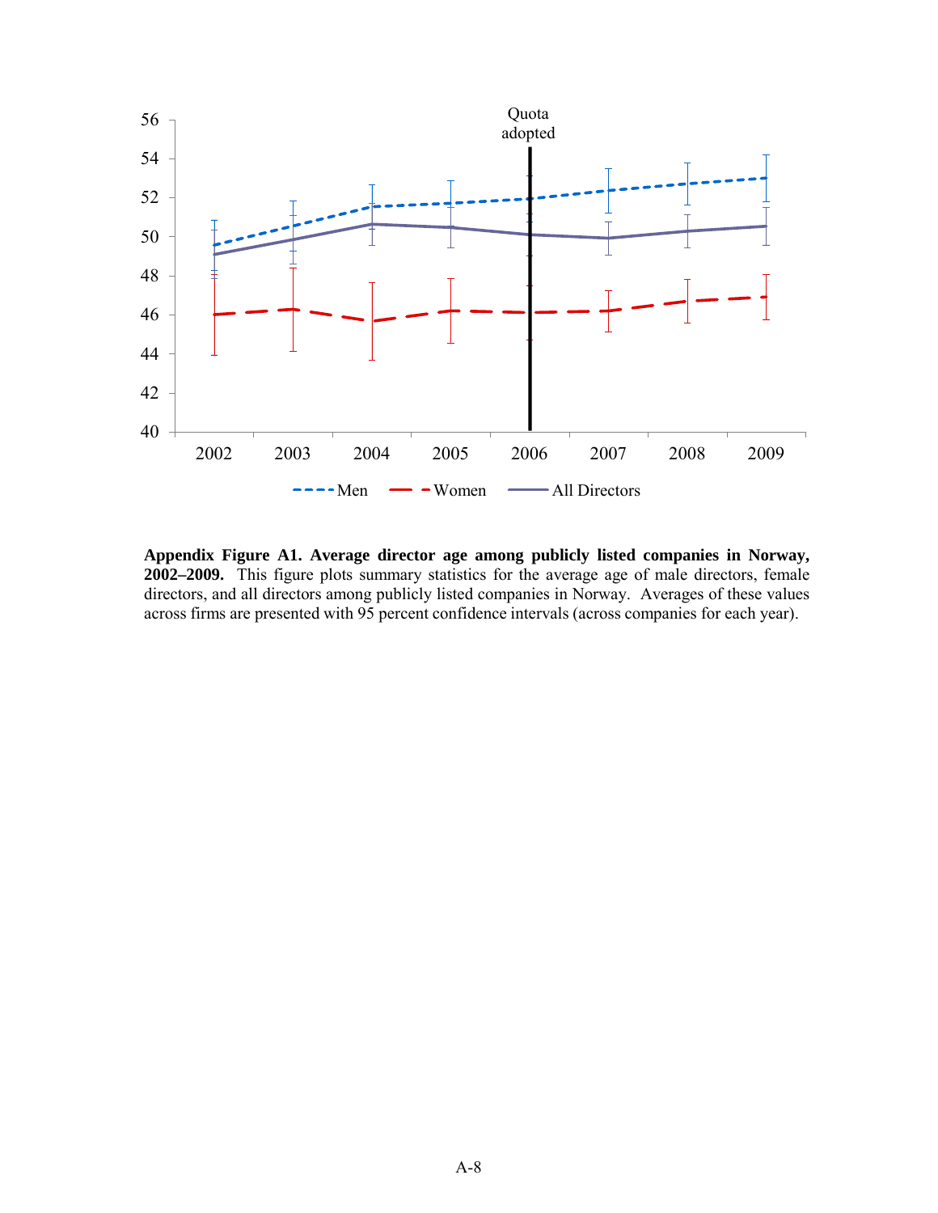**Appendix Figure A1. Average director age among publicly listed companies in Norway, 2002–2009.** This figure plots summary statistics for the average age of male directors, female directors, and all directors among publicly listed companies in Norway. Averages of these values across firms are presented with 95 percent confidence intervals (across companies for each year).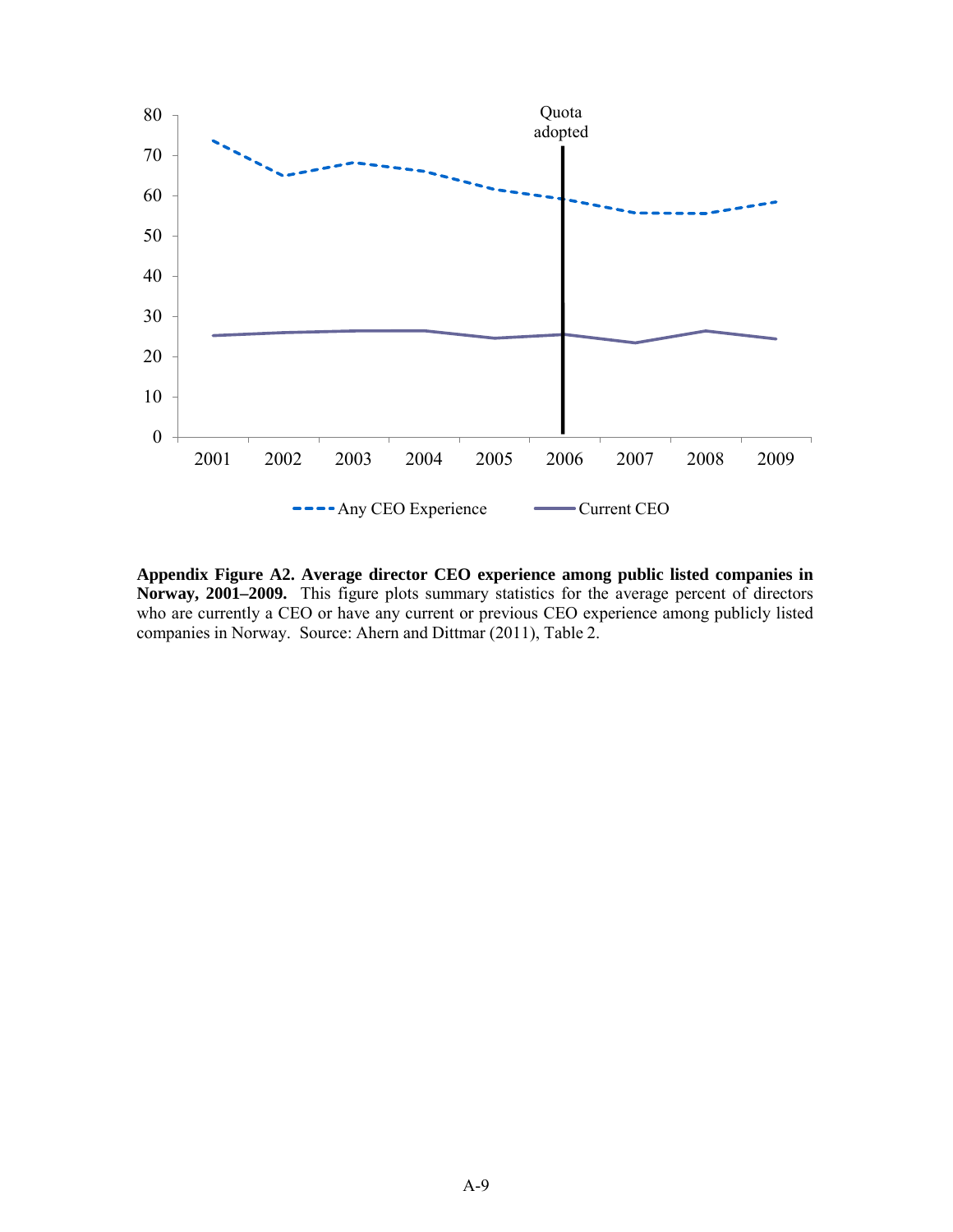**Appendix Figure A2. Average director CEO experience among public listed companies in Norway, 2001–2009.** This figure plots summary statistics for the average percent of directors who are currently a CEO or have any current or previous CEO experience among publicly listed companies in Norway. Source: Ahern and Dittmar (2011), Table 2.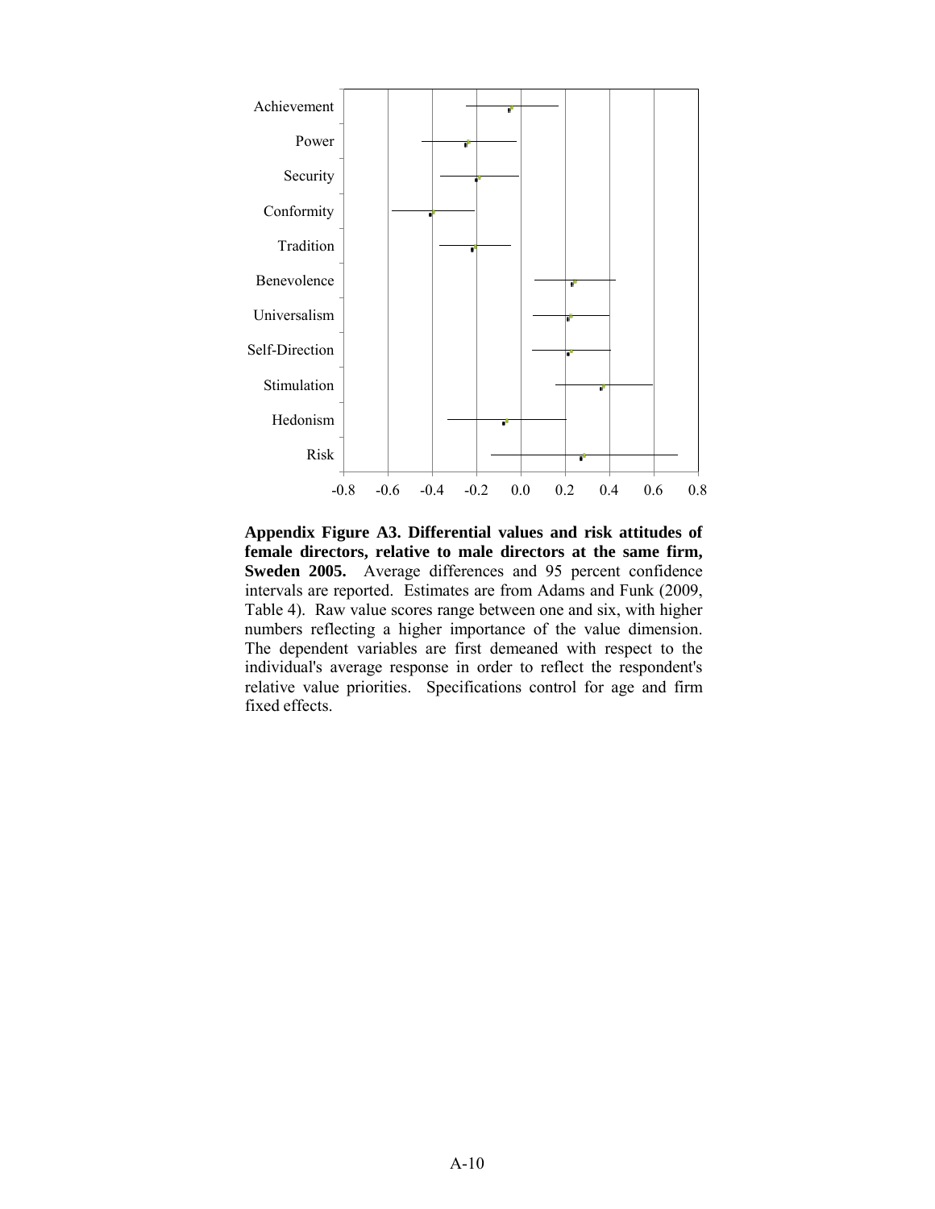**Appendix Figure A3. Differential values and risk attitudes of female directors, relative to male directors at the same firm, Sweden 2005.** Average differences and 95 percent confidence intervals are reported. Estimates are from Adams and Funk (2009, Table 4). Raw value scores range between one and six, with higher numbers reflecting a higher importance of the value dimension. The dependent variables are first demeaned with respect to the individual's average response in order to reflect the respondent's relative value priorities. Specifications control for age and firm fixed effects.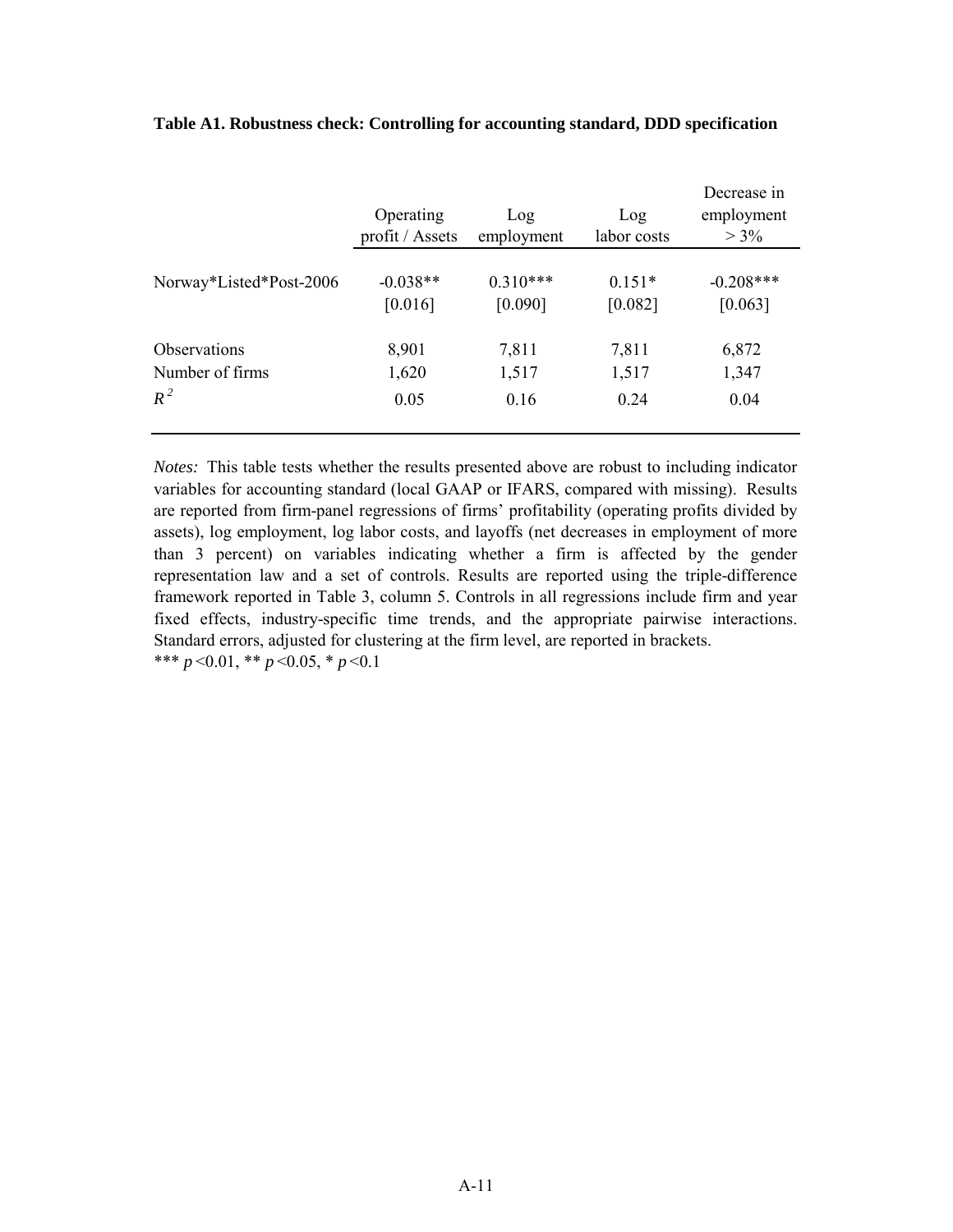**Table A1. Robustness check: Controlling for accounting standard, DDD specification**

| | Operating profit / Assets | Log employment | Log labor costs | Decrease in employment > 3% |
|---|---|---|---|---|
| Norway\*Listed\*Post-2006 | -0.038\*\* | 0.310\*\*\* | 0.151\* | -0.208\*\*\* |
| | [0.016] | [0.090] | [0.082] | [0.063] |
| Observations | 8,901 | 7,811 | 7,811 | 6,872 |
| Number of firms | 1,620 | 1,517 | 1,517 | 1,347 |
| $R^2$ | 0.05 | 0.16 | 0.24 | 0.04 |

*Notes:* This table tests whether the results presented above are robust to including indicator variables for accounting standard (local GAAP or IFARS, compared with missing). Results are reported from firm-panel regressions of firms' profitability (operating profits divided by assets), log employment, log labor costs, and layoffs (net decreases in employment of more than 3 percent) on variables indicating whether a firm is affected by the gender representation law and a set of controls. Results are reported using the triple-difference framework reported in Table 3, column 5. Controls in all regressions include firm and year fixed effects, industry-specific time trends, and the appropriate pairwise interactions. Standard errors, adjusted for clustering at the firm level, are reported in brackets.
\*\*\* $p<0.01$, \*\* $p<0.05$, \* $p<0.1$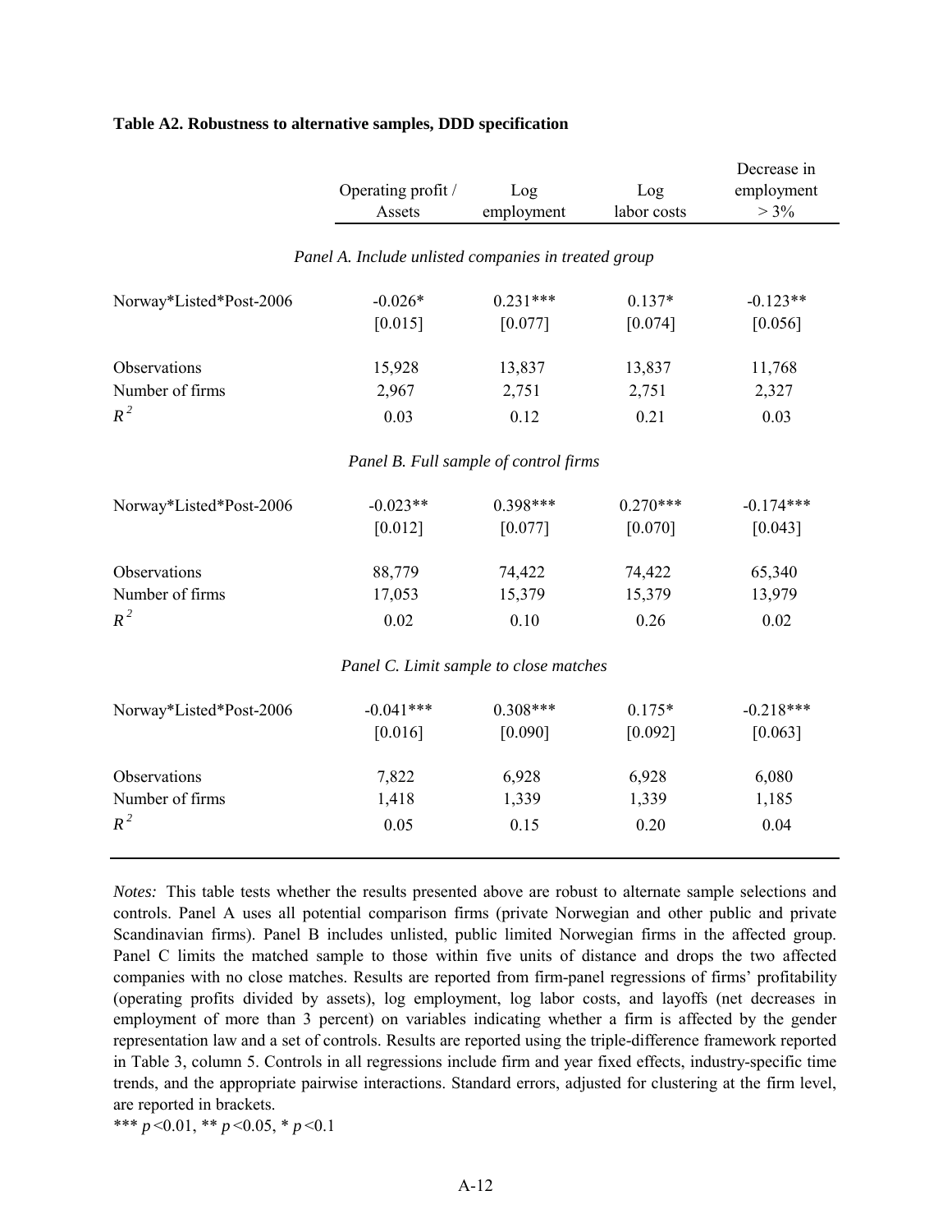**Table A2. Robustness to alternative samples, DDD specification**

| | Operating profit / Assets | Log employment | Log labor costs | Decrease in employment > 3% |
|---|---|---|---|---|
| *Panel A. Include unlisted companies in treated group* | | | | |
| Norway*Listed*Post-2006 | -0.026* | 0.231*** | 0.137* | -0.123** |
| | [0.015] | [0.077] | [0.074] | [0.056] |
| Observations | 15,928 | 13,837 | 13,837 | 11,768 |
| Number of firms | 2,967 | 2,751 | 2,751 | 2,327 |
| $R^2$ | 0.03 | 0.12 | 0.21 | 0.03 |
| *Panel B. Full sample of control firms* | | | | |
| Norway*Listed*Post-2006 | -0.023** | 0.398*** | 0.270*** | -0.174*** |
| | [0.012] | [0.077] | [0.070] | [0.043] |
| Observations | 88,779 | 74,422 | 74,422 | 65,340 |
| Number of firms | 17,053 | 15,379 | 15,379 | 13,979 |
| $R^2$ | 0.02 | 0.10 | 0.26 | 0.02 |
| *Panel C. Limit sample to close matches* | | | | |
| Norway*Listed*Post-2006 | -0.041*** | 0.308*** | 0.175* | -0.218*** |
| | [0.016] | [0.090] | [0.092] | [0.063] |
| Observations | 7,822 | 6,928 | 6,928 | 6,080 |
| Number of firms | 1,418 | 1,339 | 1,339 | 1,185 |
| $R^2$ | 0.05 | 0.15 | 0.20 | 0.04 |

*Notes:* This table tests whether the results presented above are robust to alternate sample selections and controls. Panel A uses all potential comparison firms (private Norwegian and other public and private Scandinavian firms). Panel B includes unlisted, public limited Norwegian firms in the affected group. Panel C limits the matched sample to those within five units of distance and drops the two affected companies with no close matches. Results are reported from firm-panel regressions of firms' profitability (operating profits divided by assets), log employment, log labor costs, and layoffs (net decreases in employment of more than 3 percent) on variables indicating whether a firm is affected by the gender representation law and a set of controls. Results are reported using the triple-difference framework reported in Table 3, column 5. Controls in all regressions include firm and year fixed effects, industry-specific time trends, and the appropriate pairwise interactions. Standard errors, adjusted for clustering at the firm level, are reported in brackets.

*** $p<0.01$, ** $p<0.05$, * $p<0.1$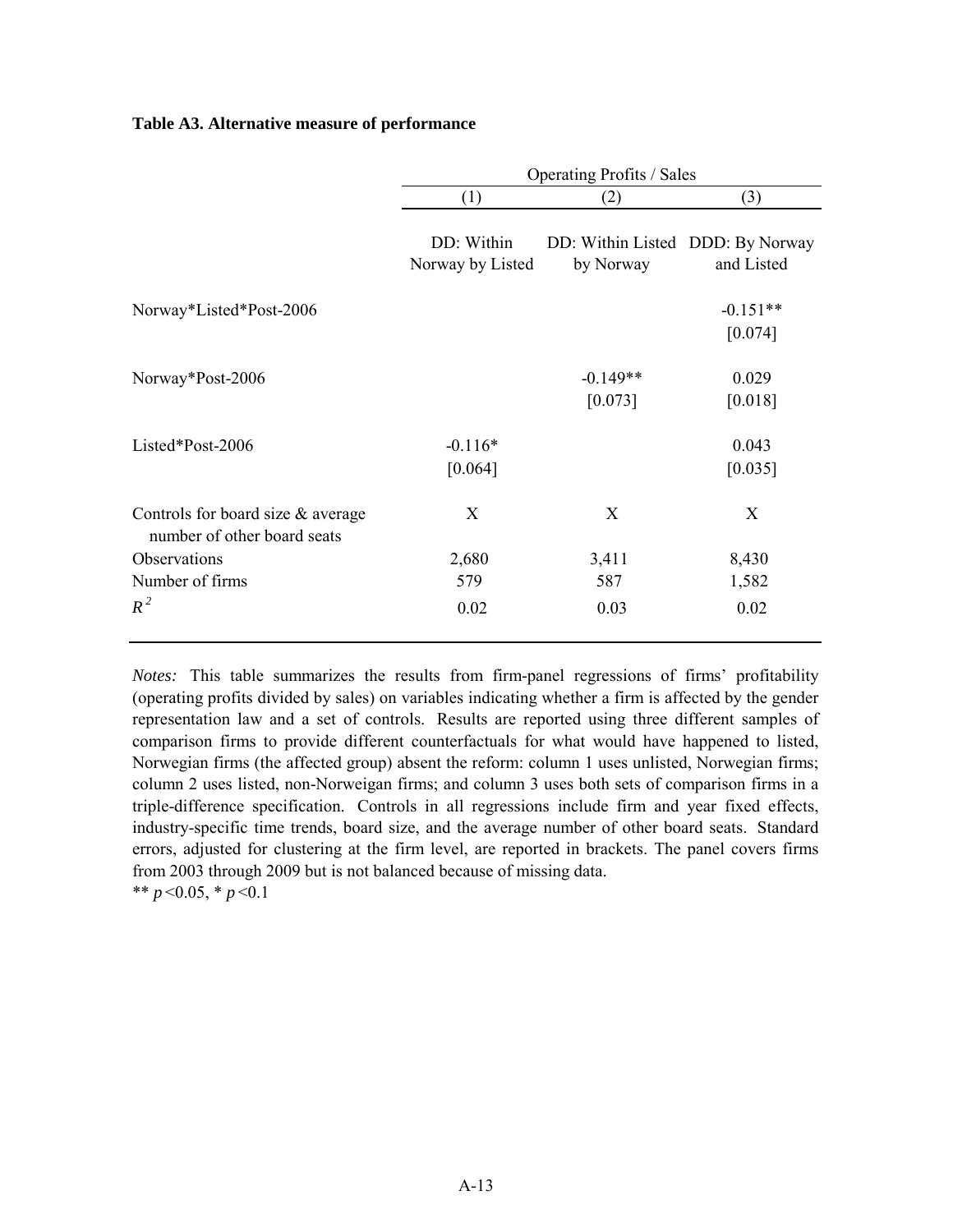**Table A3. Alternative measure of performance**

| | Operating Profits / Sales | | |
|---|---|---|---|
| | (1) | (2) | (3) |
| | DD: Within Norway by Listed | DD: Within Listed by Norway | DDD: By Norway and Listed |
| Norway*Listed*Post-2006 | | | -0.151** |
| | | | [0.074] |
| Norway*Post-2006 | | -0.149** | 0.029 |
| | | [0.073] | [0.018] |
| Listed*Post-2006 | -0.116* | | 0.043 |
| | [0.064] | | [0.035] |
| Controls for board size & average number of other board seats | X | X | X |
| Observations | 2,680 | 3,411 | 8,430 |
| Number of firms | 579 | 587 | 1,582 |
| $R^2$ | 0.02 | 0.03 | 0.02 |

*Notes:* This table summarizes the results from firm-panel regressions of firms' profitability (operating profits divided by sales) on variables indicating whether a firm is affected by the gender representation law and a set of controls. Results are reported using three different samples of comparison firms to provide different counterfactuals for what would have happened to listed, Norwegian firms (the affected group) absent the reform: column 1 uses unlisted, Norwegian firms; column 2 uses listed, non-Norweigan firms; and column 3 uses both sets of comparison firms in a triple-difference specification. Controls in all regressions include firm and year fixed effects, industry-specific time trends, board size, and the average number of other board seats. Standard errors, adjusted for clustering at the firm level, are reported in brackets. The panel covers firms from 2003 through 2009 but is not balanced because of missing data.

** $p<0.05$, * $p<0.1$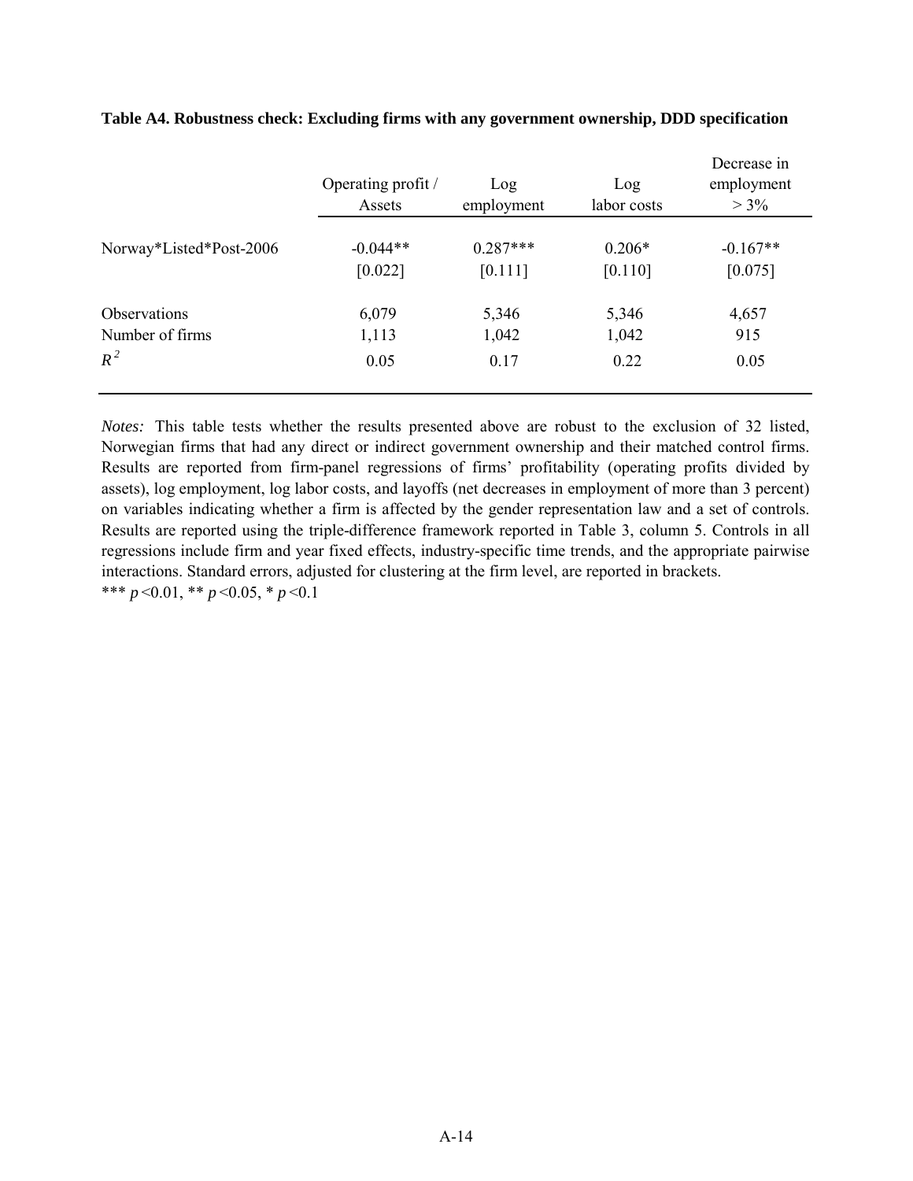**Table A4. Robustness check: Excluding firms with any government ownership, DDD specification**

| | Operating profit / Assets | Log employment | Log labor costs | Decrease in employment > 3% |
|---|---|---|---|---|
| Norway*Listed*Post-2006 | -0.044** | 0.287*** | 0.206* | -0.167** |
| | [0.022] | [0.111] | [0.110] | [0.075] |
| Observations | 6,079 | 5,346 | 5,346 | 4,657 |
| Number of firms | 1,113 | 1,042 | 1,042 | 915 |
| $R^2$ | 0.05 | 0.17 | 0.22 | 0.05 |

*Notes:* This table tests whether the results presented above are robust to the exclusion of 32 listed, Norwegian firms that had any direct or indirect government ownership and their matched control firms. Results are reported from firm-panel regressions of firms' profitability (operating profits divided by assets), log employment, log labor costs, and layoffs (net decreases in employment of more than 3 percent) on variables indicating whether a firm is affected by the gender representation law and a set of controls. Results are reported using the triple-difference framework reported in Table 3, column 5. Controls in all regressions include firm and year fixed effects, industry-specific time trends, and the appropriate pairwise interactions. Standard errors, adjusted for clustering at the firm level, are reported in brackets.
*** $p<0.01$, ** $p<0.05$, * $p<0.1$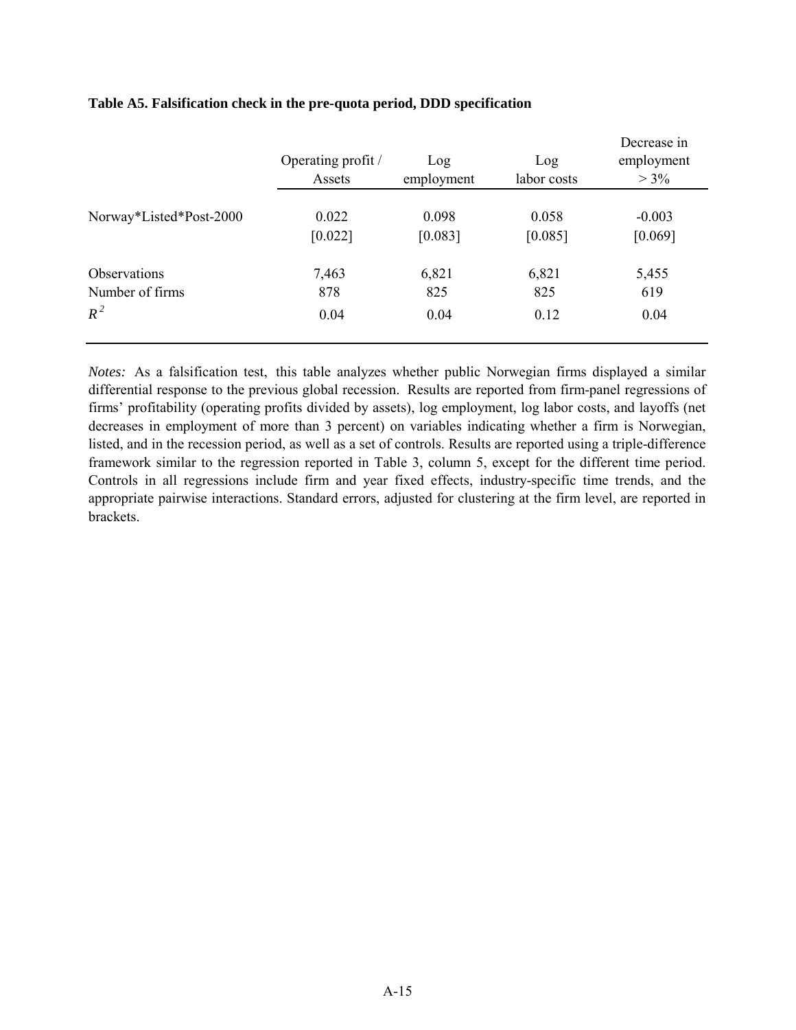**Table A5. Falsification check in the pre-quota period, DDD specification**

| | Operating profit / Assets | Log employment | Log labor costs | Decrease in employment > 3% |
|---|---|---|---|---|
| Norway*Listed*Post-2000 | 0.022 | 0.098 | 0.058 | -0.003 |
| | [0.022] | [0.083] | [0.085] | [0.069] |
| Observations | 7,463 | 6,821 | 6,821 | 5,455 |
| Number of firms | 878 | 825 | 825 | 619 |
| $R^2$ | 0.04 | 0.04 | 0.12 | 0.04 |

*Notes:* As a falsification test, this table analyzes whether public Norwegian firms displayed a similar differential response to the previous global recession. Results are reported from firm-panel regressions of firms' profitability (operating profits divided by assets), log employment, log labor costs, and layoffs (net decreases in employment of more than 3 percent) on variables indicating whether a firm is Norwegian, listed, and in the recession period, as well as a set of controls. Results are reported using a triple-difference framework similar to the regression reported in Table 3, column 5, except for the different time period. Controls in all regressions include firm and year fixed effects, industry-specific time trends, and the appropriate pairwise interactions. Standard errors, adjusted for clustering at the firm level, are reported in brackets.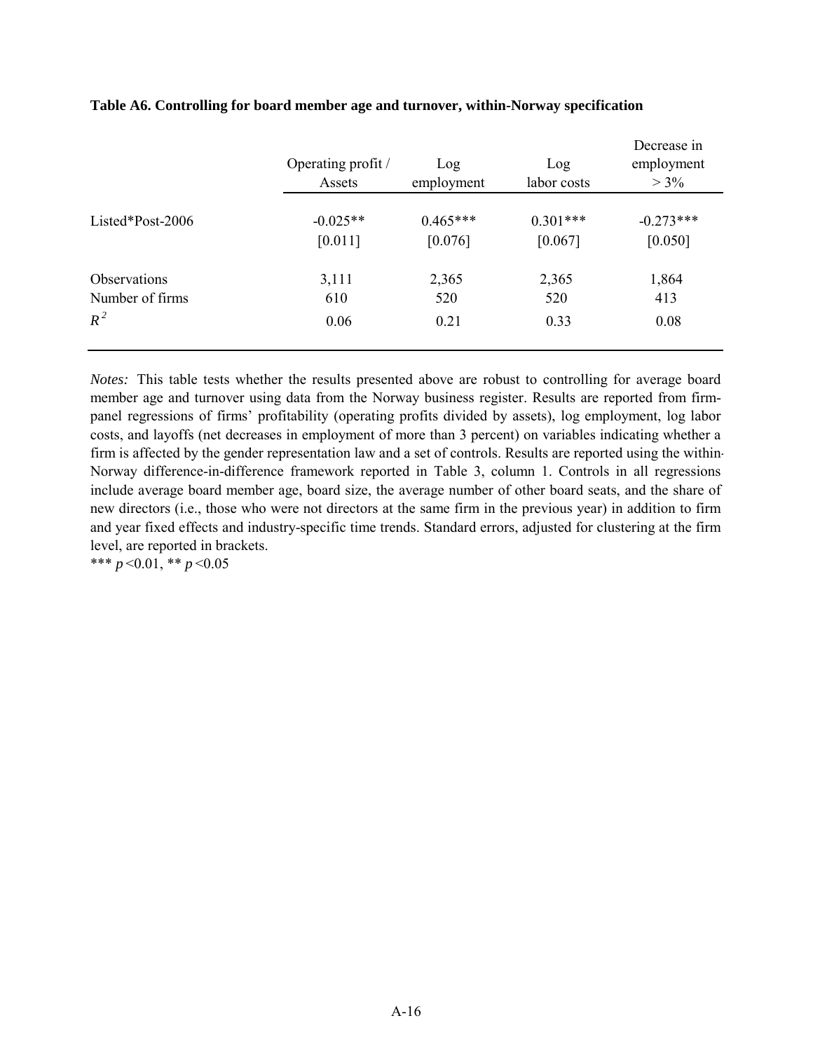**Table A6. Controlling for board member age and turnover, within-Norway specification**

| | Operating profit / Assets | Log employment | Log labor costs | Decrease in employment > 3% |
|---|---|---|---|---|
| Listed*Post-2006 | -0.025** | 0.465*** | 0.301*** | -0.273*** |
| | [0.011] | [0.076] | [0.067] | [0.050] |
| Observations | 3,111 | 2,365 | 2,365 | 1,864 |
| Number of firms | 610 | 520 | 520 | 413 |
| $R^2$ | 0.06 | 0.21 | 0.33 | 0.08 |

*Notes:* This table tests whether the results presented above are robust to controlling for average board member age and turnover using data from the Norway business register. Results are reported from firm-panel regressions of firms' profitability (operating profits divided by assets), log employment, log labor costs, and layoffs (net decreases in employment of more than 3 percent) on variables indicating whether a firm is affected by the gender representation law and a set of controls. Results are reported using the within-Norway difference-in-difference framework reported in Table 3, column 1. Controls in all regressions include average board member age, board size, the average number of other board seats, and the share of new directors (i.e., those who were not directors at the same firm in the previous year) in addition to firm and year fixed effects and industry-specific time trends. Standard errors, adjusted for clustering at the firm level, are reported in brackets.

*** $p<0.01$, ** $p<0.05$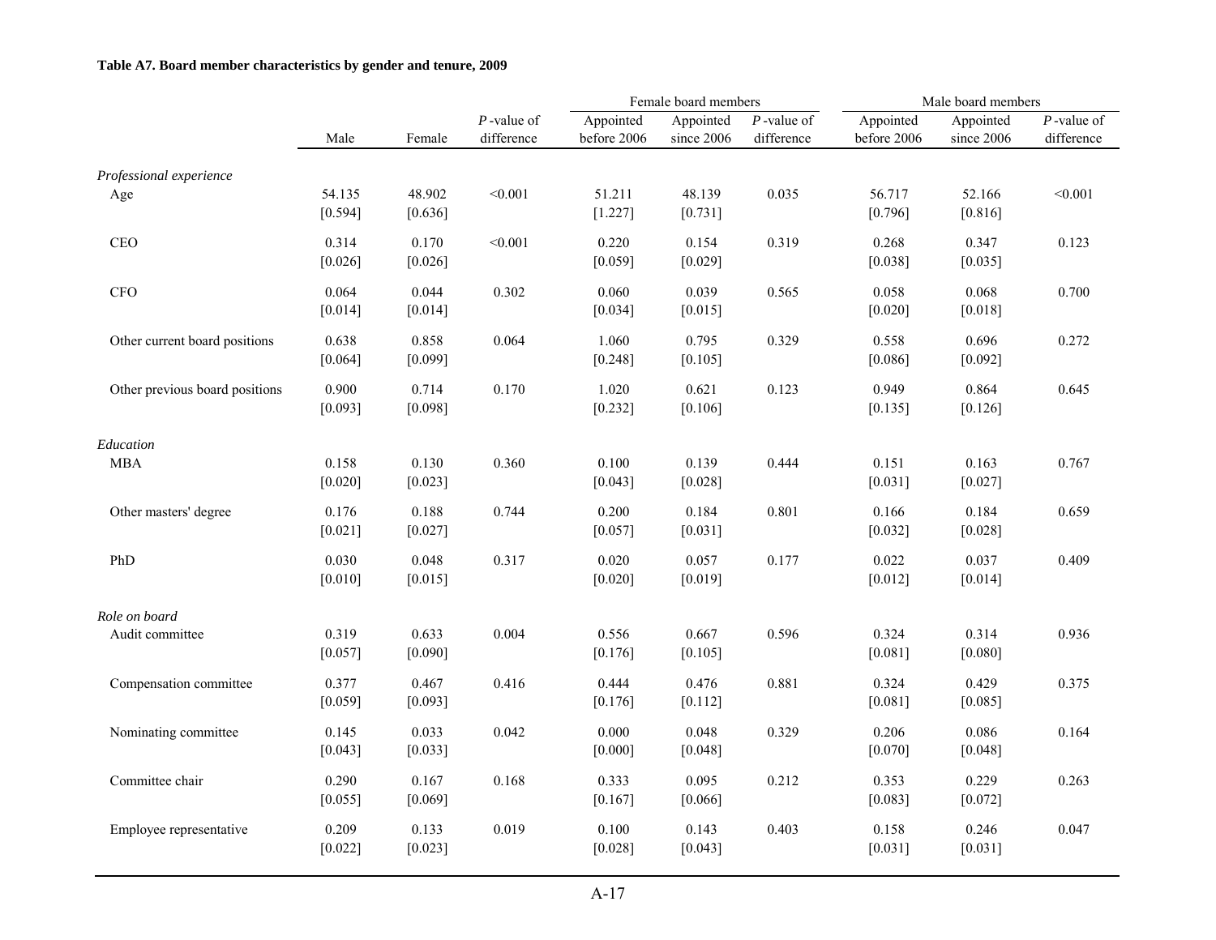**Table A7. Board member characteristics by gender and tenure, 2009**

| | Male | Female | *P*-value of difference | Female board members | | | Male board members | | |
|---|---|---|---|---|---|---|---|---|---|
| | | | | Appointed before 2006 | Appointed since 2006 | *P*-value of difference | Appointed before 2006 | Appointed since 2006 | *P*-value of difference |
| *Professional experience* | | | | | | | | | |
| Age | 54.135 | 48.902 | <0.001 | 51.211 | 48.139 | 0.035 | 56.717 | 52.166 | <0.001 |
| | [0.594] | [0.636] | | [1.227] | [0.731] | | [0.796] | [0.816] | |
| CEO | 0.314 | 0.170 | <0.001 | 0.220 | 0.154 | 0.319 | 0.268 | 0.347 | 0.123 |
| | [0.026] | [0.026] | | [0.059] | [0.029] | | [0.038] | [0.035] | |
| CFO | 0.064 | 0.044 | 0.302 | 0.060 | 0.039 | 0.565 | 0.058 | 0.068 | 0.700 |
| | [0.014] | [0.014] | | [0.034] | [0.015] | | [0.020] | [0.018] | |
| Other current board positions | 0.638 | 0.858 | 0.064 | 1.060 | 0.795 | 0.329 | 0.558 | 0.696 | 0.272 |
| | [0.064] | [0.099] | | [0.248] | [0.105] | | [0.086] | [0.092] | |
| Other previous board positions | 0.900 | 0.714 | 0.170 | 1.020 | 0.621 | 0.123 | 0.949 | 0.864 | 0.645 |
| | [0.093] | [0.098] | | [0.232] | [0.106] | | [0.135] | [0.126] | |
| *Education* | | | | | | | | | |
| MBA | 0.158 | 0.130 | 0.360 | 0.100 | 0.139 | 0.444 | 0.151 | 0.163 | 0.767 |
| | [0.020] | [0.023] | | [0.043] | [0.028] | | [0.031] | [0.027] | |
| Other masters' degree | 0.176 | 0.188 | 0.744 | 0.200 | 0.184 | 0.801 | 0.166 | 0.184 | 0.659 |
| | [0.021] | [0.027] | | [0.057] | [0.031] | | [0.032] | [0.028] | |
| PhD | 0.030 | 0.048 | 0.317 | 0.020 | 0.057 | 0.177 | 0.022 | 0.037 | 0.409 |
| | [0.010] | [0.015] | | [0.020] | [0.019] | | [0.012] | [0.014] | |
| *Role on board* | | | | | | | | | |
| Audit committee | 0.319 | 0.633 | 0.004 | 0.556 | 0.667 | 0.596 | 0.324 | 0.314 | 0.936 |
| | [0.057] | [0.090] | | [0.176] | [0.105] | | [0.081] | [0.080] | |
| Compensation committee | 0.377 | 0.467 | 0.416 | 0.444 | 0.476 | 0.881 | 0.324 | 0.429 | 0.375 |
| | [0.059] | [0.093] | | [0.176] | [0.112] | | [0.081] | [0.085] | |
| Nominating committee | 0.145 | 0.033 | 0.042 | 0.000 | 0.048 | 0.329 | 0.206 | 0.086 | 0.164 |
| | [0.043] | [0.033] | | [0.000] | [0.048] | | [0.070] | [0.048] | |
| Committee chair | 0.290 | 0.167 | 0.168 | 0.333 | 0.095 | 0.212 | 0.353 | 0.229 | 0.263 |
| | [0.055] | [0.069] | | [0.167] | [0.066] | | [0.083] | [0.072] | |
| Employee representative | 0.209 | 0.133 | 0.019 | 0.100 | 0.143 | 0.403 | 0.158 | 0.246 | 0.047 |
| | [0.022] | [0.023] | | [0.028] | [0.043] | | [0.031] | [0.031] | |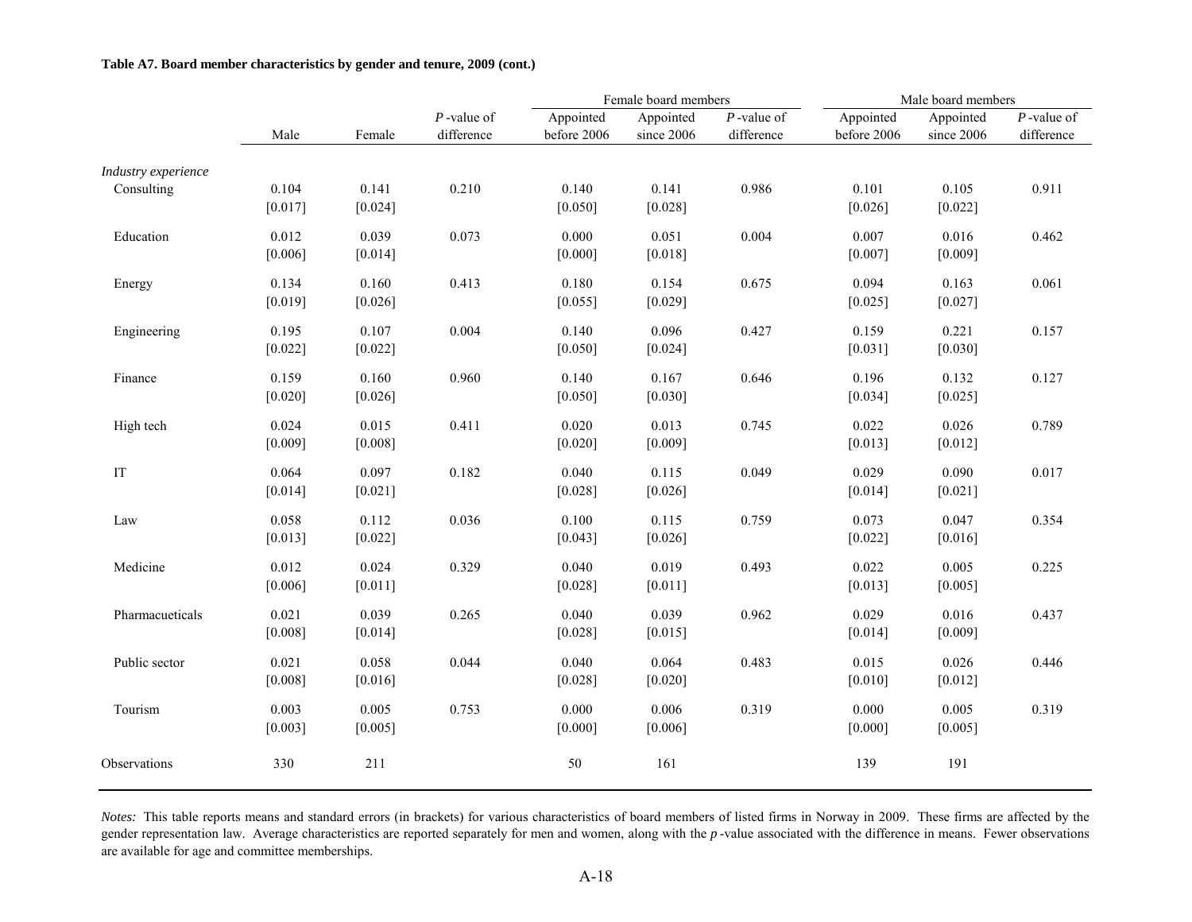**Table A7. Board member characteristics by gender and tenure, 2009 (cont.)**

| | Male | Female | *P*-value of difference | Female board members: Appointed before 2006 | Female board members: Appointed since 2006 | Female board members: *P*-value of difference | Male board members: Appointed before 2006 | Male board members: Appointed since 2006 | Male board members: *P*-value of difference |
|---|---|---|---|---|---|---|---|---|---|
| *Industry experience* | | | | | | | | | |
| Consulting | 0.104 | 0.141 | 0.210 | 0.140 | 0.141 | 0.986 | 0.101 | 0.105 | 0.911 |
| | [0.017] | [0.024] | | [0.050] | [0.028] | | [0.026] | [0.022] | |
| Education | 0.012 | 0.039 | 0.073 | 0.000 | 0.051 | 0.004 | 0.007 | 0.016 | 0.462 |
| | [0.006] | [0.014] | | [0.000] | [0.018] | | [0.007] | [0.009] | |
| Energy | 0.134 | 0.160 | 0.413 | 0.180 | 0.154 | 0.675 | 0.094 | 0.163 | 0.061 |
| | [0.019] | [0.026] | | [0.055] | [0.029] | | [0.025] | [0.027] | |
| Engineering | 0.195 | 0.107 | 0.004 | 0.140 | 0.096 | 0.427 | 0.159 | 0.221 | 0.157 |
| | [0.022] | [0.022] | | [0.050] | [0.024] | | [0.031] | [0.030] | |
| Finance | 0.159 | 0.160 | 0.960 | 0.140 | 0.167 | 0.646 | 0.196 | 0.132 | 0.127 |
| | [0.020] | [0.026] | | [0.050] | [0.030] | | [0.034] | [0.025] | |
| High tech | 0.024 | 0.015 | 0.411 | 0.020 | 0.013 | 0.745 | 0.022 | 0.026 | 0.789 |
| | [0.009] | [0.008] | | [0.020] | [0.009] | | [0.013] | [0.012] | |
| IT | 0.064 | 0.097 | 0.182 | 0.040 | 0.115 | 0.049 | 0.029 | 0.090 | 0.017 |
| | [0.014] | [0.021] | | [0.028] | [0.026] | | [0.014] | [0.021] | |
| Law | 0.058 | 0.112 | 0.036 | 0.100 | 0.115 | 0.759 | 0.073 | 0.047 | 0.354 |
| | [0.013] | [0.022] | | [0.043] | [0.026] | | [0.022] | [0.016] | |
| Medicine | 0.012 | 0.024 | 0.329 | 0.040 | 0.019 | 0.493 | 0.022 | 0.005 | 0.225 |
| | [0.006] | [0.011] | | [0.028] | [0.011] | | [0.013] | [0.005] | |
| Pharmacueticals | 0.021 | 0.039 | 0.265 | 0.040 | 0.039 | 0.962 | 0.029 | 0.016 | 0.437 |
| | [0.008] | [0.014] | | [0.028] | [0.015] | | [0.014] | [0.009] | |
| Public sector | 0.021 | 0.058 | 0.044 | 0.040 | 0.064 | 0.483 | 0.015 | 0.026 | 0.446 |
| | [0.008] | [0.016] | | [0.028] | [0.020] | | [0.010] | [0.012] | |
| Tourism | 0.003 | 0.005 | 0.753 | 0.000 | 0.006 | 0.319 | 0.000 | 0.005 | 0.319 |
| | [0.003] | [0.005] | | [0.000] | [0.006] | | [0.000] | [0.005] | |
| Observations | 330 | 211 | | 50 | 161 | | 139 | 191 | |

*Notes:* This table reports means and standard errors (in brackets) for various characteristics of board members of listed firms in Norway in 2009. These firms are affected by the gender representation law. Average characteristics are reported separately for men and women, along with the *p*-value associated with the difference in means. Fewer observations are available for age and committee memberships.